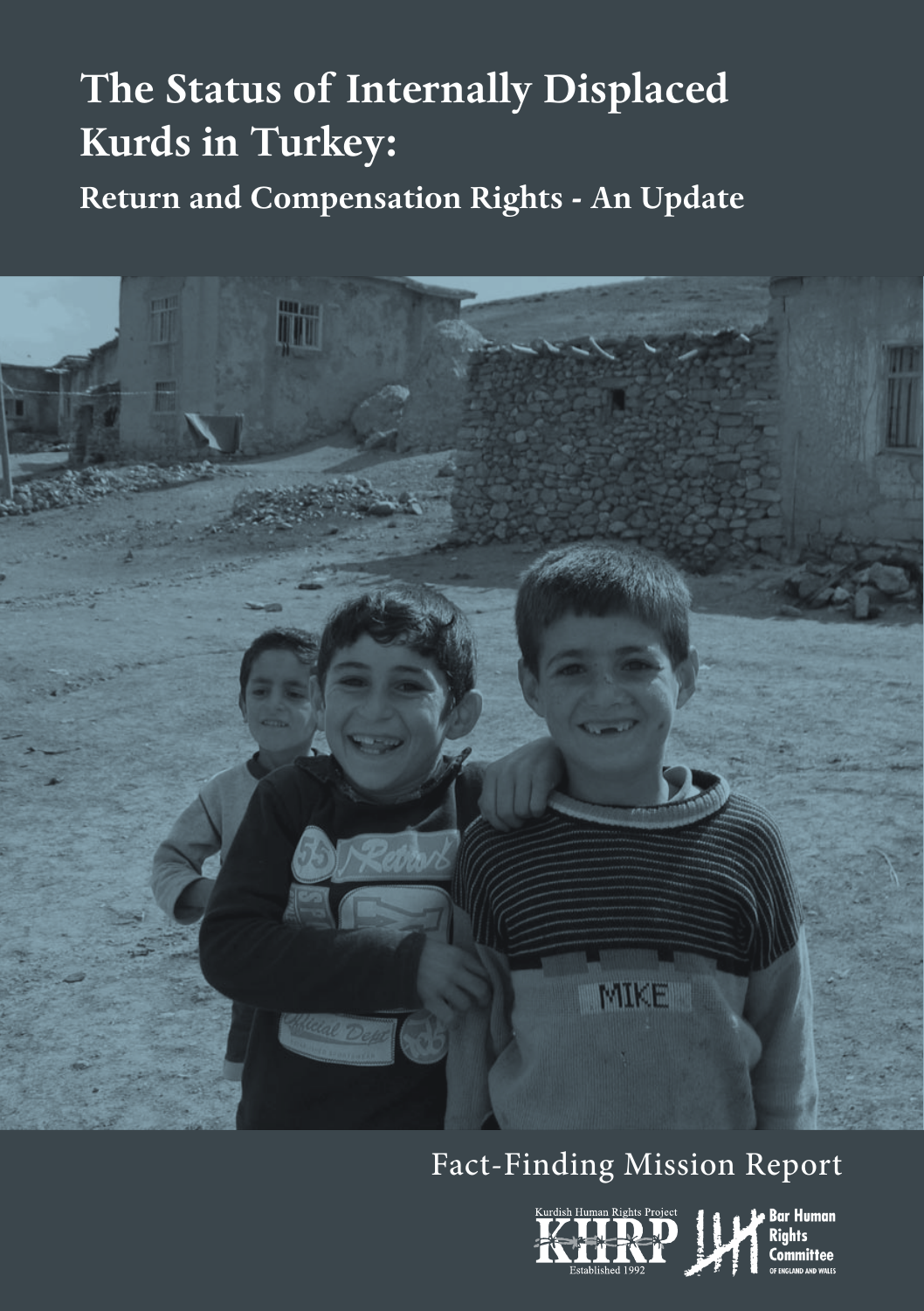# The Status of Internally Displaced Kurds in Turkey:

## Return and Compensation Rights - An Update

Fact-Finding Mission Report

Kurdish Human Rights Project

KHRP

Established 1992

Bar Human Rights Committee

of England and Wales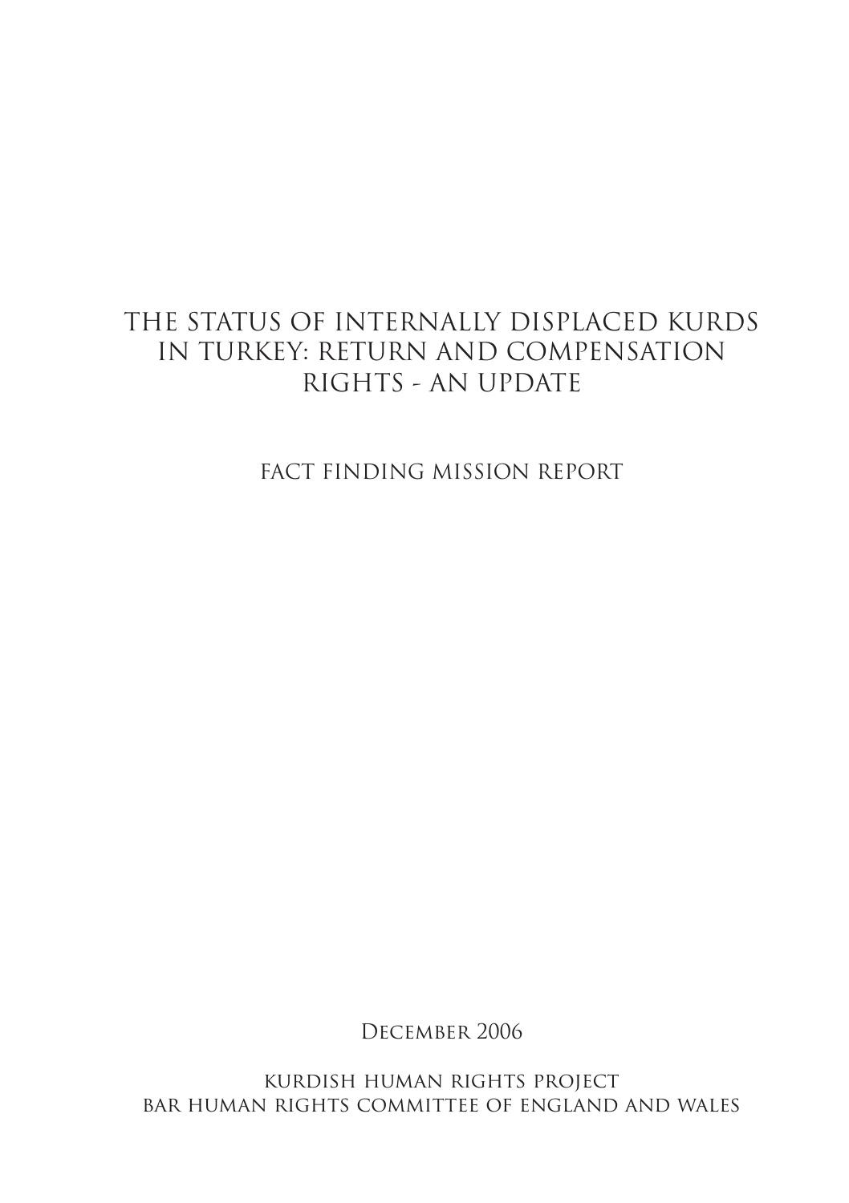# THE STATUS OF INTERNALLY DISPLACED KURDS IN TURKEY: RETURN AND COMPENSATION RIGHTS - AN UPDATE

FACT FINDING MISSION REPORT

December 2006

KURDISH HUMAN RIGHTS PROJECT
BAR HUMAN RIGHTS COMMITTEE OF ENGLAND AND WALES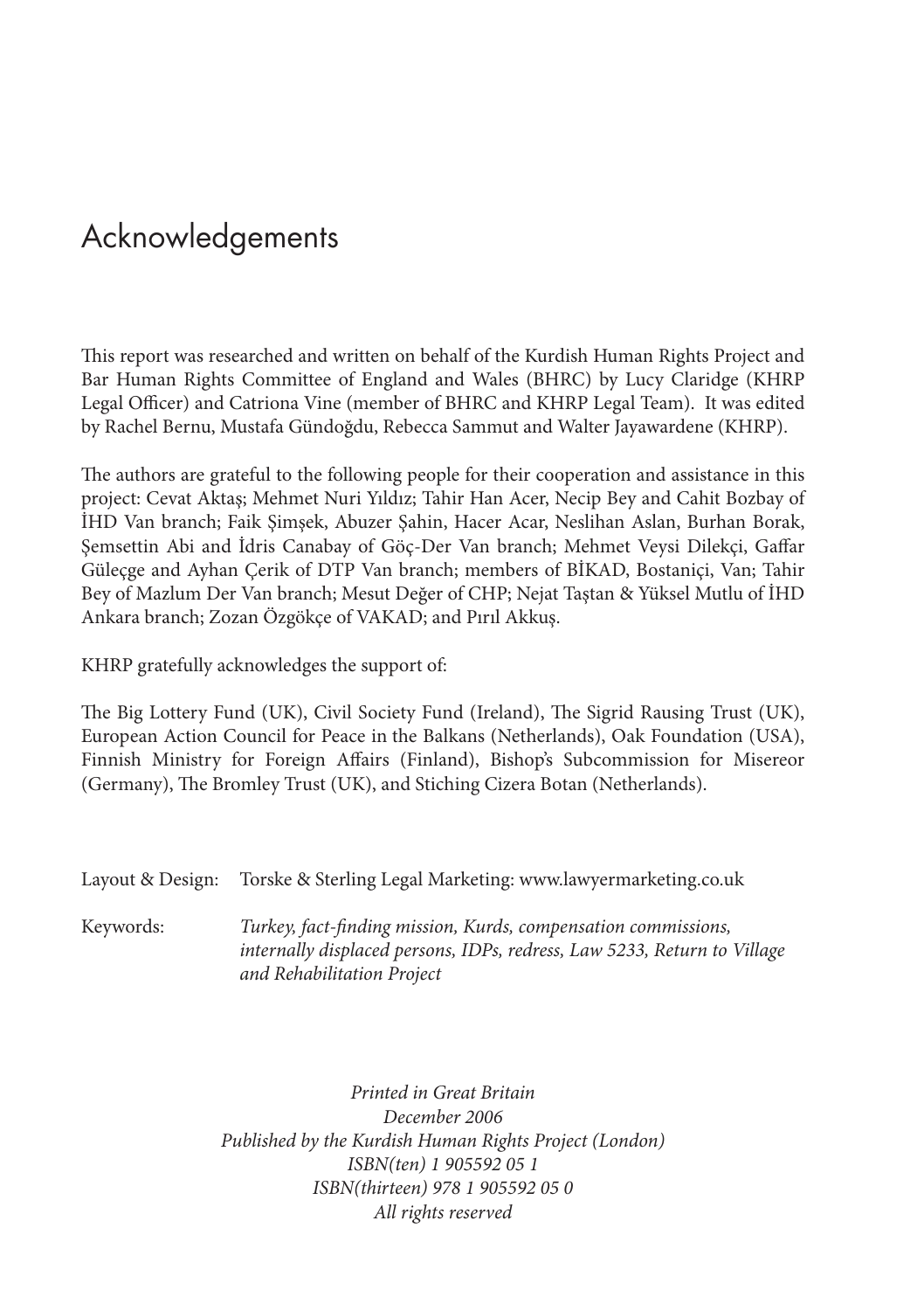# Acknowledgements

This report was researched and written on behalf of the Kurdish Human Rights Project and Bar Human Rights Committee of England and Wales (BHRC) by Lucy Claridge (KHRP Legal Officer) and Catriona Vine (member of BHRC and KHRP Legal Team). It was edited by Rachel Bernu, Mustafa Gündoğdu, Rebecca Sammut and Walter Jayawardene (KHRP).

The authors are grateful to the following people for their cooperation and assistance in this project: Cevat Aktaş; Mehmet Nuri Yıldız; Tahir Han Acer, Necip Bey and Cahit Bozbay of İHD Van branch; Faik Şimşek, Abuzer Şahin, Hacer Acar, Neslihan Aslan, Burhan Borak, Şemsettin Abi and İdris Canabay of Göç-Der Van branch; Mehmet Veysi Dilekçi, Gaffar Güleçge and Ayhan Çerik of DTP Van branch; members of BİKAD, Bostaniçi, Van; Tahir Bey of Mazlum Der Van branch; Mesut Değer of CHP; Nejat Taştan & Yüksel Mutlu of İHD Ankara branch; Zozan Özgökçe of VAKAD; and Pırıl Akkuş.

KHRP gratefully acknowledges the support of:

The Big Lottery Fund (UK), Civil Society Fund (Ireland), The Sigrid Rausing Trust (UK), European Action Council for Peace in the Balkans (Netherlands), Oak Foundation (USA), Finnish Ministry for Foreign Affairs (Finland), Bishop's Subcommission for Misereor (Germany), The Bromley Trust (UK), and Stiching Cizera Botan (Netherlands).

Layout & Design: Torske & Sterling Legal Marketing: www.lawyermarketing.co.uk

Keywords: *Turkey, fact-finding mission, Kurds, compensation commissions, internally displaced persons, IDPs, redress, Law 5233, Return to Village and Rehabilitation Project*

*Printed in Great Britain*
*December 2006*
*Published by the Kurdish Human Rights Project (London)*
*ISBN(ten) 1 905592 05 1*
*ISBN(thirteen) 978 1 905592 05 0*
*All rights reserved*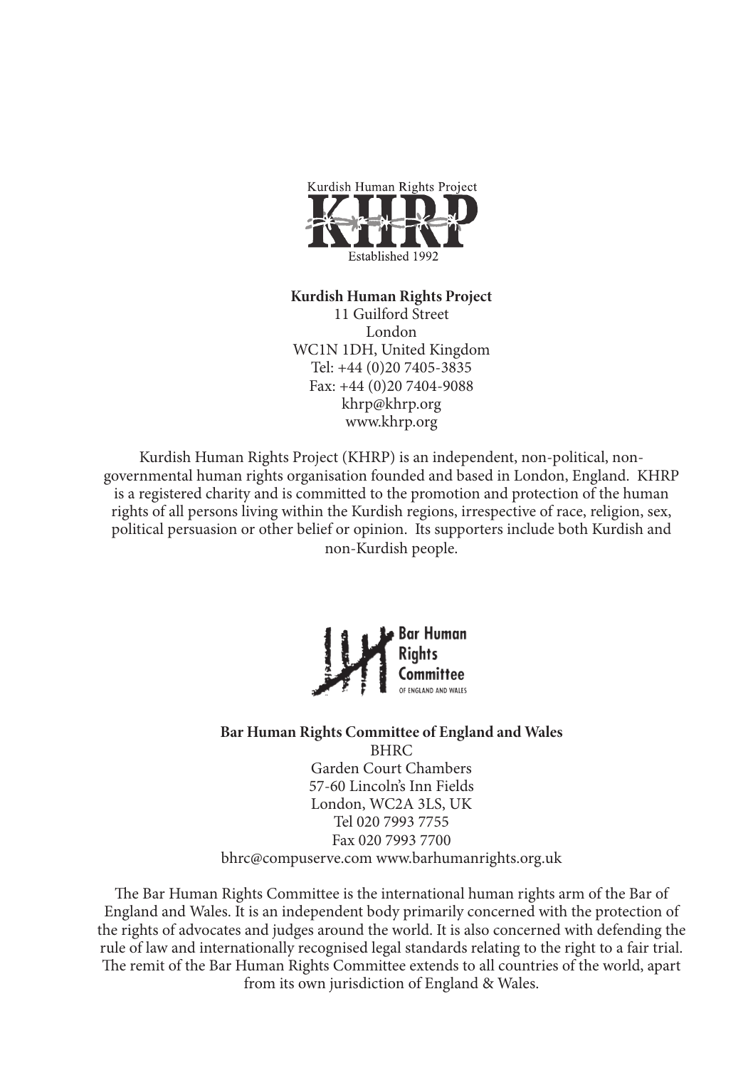Kurdish Human Rights Project

KHRP

Established 1992

**Kurdish Human Rights Project**
11 Guilford Street
London
WC1N 1DH, United Kingdom
Tel: +44 (0)20 7405-3835
Fax: +44 (0)20 7404-9088
khrp@khrp.org
www.khrp.org

Kurdish Human Rights Project (KHRP) is an independent, non-political, non-governmental human rights organisation founded and based in London, England. KHRP is a registered charity and is committed to the promotion and protection of the human rights of all persons living within the Kurdish regions, irrespective of race, religion, sex, political persuasion or other belief or opinion. Its supporters include both Kurdish and non-Kurdish people.

Bar Human Rights Committee OF ENGLAND AND WALES

**Bar Human Rights Committee of England and Wales**
BHRC
Garden Court Chambers
57-60 Lincoln's Inn Fields
London, WC2A 3LS, UK
Tel 020 7993 7755
Fax 020 7993 7700
bhrc@compuserve.com www.barhumanrights.org.uk

The Bar Human Rights Committee is the international human rights arm of the Bar of England and Wales. It is an independent body primarily concerned with the protection of the rights of advocates and judges around the world. It is also concerned with defending the rule of law and internationally recognised legal standards relating to the right to a fair trial. The remit of the Bar Human Rights Committee extends to all countries of the world, apart from its own jurisdiction of England & Wales.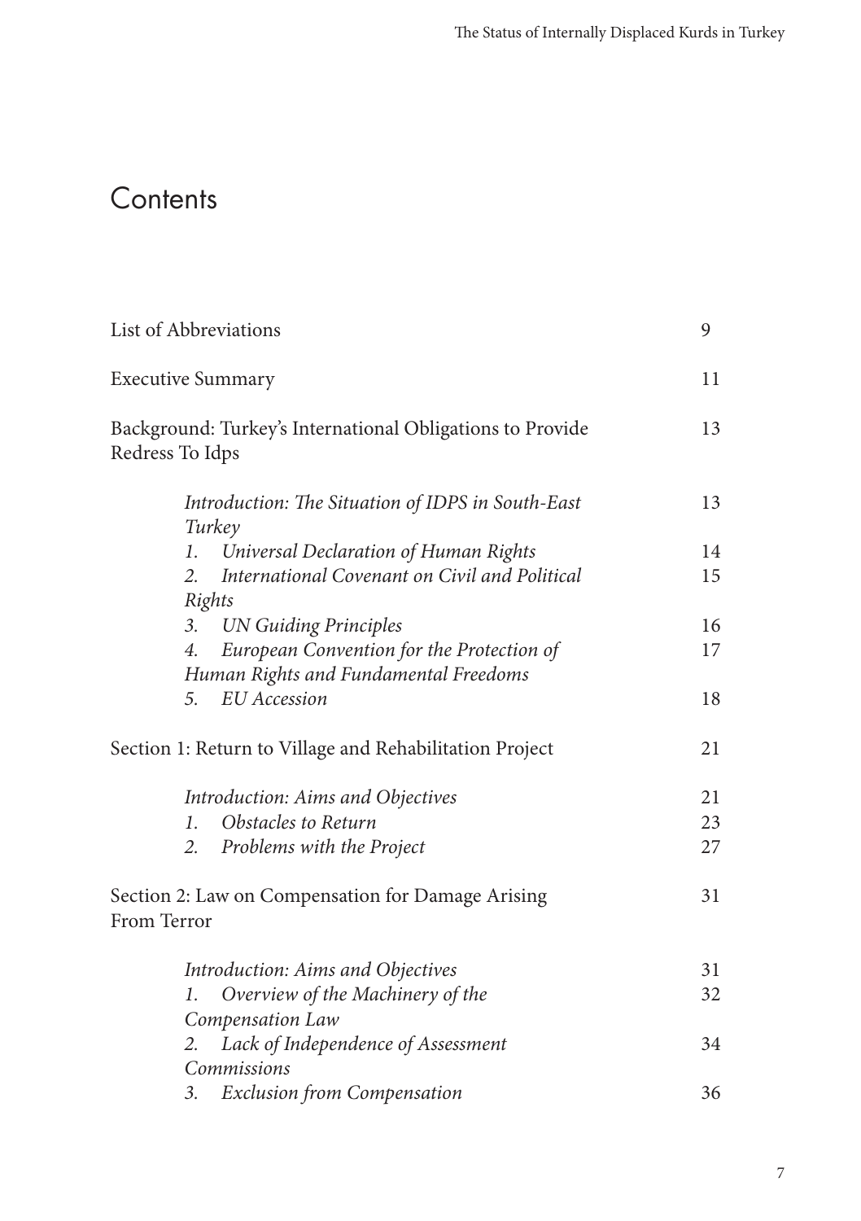# Contents

| | |
|---|---|
| List of Abbreviations | 9 |
| Executive Summary | 11 |
| Background: Turkey's International Obligations to Provide Redress To Idps | 13 |
| *Introduction: The Situation of IDPS in South-East Turkey* | 13 |
| *1. Universal Declaration of Human Rights* | 14 |
| *2. International Covenant on Civil and Political Rights* | 15 |
| *3. UN Guiding Principles* | 16 |
| *4. European Convention for the Protection of Human Rights and Fundamental Freedoms* | 17 |
| *5. EU Accession* | 18 |
| Section 1: Return to Village and Rehabilitation Project | 21 |
| *Introduction: Aims and Objectives* | 21 |
| *1. Obstacles to Return* | 23 |
| *2. Problems with the Project* | 27 |
| Section 2: Law on Compensation for Damage Arising From Terror | 31 |
| *Introduction: Aims and Objectives* | 31 |
| *1. Overview of the Machinery of the Compensation Law* | 32 |
| *2. Lack of Independence of Assessment Commissions* | 34 |
| *3. Exclusion from Compensation* | 36 |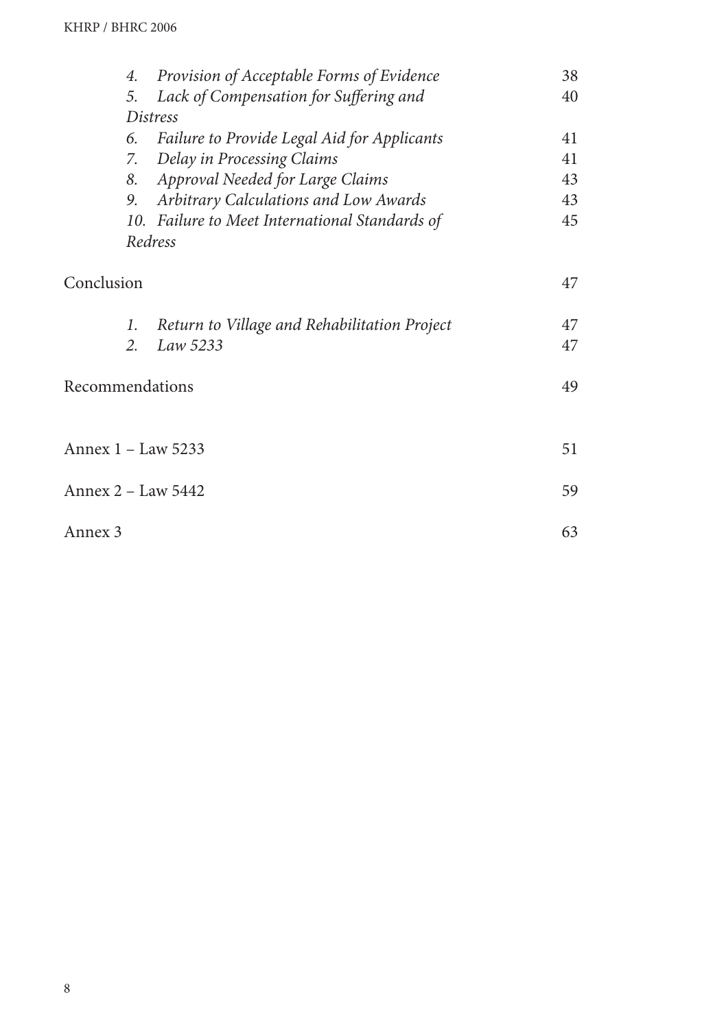4. *Provision of Acceptable Forms of Evidence* 38
5. *Lack of Compensation for Suffering and Distress* 40
6. *Failure to Provide Legal Aid for Applicants* 41
7. *Delay in Processing Claims* 41
8. *Approval Needed for Large Claims* 43
9. *Arbitrary Calculations and Low Awards* 43
10. *Failure to Meet International Standards of Redress* 45

Conclusion 47

1. *Return to Village and Rehabilitation Project* 47
2. *Law 5233* 47

Recommendations 49

Annex 1 – Law 5233 51

Annex 2 – Law 5442 59

Annex 3 63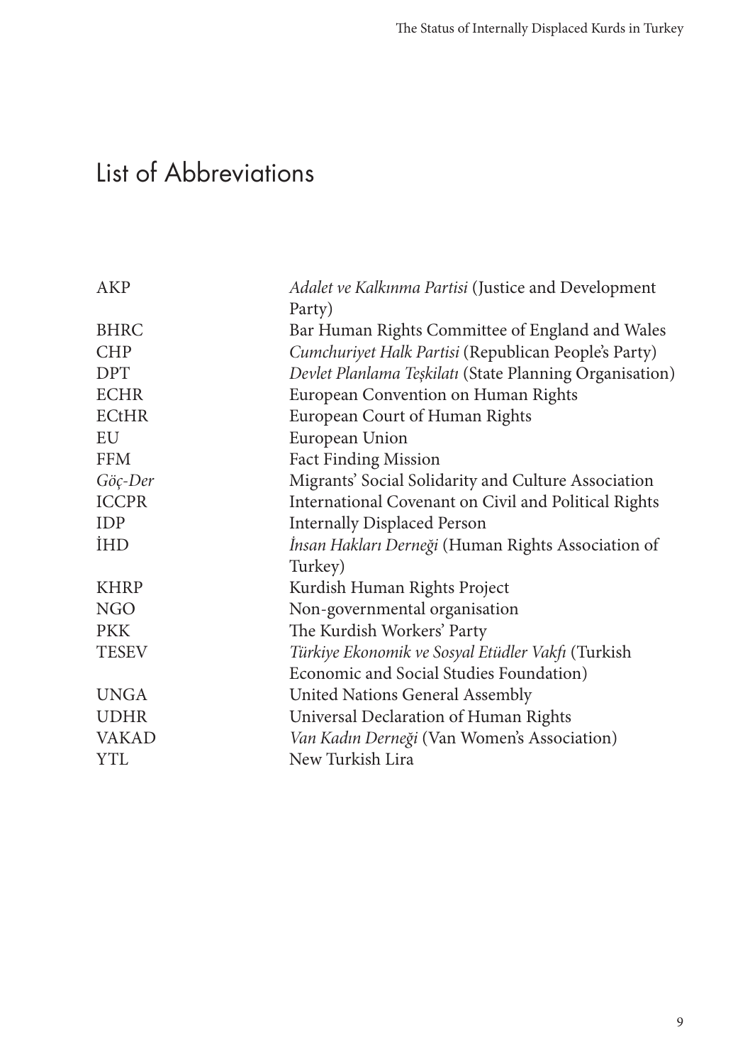# List of Abbreviations

| | |
|---|---|
| AKP | *Adalet ve Kalkınma Partisi* (Justice and Development Party) |
| BHRC | Bar Human Rights Committee of England and Wales |
| CHP | *Cumchuriyet Halk Partisi* (Republican People's Party) |
| DPT | *Devlet Planlama Teşkilatı* (State Planning Organisation) |
| ECHR | European Convention on Human Rights |
| ECtHR | European Court of Human Rights |
| EU | European Union |
| FFM | Fact Finding Mission |
| *Göç-Der* | Migrants' Social Solidarity and Culture Association |
| ICCPR | International Covenant on Civil and Political Rights |
| IDP | Internally Displaced Person |
| İHD | *İnsan Hakları Derneği* (Human Rights Association of Turkey) |
| KHRP | Kurdish Human Rights Project |
| NGO | Non-governmental organisation |
| PKK | The Kurdish Workers' Party |
| TESEV | *Türkiye Ekonomik ve Sosyal Etüdler Vakfı* (Turkish Economic and Social Studies Foundation) |
| UNGA | United Nations General Assembly |
| UDHR | Universal Declaration of Human Rights |
| VAKAD | *Van Kadın Derneği* (Van Women's Association) |
| YTL | New Turkish Lira |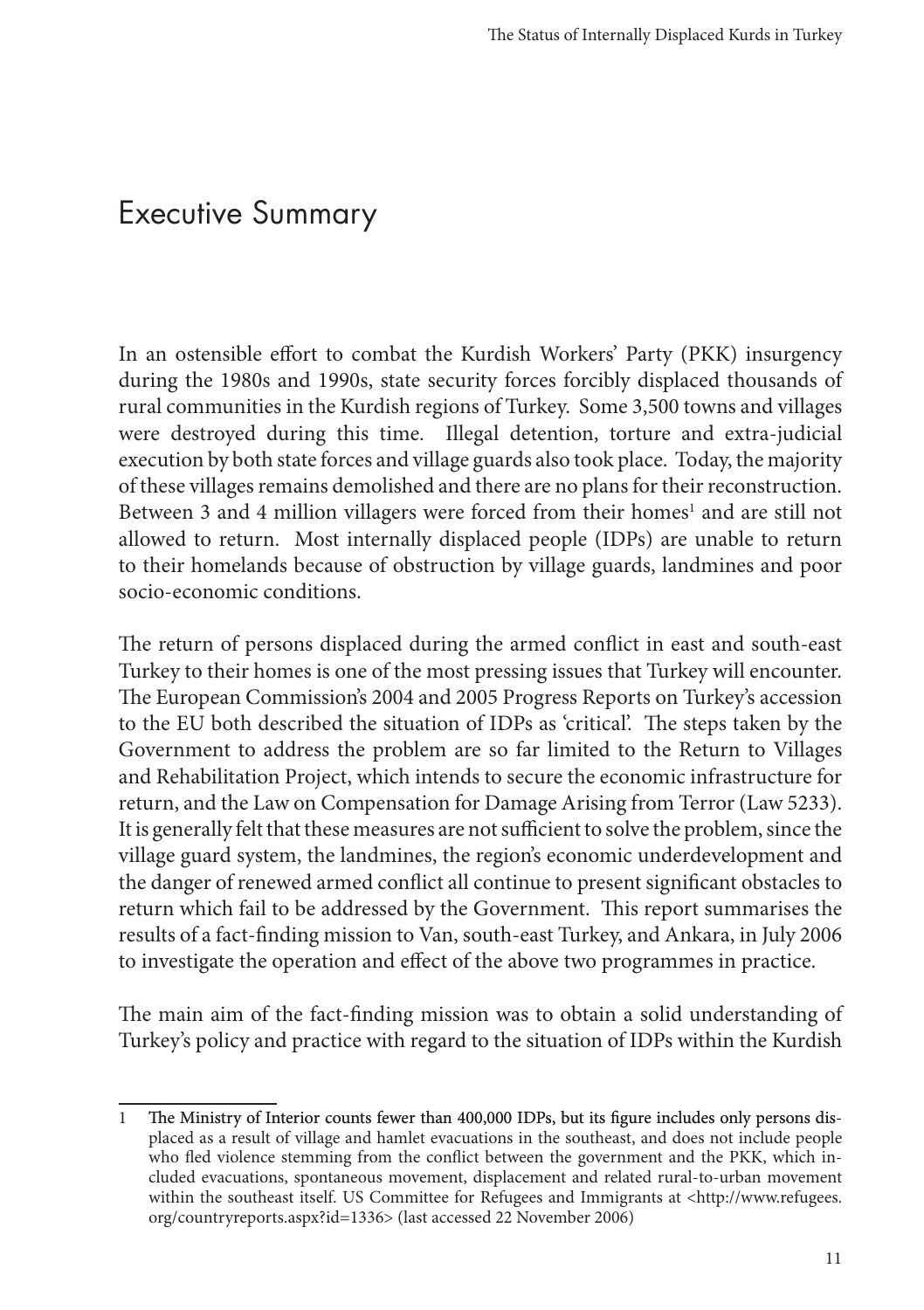# Executive Summary

In an ostensible effort to combat the Kurdish Workers' Party (PKK) insurgency during the 1980s and 1990s, state security forces forcibly displaced thousands of rural communities in the Kurdish regions of Turkey. Some 3,500 towns and villages were destroyed during this time. Illegal detention, torture and extra-judicial execution by both state forces and village guards also took place. Today, the majority of these villages remains demolished and there are no plans for their reconstruction. Between 3 and 4 million villagers were forced from their homes[1] and are still not allowed to return. Most internally displaced people (IDPs) are unable to return to their homelands because of obstruction by village guards, landmines and poor socio-economic conditions.

The return of persons displaced during the armed conflict in east and south-east Turkey to their homes is one of the most pressing issues that Turkey will encounter. The European Commission's 2004 and 2005 Progress Reports on Turkey's accession to the EU both described the situation of IDPs as 'critical'. The steps taken by the Government to address the problem are so far limited to the Return to Villages and Rehabilitation Project, which intends to secure the economic infrastructure for return, and the Law on Compensation for Damage Arising from Terror (Law 5233). It is generally felt that these measures are not sufficient to solve the problem, since the village guard system, the landmines, the region's economic underdevelopment and the danger of renewed armed conflict all continue to present significant obstacles to return which fail to be addressed by the Government. This report summarises the results of a fact-finding mission to Van, south-east Turkey, and Ankara, in July 2006 to investigate the operation and effect of the above two programmes in practice.

The main aim of the fact-finding mission was to obtain a solid understanding of Turkey's policy and practice with regard to the situation of IDPs within the Kurdish

---

1 The Ministry of Interior counts fewer than 400,000 IDPs, but its figure includes only persons displaced as a result of village and hamlet evacuations in the southeast, and does not include people who fled violence stemming from the conflict between the government and the PKK, which included evacuations, spontaneous movement, displacement and related rural-to-urban movement within the southeast itself. US Committee for Refugees and Immigrants at <http://www.refugees.org/countryreports.aspx?id=1336> (last accessed 22 November 2006)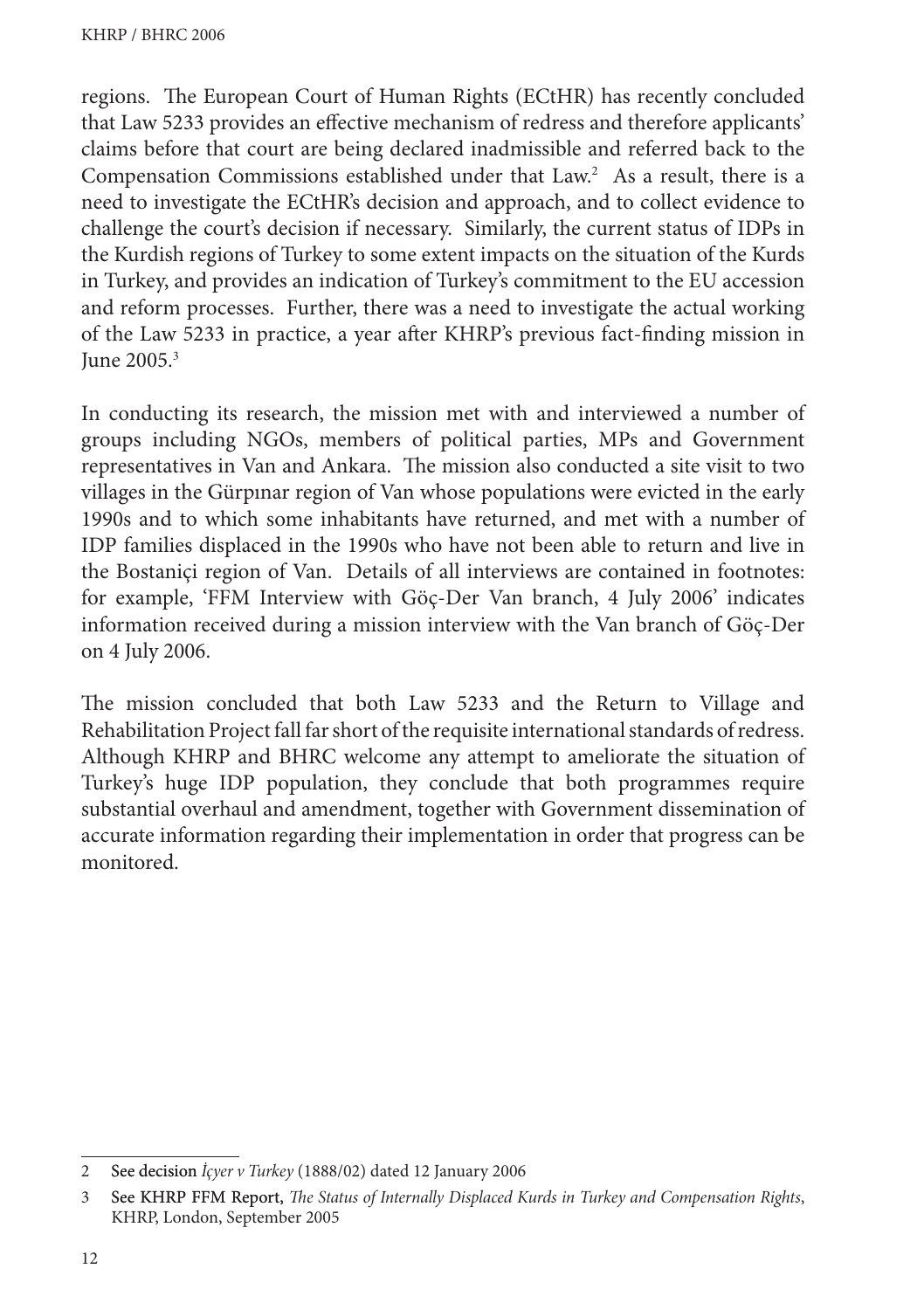regions. The European Court of Human Rights (ECtHR) has recently concluded that Law 5233 provides an effective mechanism of redress and therefore applicants' claims before that court are being declared inadmissible and referred back to the Compensation Commissions established under that Law.[2] As a result, there is a need to investigate the ECtHR's decision and approach, and to collect evidence to challenge the court's decision if necessary. Similarly, the current status of IDPs in the Kurdish regions of Turkey to some extent impacts on the situation of the Kurds in Turkey, and provides an indication of Turkey's commitment to the EU accession and reform processes. Further, there was a need to investigate the actual working of the Law 5233 in practice, a year after KHRP's previous fact-finding mission in June 2005.[3]

In conducting its research, the mission met with and interviewed a number of groups including NGOs, members of political parties, MPs and Government representatives in Van and Ankara. The mission also conducted a site visit to two villages in the Gürpınar region of Van whose populations were evicted in the early 1990s and to which some inhabitants have returned, and met with a number of IDP families displaced in the 1990s who have not been able to return and live in the Bostaniçi region of Van. Details of all interviews are contained in footnotes: for example, 'FFM Interview with Göç-Der Van branch, 4 July 2006' indicates information received during a mission interview with the Van branch of Göç-Der on 4 July 2006.

The mission concluded that both Law 5233 and the Return to Village and Rehabilitation Project fall far short of the requisite international standards of redress. Although KHRP and BHRC welcome any attempt to ameliorate the situation of Turkey's huge IDP population, they conclude that both programmes require substantial overhaul and amendment, together with Government dissemination of accurate information regarding their implementation in order that progress can be monitored.

---

2 See decision *İçyer v Turkey* (1888/02) dated 12 January 2006

3 See KHRP FFM Report, *The Status of Internally Displaced Kurds in Turkey and Compensation Rights*, KHRP, London, September 2005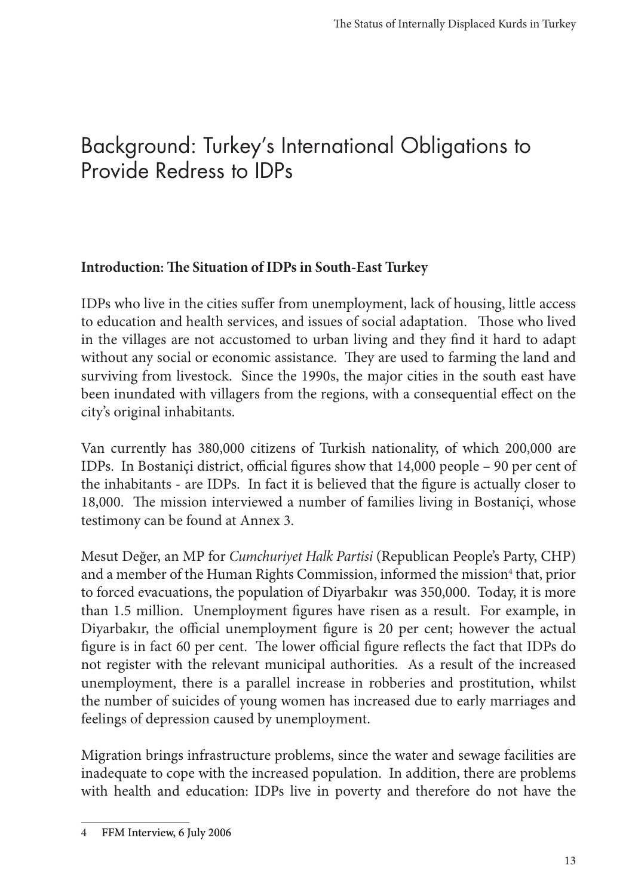# Background: Turkey's International Obligations to Provide Redress to IDPs

**Introduction: The Situation of IDPs in South-East Turkey**

IDPs who live in the cities suffer from unemployment, lack of housing, little access to education and health services, and issues of social adaptation. Those who lived in the villages are not accustomed to urban living and they find it hard to adapt without any social or economic assistance. They are used to farming the land and surviving from livestock. Since the 1990s, the major cities in the south east have been inundated with villagers from the regions, with a consequential effect on the city's original inhabitants.

Van currently has 380,000 citizens of Turkish nationality, of which 200,000 are IDPs. In Bostaniçi district, official figures show that 14,000 people – 90 per cent of the inhabitants - are IDPs. In fact it is believed that the figure is actually closer to 18,000. The mission interviewed a number of families living in Bostaniçi, whose testimony can be found at Annex 3.

Mesut Değer, an MP for *Cumchuriyet Halk Partisi* (Republican People's Party, CHP) and a member of the Human Rights Commission, informed the mission[4] that, prior to forced evacuations, the population of Diyarbakır was 350,000. Today, it is more than 1.5 million. Unemployment figures have risen as a result. For example, in Diyarbakır, the official unemployment figure is 20 per cent; however the actual figure is in fact 60 per cent. The lower official figure reflects the fact that IDPs do not register with the relevant municipal authorities. As a result of the increased unemployment, there is a parallel increase in robberies and prostitution, whilst the number of suicides of young women has increased due to early marriages and feelings of depression caused by unemployment.

Migration brings infrastructure problems, since the water and sewage facilities are inadequate to cope with the increased population. In addition, there are problems with health and education: IDPs live in poverty and therefore do not have the

4 FFM Interview, 6 July 2006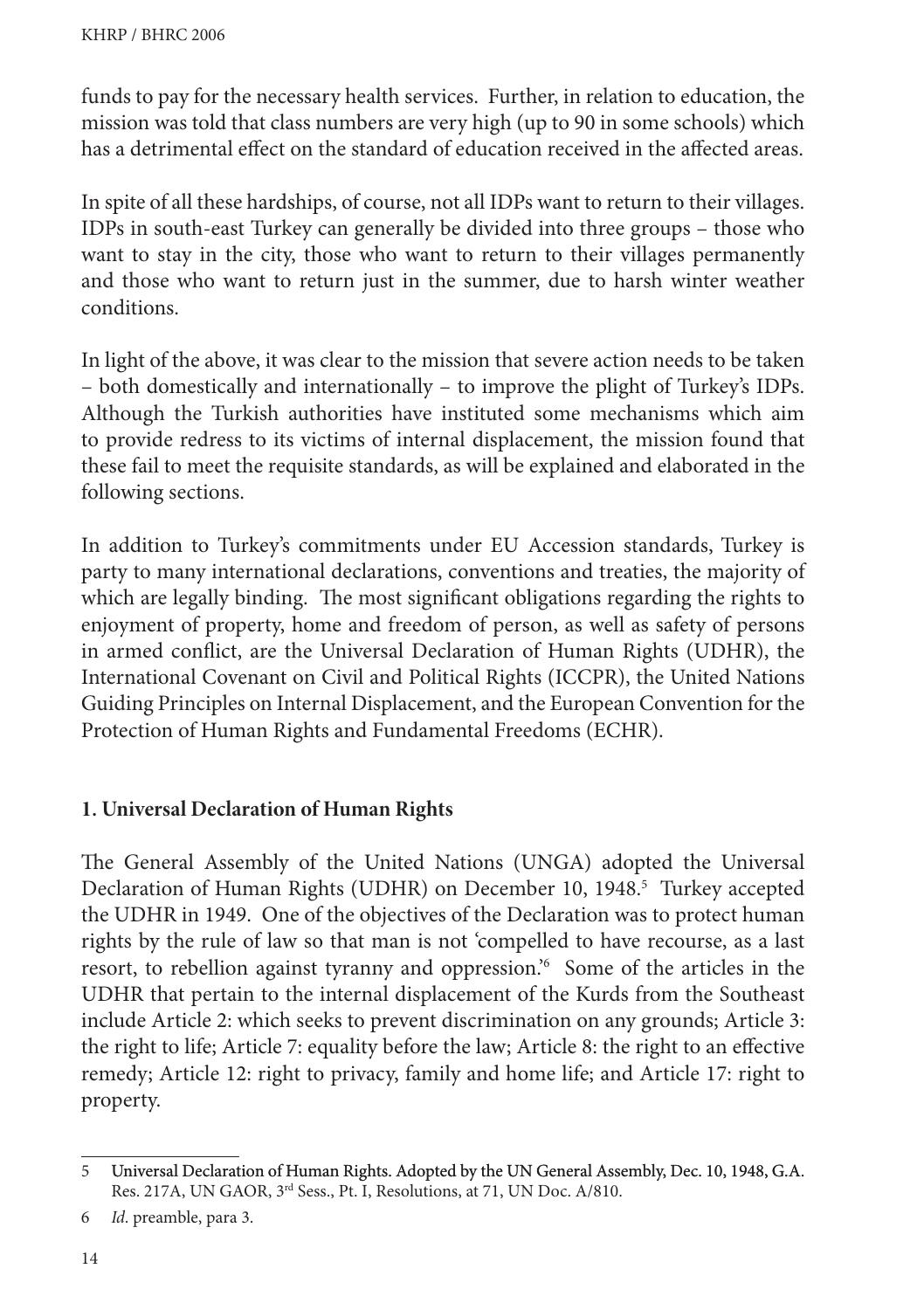funds to pay for the necessary health services. Further, in relation to education, the mission was told that class numbers are very high (up to 90 in some schools) which has a detrimental effect on the standard of education received in the affected areas.

In spite of all these hardships, of course, not all IDPs want to return to their villages. IDPs in south-east Turkey can generally be divided into three groups – those who want to stay in the city, those who want to return to their villages permanently and those who want to return just in the summer, due to harsh winter weather conditions.

In light of the above, it was clear to the mission that severe action needs to be taken – both domestically and internationally – to improve the plight of Turkey's IDPs. Although the Turkish authorities have instituted some mechanisms which aim to provide redress to its victims of internal displacement, the mission found that these fail to meet the requisite standards, as will be explained and elaborated in the following sections.

In addition to Turkey's commitments under EU Accession standards, Turkey is party to many international declarations, conventions and treaties, the majority of which are legally binding. The most significant obligations regarding the rights to enjoyment of property, home and freedom of person, as well as safety of persons in armed conflict, are the Universal Declaration of Human Rights (UDHR), the International Covenant on Civil and Political Rights (ICCPR), the United Nations Guiding Principles on Internal Displacement, and the European Convention for the Protection of Human Rights and Fundamental Freedoms (ECHR).

## 1. Universal Declaration of Human Rights

The General Assembly of the United Nations (UNGA) adopted the Universal Declaration of Human Rights (UDHR) on December 10, 1948.[5] Turkey accepted the UDHR in 1949. One of the objectives of the Declaration was to protect human rights by the rule of law so that man is not 'compelled to have recourse, as a last resort, to rebellion against tyranny and oppression.'[6] Some of the articles in the UDHR that pertain to the internal displacement of the Kurds from the Southeast include Article 2: which seeks to prevent discrimination on any grounds; Article 3: the right to life; Article 7: equality before the law; Article 8: the right to an effective remedy; Article 12: right to privacy, family and home life; and Article 17: right to property.

---

5 Universal Declaration of Human Rights. Adopted by the UN General Assembly, Dec. 10, 1948, G.A. Res. 217A, UN GAOR, 3rd Sess., Pt. I, Resolutions, at 71, UN Doc. A/810.

6 *Id.* preamble, para 3.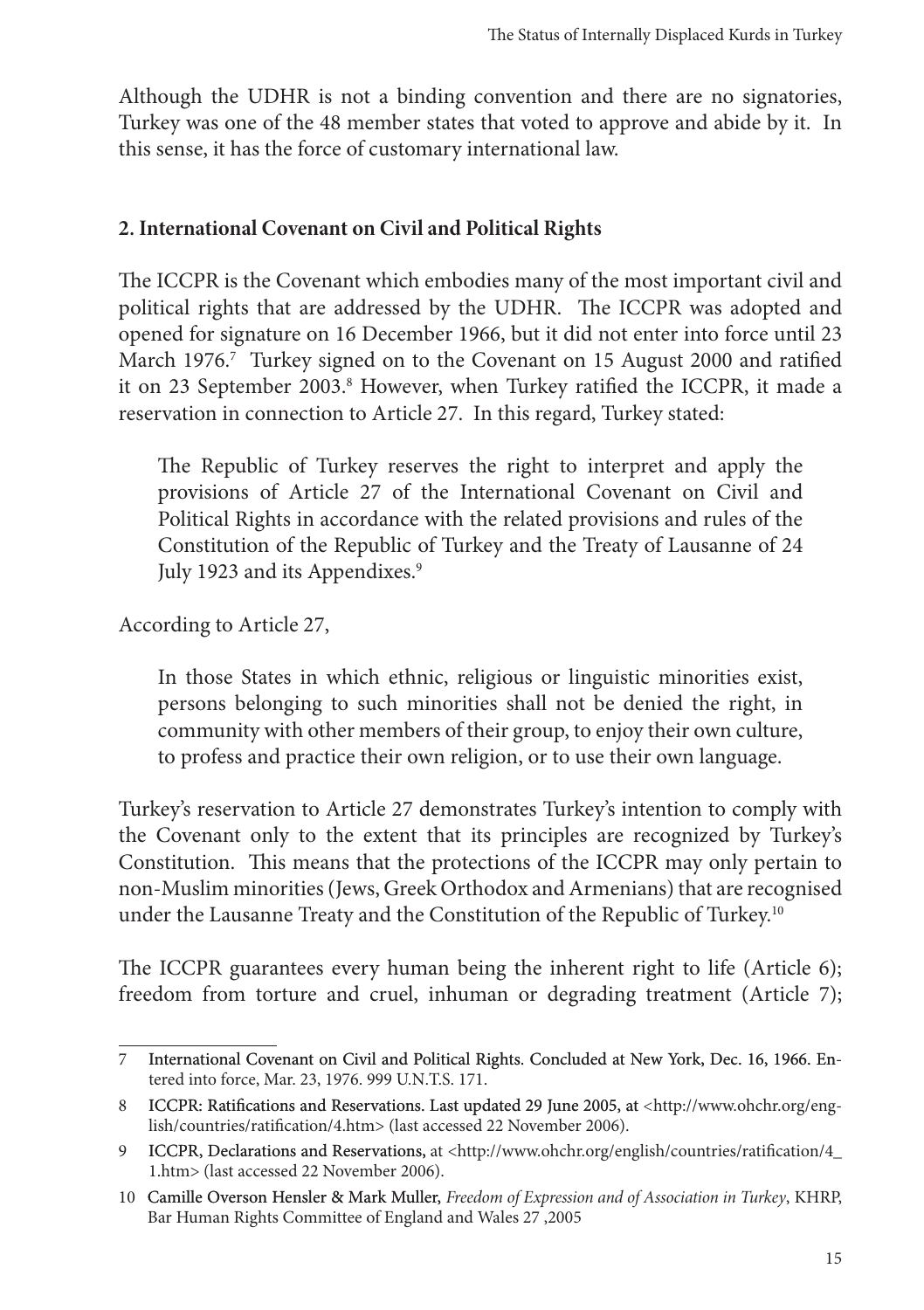Although the UDHR is not a binding convention and there are no signatories, Turkey was one of the 48 member states that voted to approve and abide by it. In this sense, it has the force of customary international law.

### 2. International Covenant on Civil and Political Rights

The ICCPR is the Covenant which embodies many of the most important civil and political rights that are addressed by the UDHR. The ICCPR was adopted and opened for signature on 16 December 1966, but it did not enter into force until 23 March 1976.[7] Turkey signed on to the Covenant on 15 August 2000 and ratified it on 23 September 2003.[8] However, when Turkey ratified the ICCPR, it made a reservation in connection to Article 27. In this regard, Turkey stated:

> The Republic of Turkey reserves the right to interpret and apply the provisions of Article 27 of the International Covenant on Civil and Political Rights in accordance with the related provisions and rules of the Constitution of the Republic of Turkey and the Treaty of Lausanne of 24 July 1923 and its Appendixes.[9]

According to Article 27,

> In those States in which ethnic, religious or linguistic minorities exist, persons belonging to such minorities shall not be denied the right, in community with other members of their group, to enjoy their own culture, to profess and practice their own religion, or to use their own language.

Turkey's reservation to Article 27 demonstrates Turkey's intention to comply with the Covenant only to the extent that its principles are recognized by Turkey's Constitution. This means that the protections of the ICCPR may only pertain to non-Muslim minorities (Jews, Greek Orthodox and Armenians) that are recognised under the Lausanne Treaty and the Constitution of the Republic of Turkey.[10]

The ICCPR guarantees every human being the inherent right to life (Article 6); freedom from torture and cruel, inhuman or degrading treatment (Article 7);

---

7 International Covenant on Civil and Political Rights. Concluded at New York, Dec. 16, 1966. Entered into force, Mar. 23, 1976. 999 U.N.T.S. 171.

8 ICCPR: Ratifications and Reservations. Last updated 29 June 2005, at <http://www.ohchr.org/english/countries/ratification/4.htm> (last accessed 22 November 2006).

9 ICCPR, Declarations and Reservations, at <http://www.ohchr.org/english/countries/ratification/4_1.htm> (last accessed 22 November 2006).

10 Camille Overson Hensler & Mark Muller, *Freedom of Expression and of Association in Turkey*, KHRP, Bar Human Rights Committee of England and Wales 27 ,2005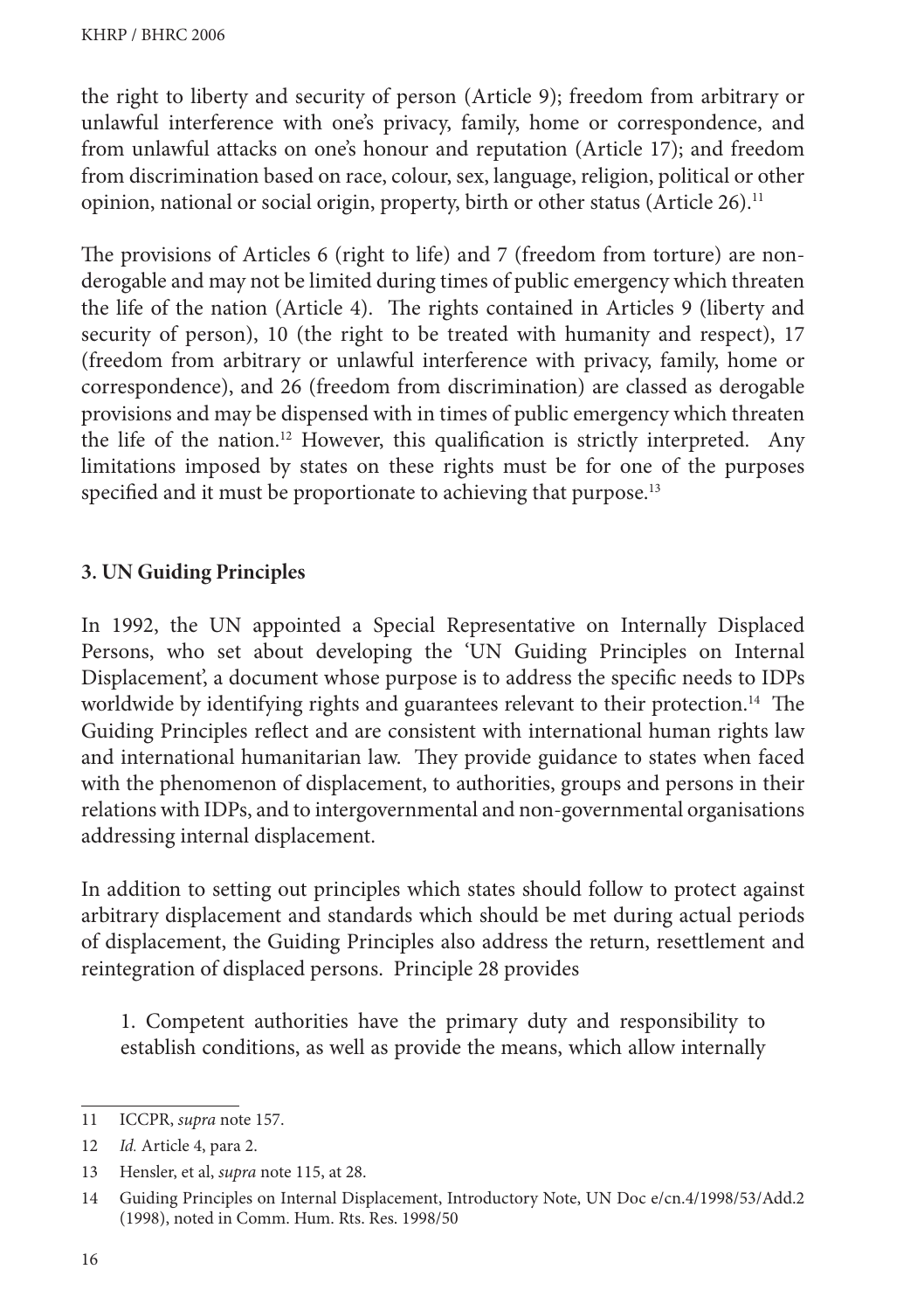the right to liberty and security of person (Article 9); freedom from arbitrary or unlawful interference with one's privacy, family, home or correspondence, and from unlawful attacks on one's honour and reputation (Article 17); and freedom from discrimination based on race, colour, sex, language, religion, political or other opinion, national or social origin, property, birth or other status (Article 26).[11]

The provisions of Articles 6 (right to life) and 7 (freedom from torture) are non-derogable and may not be limited during times of public emergency which threaten the life of the nation (Article 4). The rights contained in Articles 9 (liberty and security of person), 10 (the right to be treated with humanity and respect), 17 (freedom from arbitrary or unlawful interference with privacy, family, home or correspondence), and 26 (freedom from discrimination) are classed as derogable provisions and may be dispensed with in times of public emergency which threaten the life of the nation.[12] However, this qualification is strictly interpreted. Any limitations imposed by states on these rights must be for one of the purposes specified and it must be proportionate to achieving that purpose.[13]

### 3. UN Guiding Principles

In 1992, the UN appointed a Special Representative on Internally Displaced Persons, who set about developing the 'UN Guiding Principles on Internal Displacement', a document whose purpose is to address the specific needs to IDPs worldwide by identifying rights and guarantees relevant to their protection.[14] The Guiding Principles reflect and are consistent with international human rights law and international humanitarian law. They provide guidance to states when faced with the phenomenon of displacement, to authorities, groups and persons in their relations with IDPs, and to intergovernmental and non-governmental organisations addressing internal displacement.

In addition to setting out principles which states should follow to protect against arbitrary displacement and standards which should be met during actual periods of displacement, the Guiding Principles also address the return, resettlement and reintegration of displaced persons. Principle 28 provides

> 1. Competent authorities have the primary duty and responsibility to establish conditions, as well as provide the means, which allow internally

---

11 ICCPR, *supra* note 157.

12 *Id.* Article 4, para 2.

13 Hensler, et al, *supra* note 115, at 28.

14 Guiding Principles on Internal Displacement, Introductory Note, UN Doc e/cn.4/1998/53/Add.2 (1998), noted in Comm. Hum. Rts. Res. 1998/50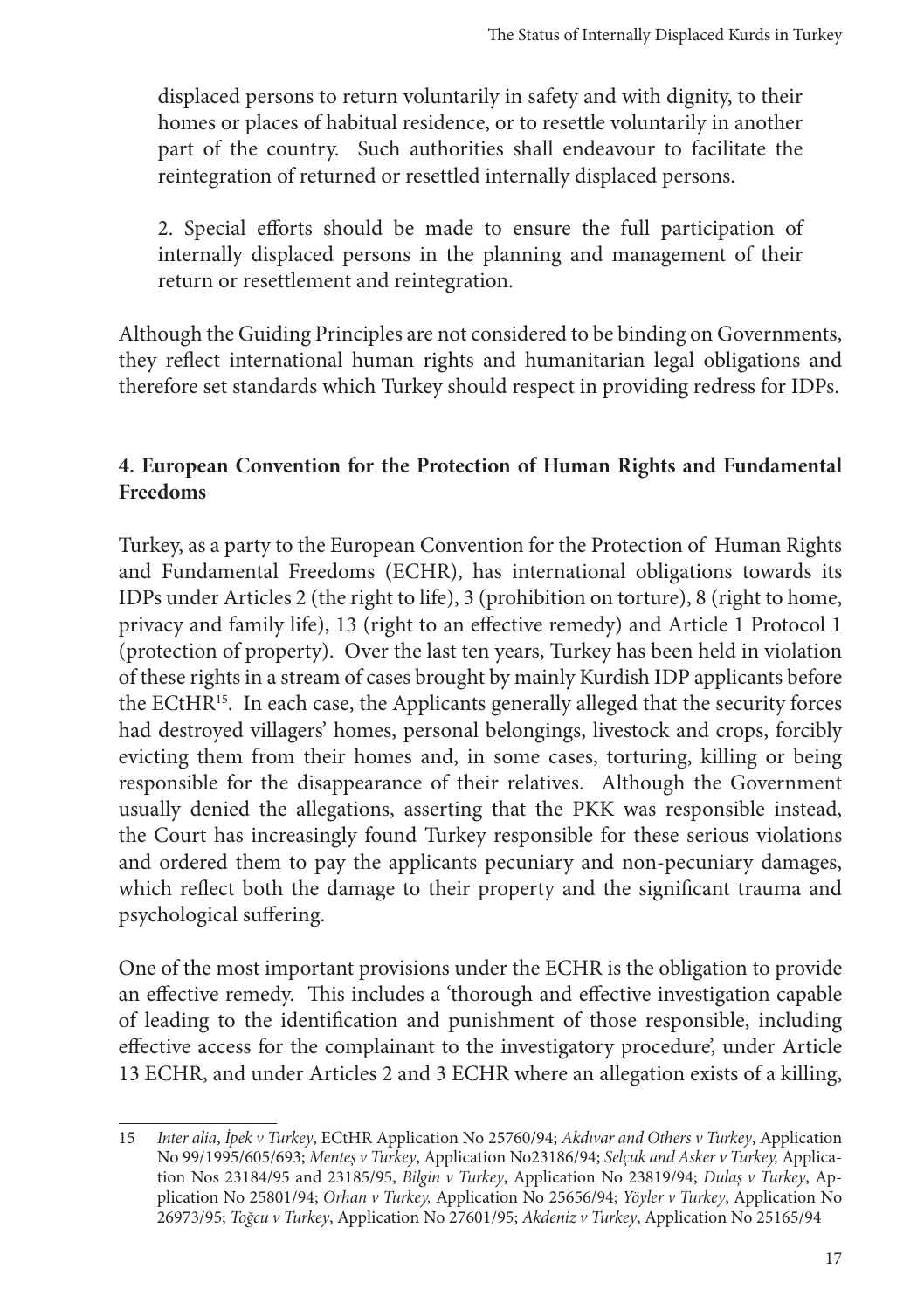displaced persons to return voluntarily in safety and with dignity, to their homes or places of habitual residence, or to resettle voluntarily in another part of the country. Such authorities shall endeavour to facilitate the reintegration of returned or resettled internally displaced persons.

2. Special efforts should be made to ensure the full participation of internally displaced persons in the planning and management of their return or resettlement and reintegration.

Although the Guiding Principles are not considered to be binding on Governments, they reflect international human rights and humanitarian legal obligations and therefore set standards which Turkey should respect in providing redress for IDPs.

## 4. European Convention for the Protection of Human Rights and Fundamental Freedoms

Turkey, as a party to the European Convention for the Protection of Human Rights and Fundamental Freedoms (ECHR), has international obligations towards its IDPs under Articles 2 (the right to life), 3 (prohibition on torture), 8 (right to home, privacy and family life), 13 (right to an effective remedy) and Article 1 Protocol 1 (protection of property). Over the last ten years, Turkey has been held in violation of these rights in a stream of cases brought by mainly Kurdish IDP applicants before the ECtHR[15]. In each case, the Applicants generally alleged that the security forces had destroyed villagers' homes, personal belongings, livestock and crops, forcibly evicting them from their homes and, in some cases, torturing, killing or being responsible for the disappearance of their relatives. Although the Government usually denied the allegations, asserting that the PKK was responsible instead, the Court has increasingly found Turkey responsible for these serious violations and ordered them to pay the applicants pecuniary and non-pecuniary damages, which reflect both the damage to their property and the significant trauma and psychological suffering.

One of the most important provisions under the ECHR is the obligation to provide an effective remedy. This includes a 'thorough and effective investigation capable of leading to the identification and punishment of those responsible, including effective access for the complainant to the investigatory procedure', under Article 13 ECHR, and under Articles 2 and 3 ECHR where an allegation exists of a killing,

---

15 *Inter alia*, *İpek v Turkey*, ECtHR Application No 25760/94; *Akdıvar and Others v Turkey*, Application No 99/1995/605/693; *Menteș v Turkey*, Application No23186/94; *Selçuk and Asker v Turkey,* Application Nos 23184/95 and 23185/95, *Bilgin v Turkey*, Application No 23819/94; *Dulaș v Turkey*, Application No 25801/94; *Orhan v Turkey,* Application No 25656/94; *Yöyler v Turkey*, Application No 26973/95; *Toğcu v Turkey*, Application No 27601/95; *Akdeniz v Turkey*, Application No 25165/94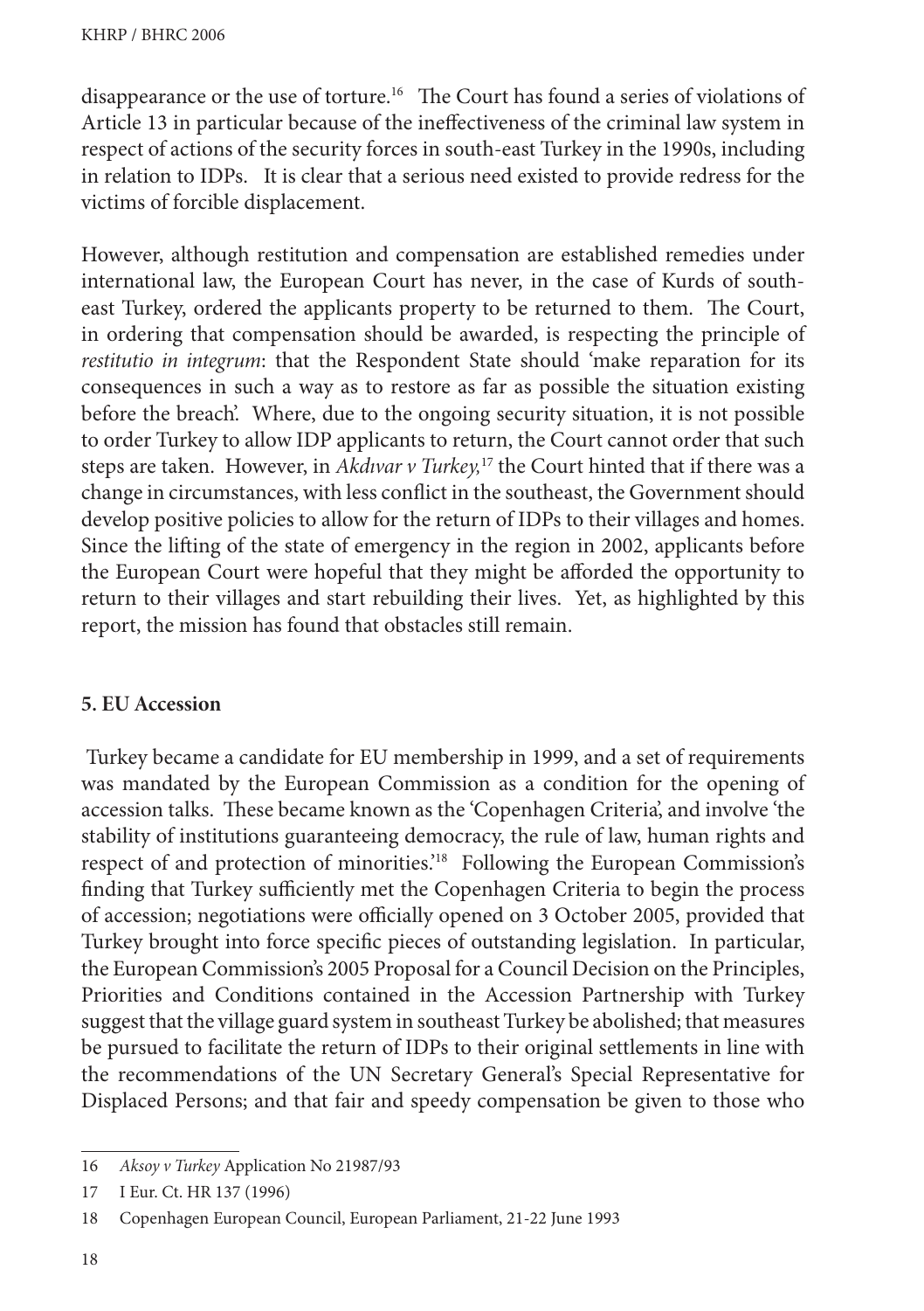disappearance or the use of torture.[16] The Court has found a series of violations of Article 13 in particular because of the ineffectiveness of the criminal law system in respect of actions of the security forces in south-east Turkey in the 1990s, including in relation to IDPs. It is clear that a serious need existed to provide redress for the victims of forcible displacement.

However, although restitution and compensation are established remedies under international law, the European Court has never, in the case of Kurds of south-east Turkey, ordered the applicants property to be returned to them. The Court, in ordering that compensation should be awarded, is respecting the principle of *restitutio in integrum*: that the Respondent State should 'make reparation for its consequences in such a way as to restore as far as possible the situation existing before the breach'. Where, due to the ongoing security situation, it is not possible to order Turkey to allow IDP applicants to return, the Court cannot order that such steps are taken. However, in *Akdıvar v Turkey,*[17] the Court hinted that if there was a change in circumstances, with less conflict in the southeast, the Government should develop positive policies to allow for the return of IDPs to their villages and homes. Since the lifting of the state of emergency in the region in 2002, applicants before the European Court were hopeful that they might be afforded the opportunity to return to their villages and start rebuilding their lives. Yet, as highlighted by this report, the mission has found that obstacles still remain.

### 5. EU Accession

Turkey became a candidate for EU membership in 1999, and a set of requirements was mandated by the European Commission as a condition for the opening of accession talks. These became known as the 'Copenhagen Criteria', and involve 'the stability of institutions guaranteeing democracy, the rule of law, human rights and respect of and protection of minorities.'[18] Following the European Commission's finding that Turkey sufficiently met the Copenhagen Criteria to begin the process of accession; negotiations were officially opened on 3 October 2005, provided that Turkey brought into force specific pieces of outstanding legislation. In particular, the European Commission's 2005 Proposal for a Council Decision on the Principles, Priorities and Conditions contained in the Accession Partnership with Turkey suggest that the village guard system in southeast Turkey be abolished; that measures be pursued to facilitate the return of IDPs to their original settlements in line with the recommendations of the UN Secretary General's Special Representative for Displaced Persons; and that fair and speedy compensation be given to those who

---

16 *Aksoy v Turkey* Application No 21987/93

17 I Eur. Ct. HR 137 (1996)

18 Copenhagen European Council, European Parliament, 21-22 June 1993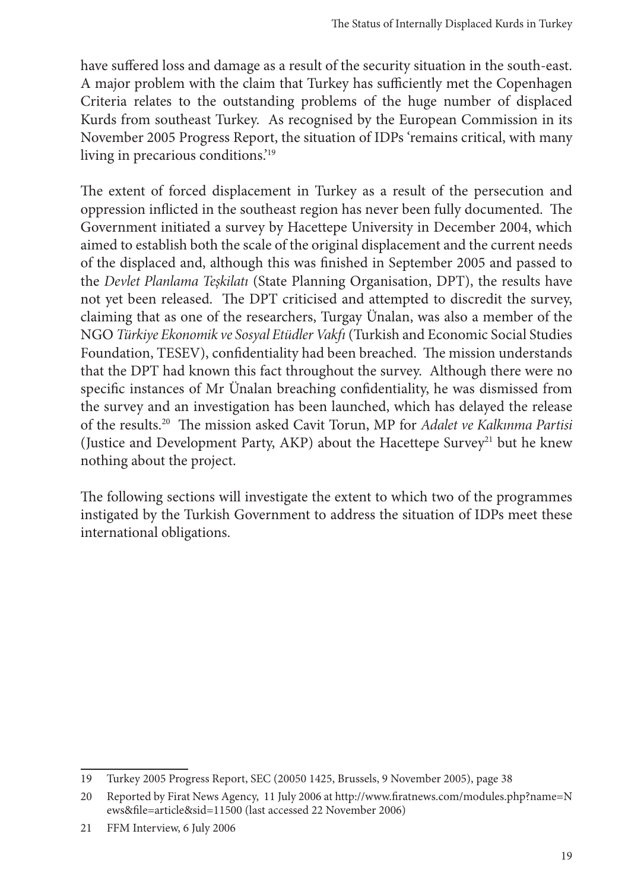have suffered loss and damage as a result of the security situation in the south-east. A major problem with the claim that Turkey has sufficiently met the Copenhagen Criteria relates to the outstanding problems of the huge number of displaced Kurds from southeast Turkey. As recognised by the European Commission in its November 2005 Progress Report, the situation of IDPs 'remains critical, with many living in precarious conditions.'[19]

The extent of forced displacement in Turkey as a result of the persecution and oppression inflicted in the southeast region has never been fully documented. The Government initiated a survey by Hacettepe University in December 2004, which aimed to establish both the scale of the original displacement and the current needs of the displaced and, although this was finished in September 2005 and passed to the *Devlet Planlama Teşkilatı* (State Planning Organisation, DPT), the results have not yet been released. The DPT criticised and attempted to discredit the survey, claiming that as one of the researchers, Turgay Ünalan, was also a member of the NGO *Türkiye Ekonomik ve Sosyal Etüdler Vakfı* (Turkish and Economic Social Studies Foundation, TESEV), confidentiality had been breached. The mission understands that the DPT had known this fact throughout the survey. Although there were no specific instances of Mr Ünalan breaching confidentiality, he was dismissed from the survey and an investigation has been launched, which has delayed the release of the results.[20] The mission asked Cavit Torun, MP for *Adalet ve Kalkınma Partisi* (Justice and Development Party, AKP) about the Hacettepe Survey[21] but he knew nothing about the project.

The following sections will investigate the extent to which two of the programmes instigated by the Turkish Government to address the situation of IDPs meet these international obligations.

---

19 Turkey 2005 Progress Report, SEC (20050 1425, Brussels, 9 November 2005), page 38

20 Reported by Firat News Agency, 11 July 2006 at http://www.firatnews.com/modules.php?name=News&file=article&sid=11500 (last accessed 22 November 2006)

21 FFM Interview, 6 July 2006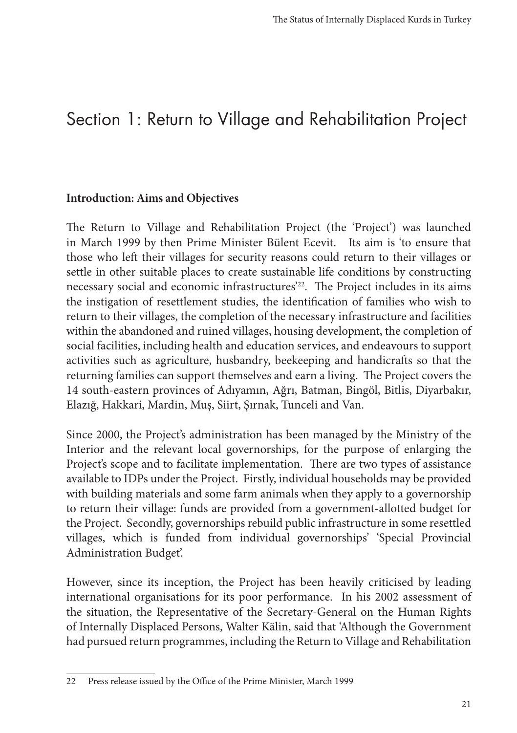# Section 1: Return to Village and Rehabilitation Project

**Introduction: Aims and Objectives**

The Return to Village and Rehabilitation Project (the 'Project') was launched in March 1999 by then Prime Minister Bülent Ecevit. Its aim is 'to ensure that those who left their villages for security reasons could return to their villages or settle in other suitable places to create sustainable life conditions by constructing necessary social and economic infrastructures'[22]. The Project includes in its aims the instigation of resettlement studies, the identification of families who wish to return to their villages, the completion of the necessary infrastructure and facilities within the abandoned and ruined villages, housing development, the completion of social facilities, including health and education services, and endeavours to support activities such as agriculture, husbandry, beekeeping and handicrafts so that the returning families can support themselves and earn a living. The Project covers the 14 south-eastern provinces of Adıyamın, Ağrı, Batman, Bingöl, Bitlis, Diyarbakır, Elazığ, Hakkari, Mardin, Muş, Siirt, Şırnak, Tunceli and Van.

Since 2000, the Project's administration has been managed by the Ministry of the Interior and the relevant local governorships, for the purpose of enlarging the Project's scope and to facilitate implementation. There are two types of assistance available to IDPs under the Project. Firstly, individual households may be provided with building materials and some farm animals when they apply to a governorship to return their village: funds are provided from a government-allotted budget for the Project. Secondly, governorships rebuild public infrastructure in some resettled villages, which is funded from individual governorships' 'Special Provincial Administration Budget'.

However, since its inception, the Project has been heavily criticised by leading international organisations for its poor performance. In his 2002 assessment of the situation, the Representative of the Secretary-General on the Human Rights of Internally Displaced Persons, Walter Kälin, said that 'Although the Government had pursued return programmes, including the Return to Village and Rehabilitation

---

22 Press release issued by the Office of the Prime Minister, March 1999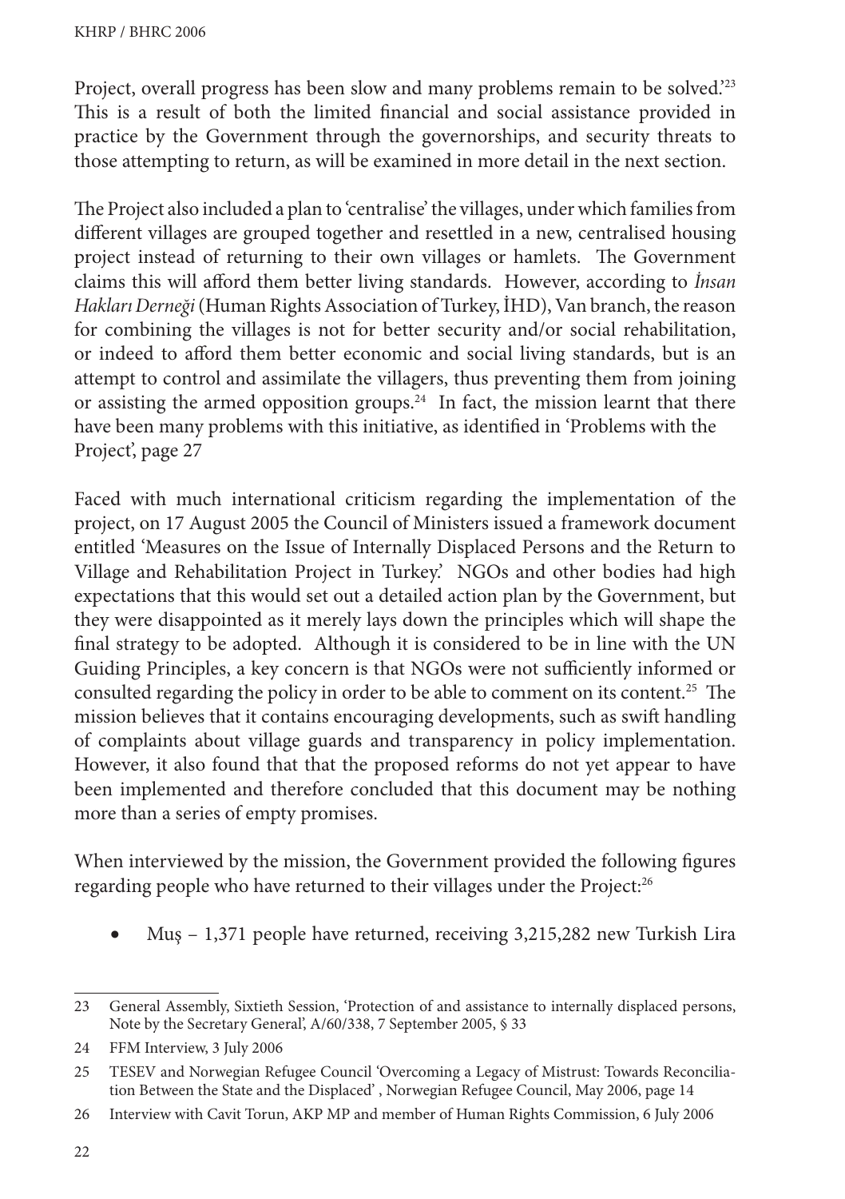Project, overall progress has been slow and many problems remain to be solved.'[23] This is a result of both the limited financial and social assistance provided in practice by the Government through the governorships, and security threats to those attempting to return, as will be examined in more detail in the next section.

The Project also included a plan to 'centralise' the villages, under which families from different villages are grouped together and resettled in a new, centralised housing project instead of returning to their own villages or hamlets. The Government claims this will afford them better living standards. However, according to *İnsan Hakları Derneği* (Human Rights Association of Turkey, İHD), Van branch, the reason for combining the villages is not for better security and/or social rehabilitation, or indeed to afford them better economic and social living standards, but is an attempt to control and assimilate the villagers, thus preventing them from joining or assisting the armed opposition groups.[24] In fact, the mission learnt that there have been many problems with this initiative, as identified in 'Problems with the Project', page 27

Faced with much international criticism regarding the implementation of the project, on 17 August 2005 the Council of Ministers issued a framework document entitled 'Measures on the Issue of Internally Displaced Persons and the Return to Village and Rehabilitation Project in Turkey.' NGOs and other bodies had high expectations that this would set out a detailed action plan by the Government, but they were disappointed as it merely lays down the principles which will shape the final strategy to be adopted. Although it is considered to be in line with the UN Guiding Principles, a key concern is that NGOs were not sufficiently informed or consulted regarding the policy in order to be able to comment on its content.[25] The mission believes that it contains encouraging developments, such as swift handling of complaints about village guards and transparency in policy implementation. However, it also found that that the proposed reforms do not yet appear to have been implemented and therefore concluded that this document may be nothing more than a series of empty promises.

When interviewed by the mission, the Government provided the following figures regarding people who have returned to their villages under the Project:[26]

- Muş – 1,371 people have returned, receiving 3,215,282 new Turkish Lira

---

23 General Assembly, Sixtieth Session, 'Protection of and assistance to internally displaced persons, Note by the Secretary General', A/60/338, 7 September 2005, § 33

24 FFM Interview, 3 July 2006

25 TESEV and Norwegian Refugee Council 'Overcoming a Legacy of Mistrust: Towards Reconciliation Between the State and the Displaced' , Norwegian Refugee Council, May 2006, page 14

26 Interview with Cavit Torun, AKP MP and member of Human Rights Commission, 6 July 2006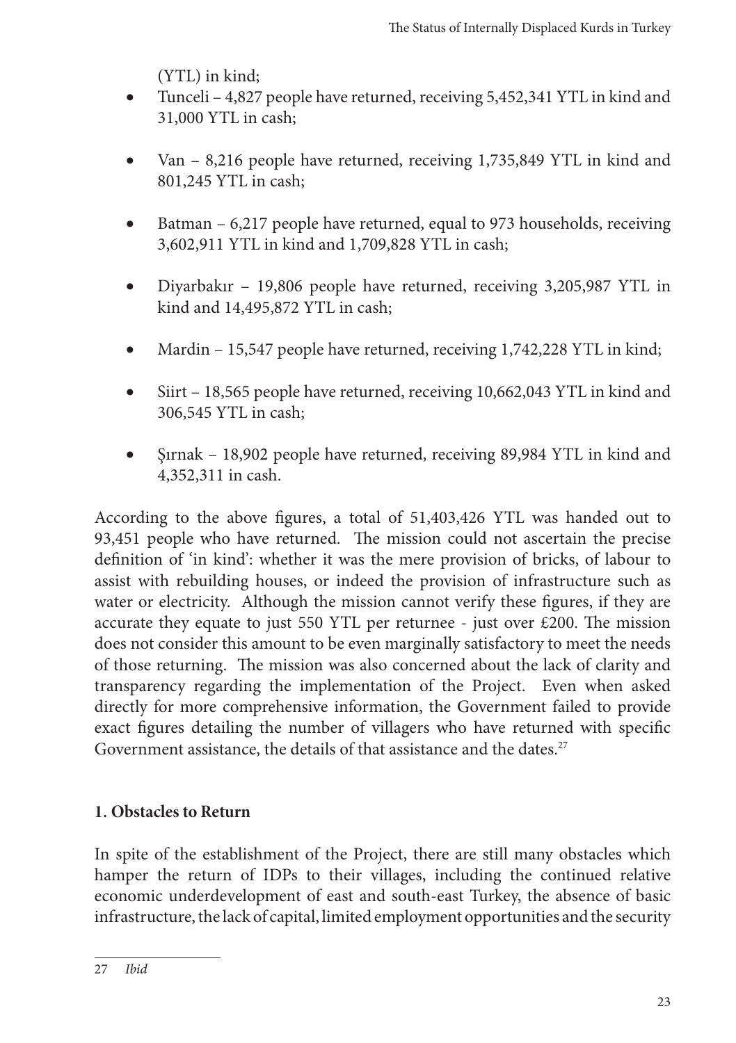(YTL) in kind;

- Tunceli – 4,827 people have returned, receiving 5,452,341 YTL in kind and 31,000 YTL in cash;
- Van – 8,216 people have returned, receiving 1,735,849 YTL in kind and 801,245 YTL in cash;
- Batman – 6,217 people have returned, equal to 973 households, receiving 3,602,911 YTL in kind and 1,709,828 YTL in cash;
- Diyarbakır – 19,806 people have returned, receiving 3,205,987 YTL in kind and 14,495,872 YTL in cash;
- Mardin – 15,547 people have returned, receiving 1,742,228 YTL in kind;
- Siirt – 18,565 people have returned, receiving 10,662,043 YTL in kind and 306,545 YTL in cash;
- Şırnak – 18,902 people have returned, receiving 89,984 YTL in kind and 4,352,311 in cash.

According to the above figures, a total of 51,403,426 YTL was handed out to 93,451 people who have returned. The mission could not ascertain the precise definition of 'in kind': whether it was the mere provision of bricks, of labour to assist with rebuilding houses, or indeed the provision of infrastructure such as water or electricity. Although the mission cannot verify these figures, if they are accurate they equate to just 550 YTL per returnee - just over £200. The mission does not consider this amount to be even marginally satisfactory to meet the needs of those returning. The mission was also concerned about the lack of clarity and transparency regarding the implementation of the Project. Even when asked directly for more comprehensive information, the Government failed to provide exact figures detailing the number of villagers who have returned with specific Government assistance, the details of that assistance and the dates.[27]

**1. Obstacles to Return**

In spite of the establishment of the Project, there are still many obstacles which hamper the return of IDPs to their villages, including the continued relative economic underdevelopment of east and south-east Turkey, the absence of basic infrastructure, the lack of capital, limited employment opportunities and the security

---

27 *Ibid*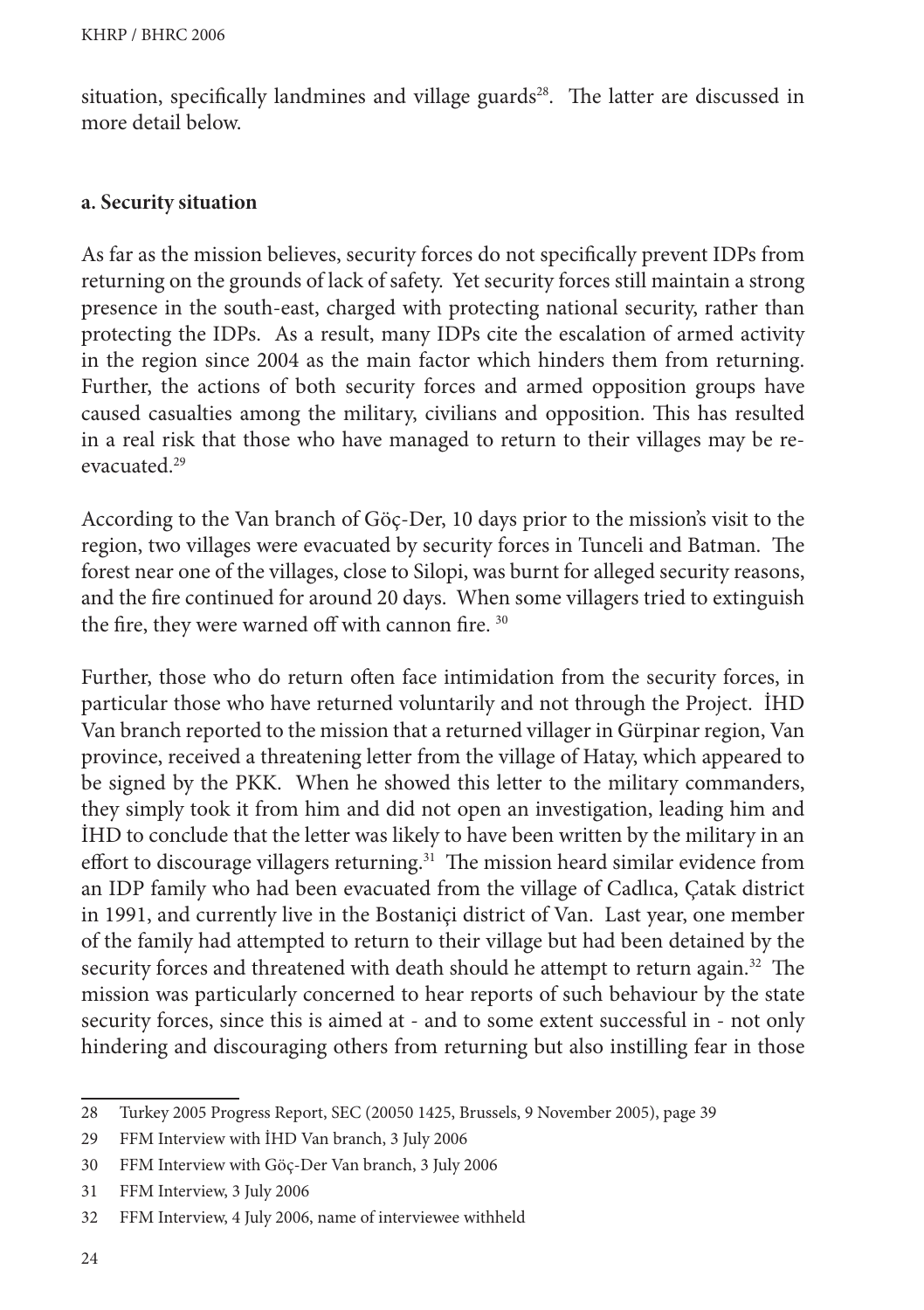situation, specifically landmines and village guards[28]. The latter are discussed in more detail below.

**a. Security situation**

As far as the mission believes, security forces do not specifically prevent IDPs from returning on the grounds of lack of safety. Yet security forces still maintain a strong presence in the south-east, charged with protecting national security, rather than protecting the IDPs. As a result, many IDPs cite the escalation of armed activity in the region since 2004 as the main factor which hinders them from returning. Further, the actions of both security forces and armed opposition groups have caused casualties among the military, civilians and opposition. This has resulted in a real risk that those who have managed to return to their villages may be re-evacuated.[29]

According to the Van branch of Göç-Der, 10 days prior to the mission's visit to the region, two villages were evacuated by security forces in Tunceli and Batman. The forest near one of the villages, close to Silopi, was burnt for alleged security reasons, and the fire continued for around 20 days. When some villagers tried to extinguish the fire, they were warned off with cannon fire. [30]

Further, those who do return often face intimidation from the security forces, in particular those who have returned voluntarily and not through the Project. İHD Van branch reported to the mission that a returned villager in Gürpinar region, Van province, received a threatening letter from the village of Hatay, which appeared to be signed by the PKK. When he showed this letter to the military commanders, they simply took it from him and did not open an investigation, leading him and İHD to conclude that the letter was likely to have been written by the military in an effort to discourage villagers returning.[31] The mission heard similar evidence from an IDP family who had been evacuated from the village of Cadlıca, Çatak district in 1991, and currently live in the Bostaniçi district of Van. Last year, one member of the family had attempted to return to their village but had been detained by the security forces and threatened with death should he attempt to return again.[32] The mission was particularly concerned to hear reports of such behaviour by the state security forces, since this is aimed at - and to some extent successful in - not only hindering and discouraging others from returning but also instilling fear in those

---

28 Turkey 2005 Progress Report, SEC (20050 1425, Brussels, 9 November 2005), page 39

29 FFM Interview with İHD Van branch, 3 July 2006

30 FFM Interview with Göç-Der Van branch, 3 July 2006

31 FFM Interview, 3 July 2006

32 FFM Interview, 4 July 2006, name of interviewee withheld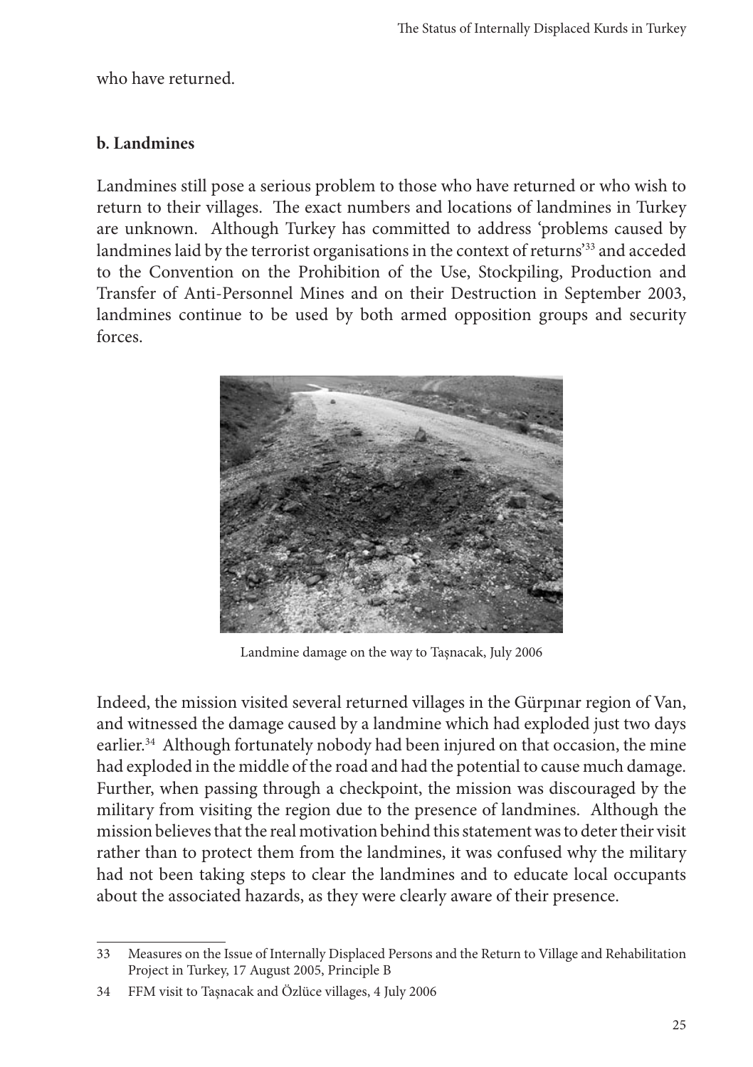who have returned.

**b. Landmines**

Landmines still pose a serious problem to those who have returned or who wish to return to their villages. The exact numbers and locations of landmines in Turkey are unknown. Although Turkey has committed to address 'problems caused by landmines laid by the terrorist organisations in the context of returns'[33] and acceded to the Convention on the Prohibition of the Use, Stockpiling, Production and Transfer of Anti-Personnel Mines and on their Destruction in September 2003, landmines continue to be used by both armed opposition groups and security forces.

Landmine damage on the way to Taşnacak, July 2006

Indeed, the mission visited several returned villages in the Gürpınar region of Van, and witnessed the damage caused by a landmine which had exploded just two days earlier.[34] Although fortunately nobody had been injured on that occasion, the mine had exploded in the middle of the road and had the potential to cause much damage. Further, when passing through a checkpoint, the mission was discouraged by the military from visiting the region due to the presence of landmines. Although the mission believes that the real motivation behind this statement was to deter their visit rather than to protect them from the landmines, it was confused why the military had not been taking steps to clear the landmines and to educate local occupants about the associated hazards, as they were clearly aware of their presence.

---

33 Measures on the Issue of Internally Displaced Persons and the Return to Village and Rehabilitation Project in Turkey, 17 August 2005, Principle B

34 FFM visit to Taşnacak and Özlüce villages, 4 July 2006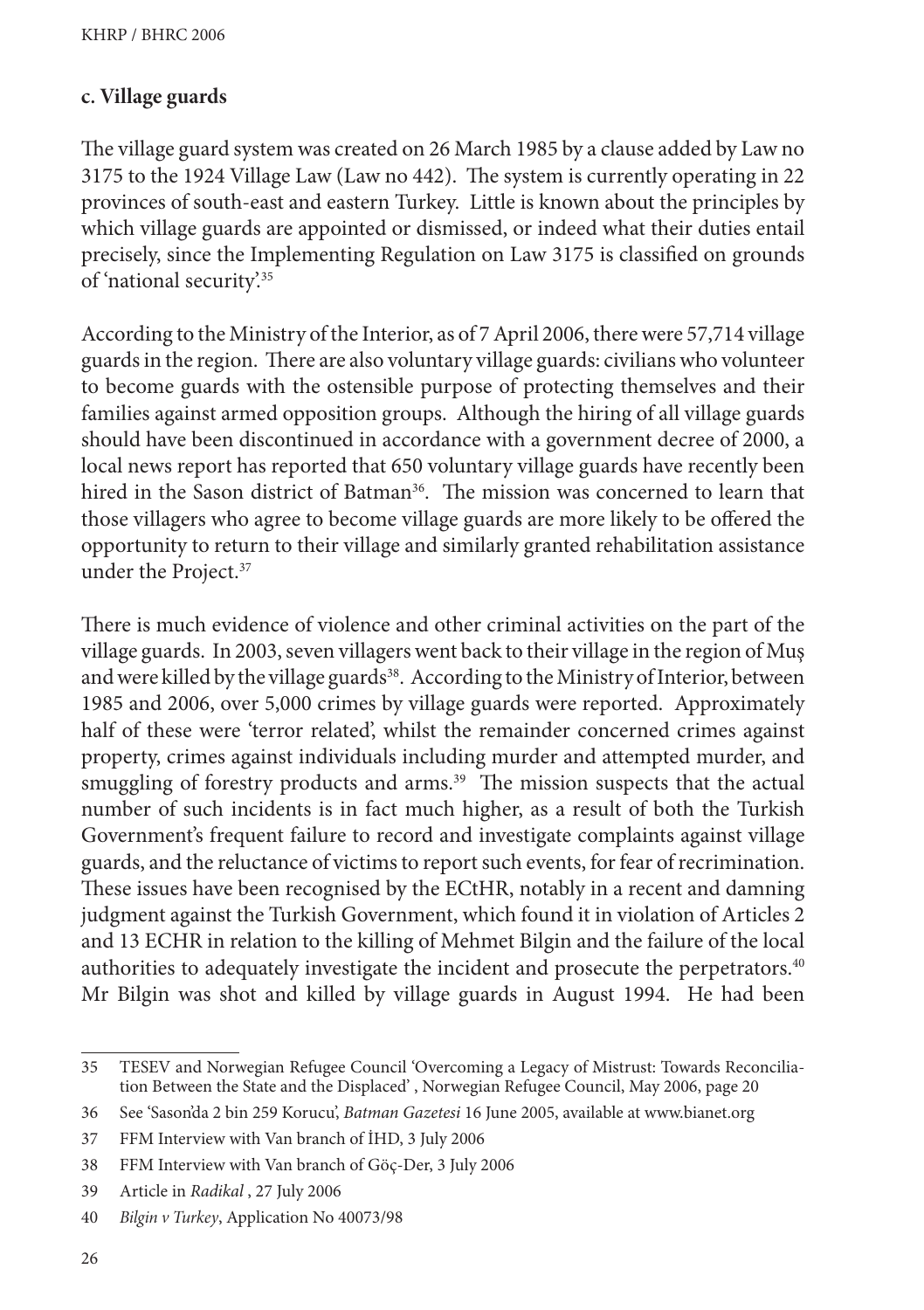### c. Village guards

The village guard system was created on 26 March 1985 by a clause added by Law no 3175 to the 1924 Village Law (Law no 442). The system is currently operating in 22 provinces of south-east and eastern Turkey. Little is known about the principles by which village guards are appointed or dismissed, or indeed what their duties entail precisely, since the Implementing Regulation on Law 3175 is classified on grounds of 'national security'.[35]

According to the Ministry of the Interior, as of 7 April 2006, there were 57,714 village guards in the region. There are also voluntary village guards: civilians who volunteer to become guards with the ostensible purpose of protecting themselves and their families against armed opposition groups. Although the hiring of all village guards should have been discontinued in accordance with a government decree of 2000, a local news report has reported that 650 voluntary village guards have recently been hired in the Sason district of Batman[36]. The mission was concerned to learn that those villagers who agree to become village guards are more likely to be offered the opportunity to return to their village and similarly granted rehabilitation assistance under the Project.[37]

There is much evidence of violence and other criminal activities on the part of the village guards. In 2003, seven villagers went back to their village in the region of Muş and were killed by the village guards[38]. According to the Ministry of Interior, between 1985 and 2006, over 5,000 crimes by village guards were reported. Approximately half of these were 'terror related', whilst the remainder concerned crimes against property, crimes against individuals including murder and attempted murder, and smuggling of forestry products and arms.[39] The mission suspects that the actual number of such incidents is in fact much higher, as a result of both the Turkish Government's frequent failure to record and investigate complaints against village guards, and the reluctance of victims to report such events, for fear of recrimination. These issues have been recognised by the ECtHR, notably in a recent and damning judgment against the Turkish Government, which found it in violation of Articles 2 and 13 ECHR in relation to the killing of Mehmet Bilgin and the failure of the local authorities to adequately investigate the incident and prosecute the perpetrators.[40] Mr Bilgin was shot and killed by village guards in August 1994. He had been

---

35 TESEV and Norwegian Refugee Council 'Overcoming a Legacy of Mistrust: Towards Reconciliation Between the State and the Displaced' , Norwegian Refugee Council, May 2006, page 20

36 See 'Sason'da 2 bin 259 Korucu', *Batman Gazetesi* 16 June 2005, available at www.bianet.org

37 FFM Interview with Van branch of İHD, 3 July 2006

38 FFM Interview with Van branch of Göç-Der, 3 July 2006

39 Article in *Radikal* , 27 July 2006

40 *Bilgin v Turkey*, Application No 40073/98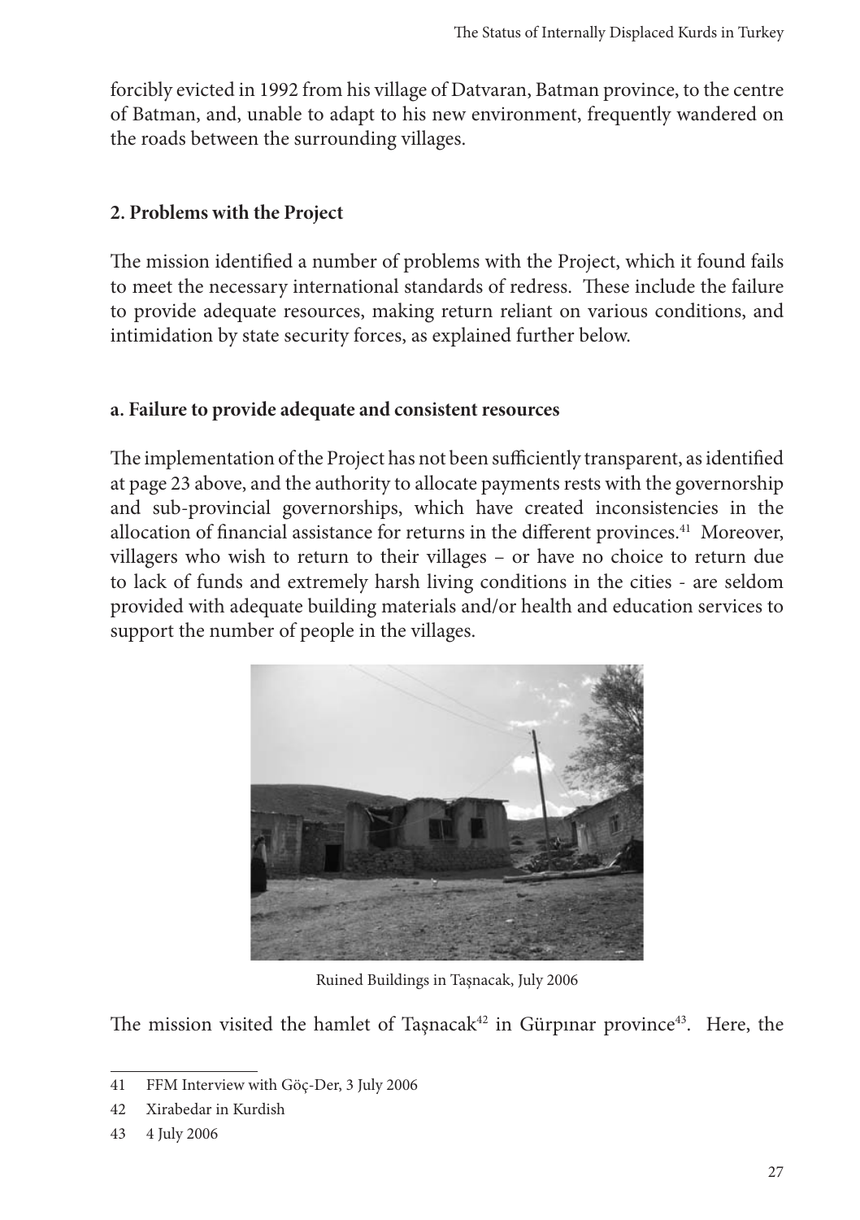forcibly evicted in 1992 from his village of Datvaran, Batman province, to the centre of Batman, and, unable to adapt to his new environment, frequently wandered on the roads between the surrounding villages.

### 2. Problems with the Project

The mission identified a number of problems with the Project, which it found fails to meet the necessary international standards of redress. These include the failure to provide adequate resources, making return reliant on various conditions, and intimidation by state security forces, as explained further below.

#### a. Failure to provide adequate and consistent resources

The implementation of the Project has not been sufficiently transparent, as identified at page 23 above, and the authority to allocate payments rests with the governorship and sub-provincial governorships, which have created inconsistencies in the allocation of financial assistance for returns in the different provinces.[41] Moreover, villagers who wish to return to their villages – or have no choice to return due to lack of funds and extremely harsh living conditions in the cities - are seldom provided with adequate building materials and/or health and education services to support the number of people in the villages.

Ruined Buildings in Taşnacak, July 2006

The mission visited the hamlet of Taşnacak[42] in Gürpınar province[43]. Here, the

---

41 FFM Interview with Göç-Der, 3 July 2006

42 Xirabedar in Kurdish

43 4 July 2006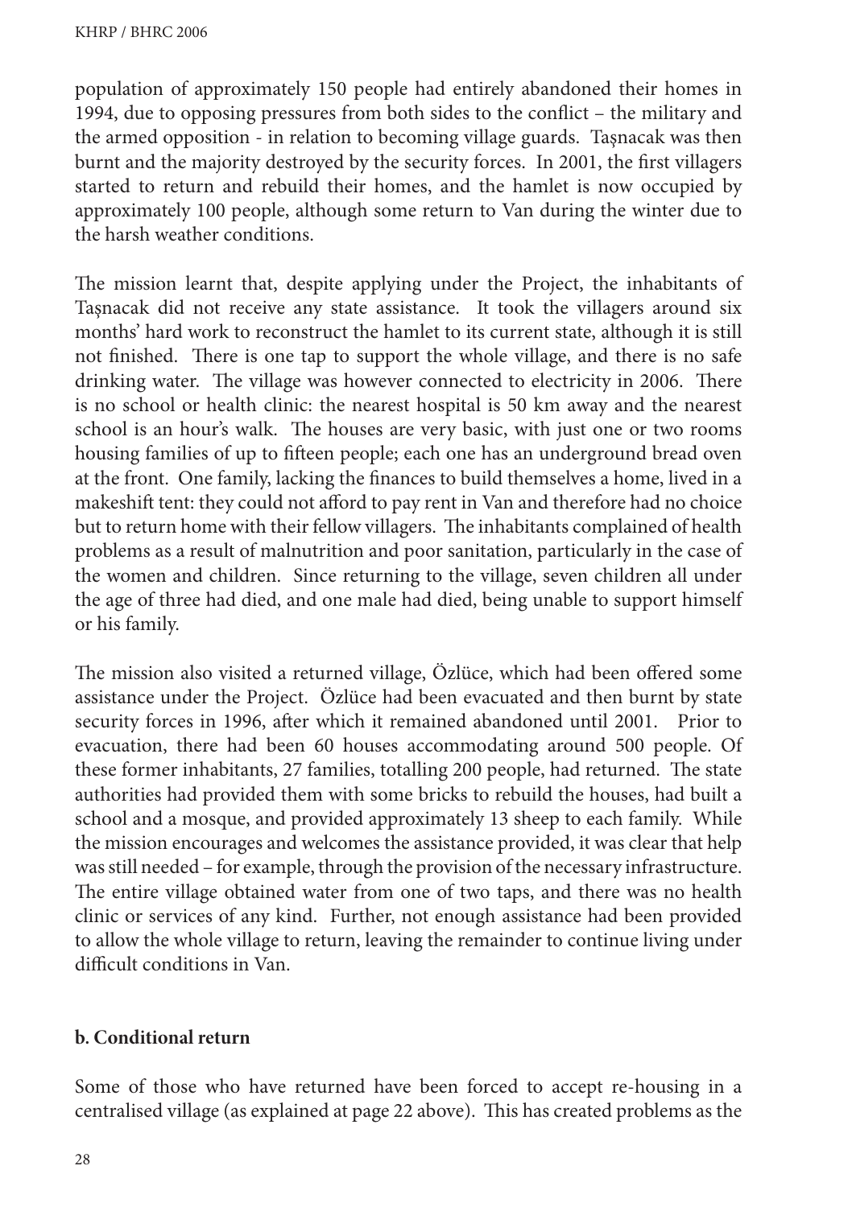population of approximately 150 people had entirely abandoned their homes in 1994, due to opposing pressures from both sides to the conflict – the military and the armed opposition - in relation to becoming village guards. Taşnacak was then burnt and the majority destroyed by the security forces. In 2001, the first villagers started to return and rebuild their homes, and the hamlet is now occupied by approximately 100 people, although some return to Van during the winter due to the harsh weather conditions.

The mission learnt that, despite applying under the Project, the inhabitants of Taşnacak did not receive any state assistance. It took the villagers around six months' hard work to reconstruct the hamlet to its current state, although it is still not finished. There is one tap to support the whole village, and there is no safe drinking water. The village was however connected to electricity in 2006. There is no school or health clinic: the nearest hospital is 50 km away and the nearest school is an hour's walk. The houses are very basic, with just one or two rooms housing families of up to fifteen people; each one has an underground bread oven at the front. One family, lacking the finances to build themselves a home, lived in a makeshift tent: they could not afford to pay rent in Van and therefore had no choice but to return home with their fellow villagers. The inhabitants complained of health problems as a result of malnutrition and poor sanitation, particularly in the case of the women and children. Since returning to the village, seven children all under the age of three had died, and one male had died, being unable to support himself or his family.

The mission also visited a returned village, Özlüce, which had been offered some assistance under the Project. Özlüce had been evacuated and then burnt by state security forces in 1996, after which it remained abandoned until 2001. Prior to evacuation, there had been 60 houses accommodating around 500 people. Of these former inhabitants, 27 families, totalling 200 people, had returned. The state authorities had provided them with some bricks to rebuild the houses, had built a school and a mosque, and provided approximately 13 sheep to each family. While the mission encourages and welcomes the assistance provided, it was clear that help was still needed – for example, through the provision of the necessary infrastructure. The entire village obtained water from one of two taps, and there was no health clinic or services of any kind. Further, not enough assistance had been provided to allow the whole village to return, leaving the remainder to continue living under difficult conditions in Van.

### b. Conditional return

Some of those who have returned have been forced to accept re-housing in a centralised village (as explained at page 22 above). This has created problems as the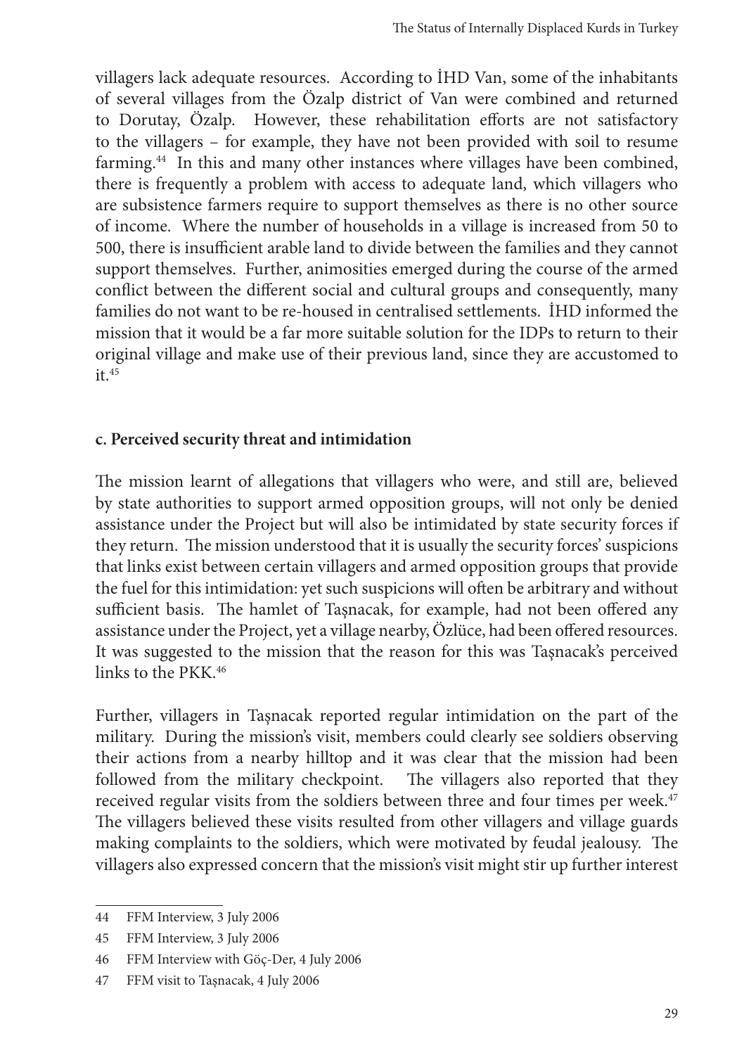villagers lack adequate resources. According to İHD Van, some of the inhabitants of several villages from the Özalp district of Van were combined and returned to Dorutay, Özalp. However, these rehabilitation efforts are not satisfactory to the villagers – for example, they have not been provided with soil to resume farming.[44] In this and many other instances where villages have been combined, there is frequently a problem with access to adequate land, which villagers who are subsistence farmers require to support themselves as there is no other source of income. Where the number of households in a village is increased from 50 to 500, there is insufficient arable land to divide between the families and they cannot support themselves. Further, animosities emerged during the course of the armed conflict between the different social and cultural groups and consequently, many families do not want to be re-housed in centralised settlements. İHD informed the mission that it would be a far more suitable solution for the IDPs to return to their original village and make use of their previous land, since they are accustomed to it.[45]

**c. Perceived security threat and intimidation**

The mission learnt of allegations that villagers who were, and still are, believed by state authorities to support armed opposition groups, will not only be denied assistance under the Project but will also be intimidated by state security forces if they return. The mission understood that it is usually the security forces' suspicions that links exist between certain villagers and armed opposition groups that provide the fuel for this intimidation: yet such suspicions will often be arbitrary and without sufficient basis. The hamlet of Taşnacak, for example, had not been offered any assistance under the Project, yet a village nearby, Özlüce, had been offered resources. It was suggested to the mission that the reason for this was Taşnacak's perceived links to the PKK.[46]

Further, villagers in Taşnacak reported regular intimidation on the part of the military. During the mission's visit, members could clearly see soldiers observing their actions from a nearby hilltop and it was clear that the mission had been followed from the military checkpoint. The villagers also reported that they received regular visits from the soldiers between three and four times per week.[47] The villagers believed these visits resulted from other villagers and village guards making complaints to the soldiers, which were motivated by feudal jealousy. The villagers also expressed concern that the mission's visit might stir up further interest

---

44 FFM Interview, 3 July 2006

45 FFM Interview, 3 July 2006

46 FFM Interview with Göç-Der, 4 July 2006

47 FFM visit to Taşnacak, 4 July 2006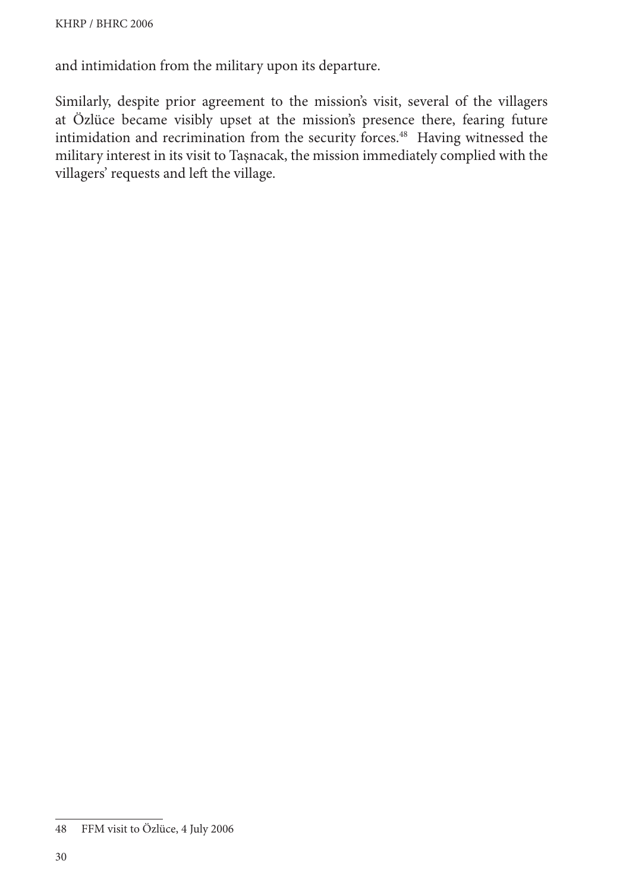and intimidation from the military upon its departure.

Similarly, despite prior agreement to the mission's visit, several of the villagers at Özlüce became visibly upset at the mission's presence there, fearing future intimidation and recrimination from the security forces.[48] Having witnessed the military interest in its visit to Taşnacak, the mission immediately complied with the villagers' requests and left the village.

---

48 FFM visit to Özlüce, 4 July 2006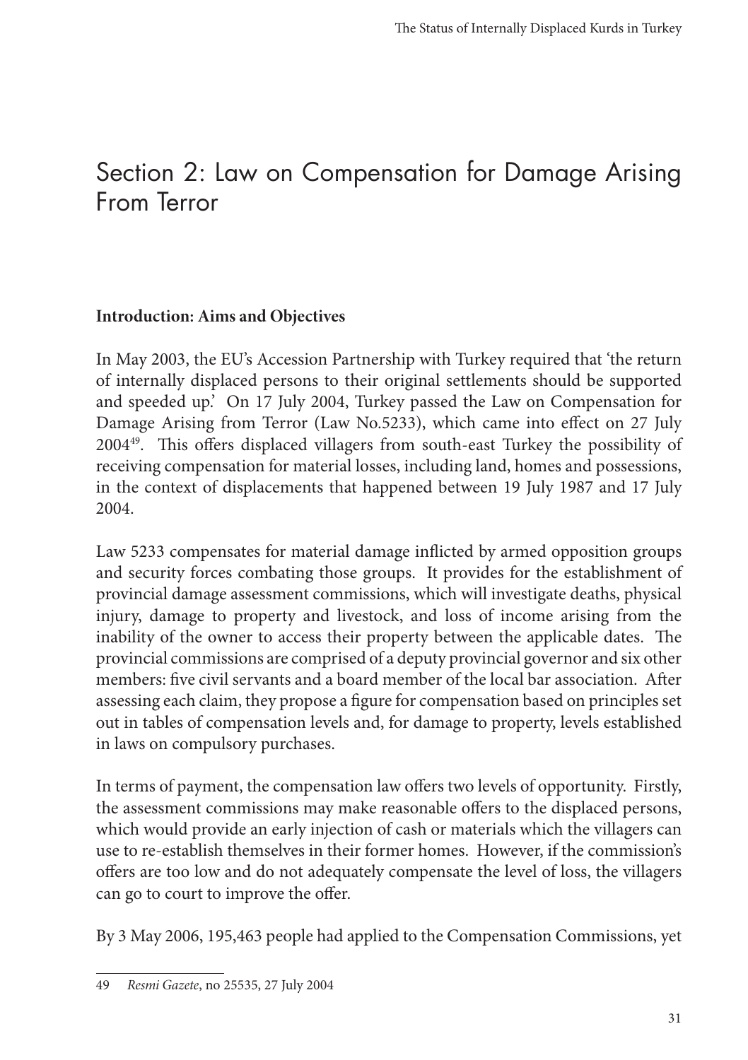# Section 2: Law on Compensation for Damage Arising From Terror

**Introduction: Aims and Objectives**

In May 2003, the EU's Accession Partnership with Turkey required that 'the return of internally displaced persons to their original settlements should be supported and speeded up.' On 17 July 2004, Turkey passed the Law on Compensation for Damage Arising from Terror (Law No.5233), which came into effect on 27 July 2004[49]. This offers displaced villagers from south-east Turkey the possibility of receiving compensation for material losses, including land, homes and possessions, in the context of displacements that happened between 19 July 1987 and 17 July 2004.

Law 5233 compensates for material damage inflicted by armed opposition groups and security forces combating those groups. It provides for the establishment of provincial damage assessment commissions, which will investigate deaths, physical injury, damage to property and livestock, and loss of income arising from the inability of the owner to access their property between the applicable dates. The provincial commissions are comprised of a deputy provincial governor and six other members: five civil servants and a board member of the local bar association. After assessing each claim, they propose a figure for compensation based on principles set out in tables of compensation levels and, for damage to property, levels established in laws on compulsory purchases.

In terms of payment, the compensation law offers two levels of opportunity. Firstly, the assessment commissions may make reasonable offers to the displaced persons, which would provide an early injection of cash or materials which the villagers can use to re-establish themselves in their former homes. However, if the commission's offers are too low and do not adequately compensate the level of loss, the villagers can go to court to improve the offer.

By 3 May 2006, 195,463 people had applied to the Compensation Commissions, yet

49 *Resmi Gazete*, no 25535, 27 July 2004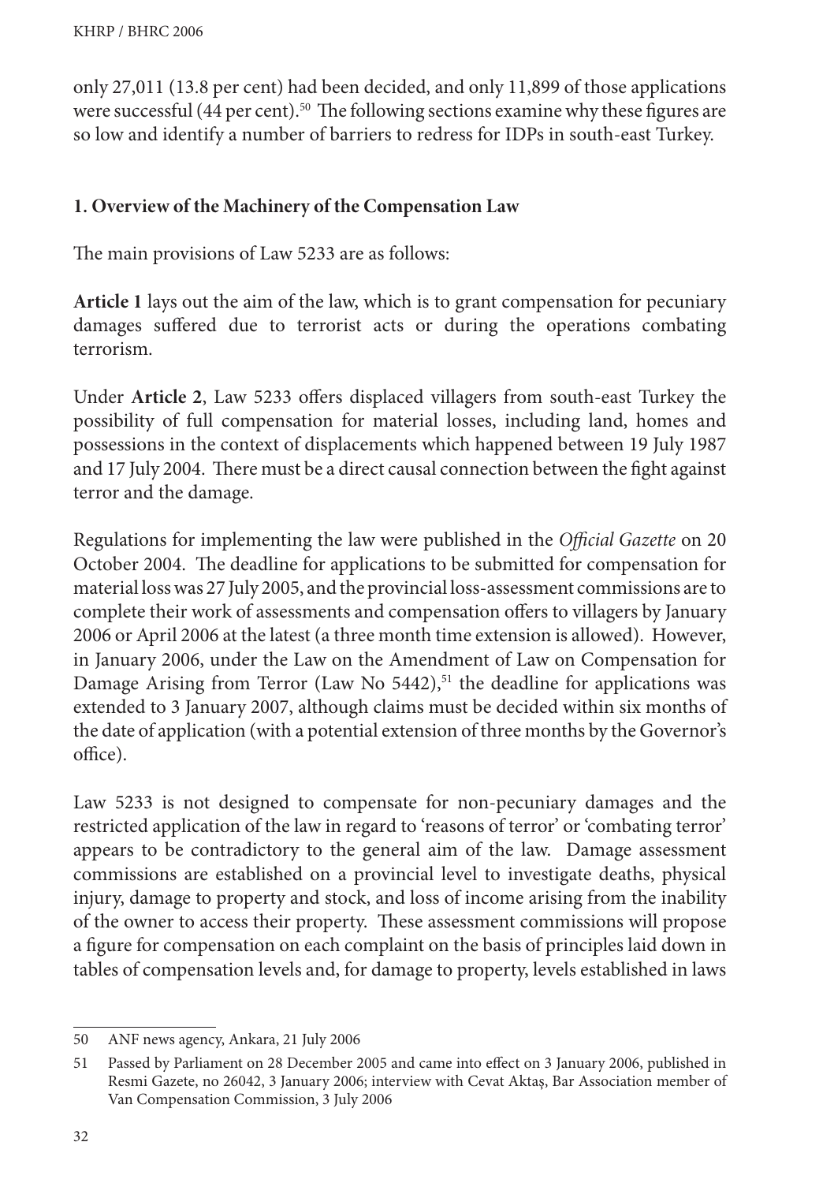only 27,011 (13.8 per cent) had been decided, and only 11,899 of those applications were successful (44 per cent).[50] The following sections examine why these figures are so low and identify a number of barriers to redress for IDPs in south-east Turkey.

## 1. Overview of the Machinery of the Compensation Law

The main provisions of Law 5233 are as follows:

**Article 1** lays out the aim of the law, which is to grant compensation for pecuniary damages suffered due to terrorist acts or during the operations combating terrorism.

Under **Article 2**, Law 5233 offers displaced villagers from south-east Turkey the possibility of full compensation for material losses, including land, homes and possessions in the context of displacements which happened between 19 July 1987 and 17 July 2004. There must be a direct causal connection between the fight against terror and the damage.

Regulations for implementing the law were published in the *Official Gazette* on 20 October 2004. The deadline for applications to be submitted for compensation for material loss was 27 July 2005, and the provincial loss-assessment commissions are to complete their work of assessments and compensation offers to villagers by January 2006 or April 2006 at the latest (a three month time extension is allowed). However, in January 2006, under the Law on the Amendment of Law on Compensation for Damage Arising from Terror (Law No 5442),[51] the deadline for applications was extended to 3 January 2007, although claims must be decided within six months of the date of application (with a potential extension of three months by the Governor's office).

Law 5233 is not designed to compensate for non-pecuniary damages and the restricted application of the law in regard to 'reasons of terror' or 'combating terror' appears to be contradictory to the general aim of the law. Damage assessment commissions are established on a provincial level to investigate deaths, physical injury, damage to property and stock, and loss of income arising from the inability of the owner to access their property. These assessment commissions will propose a figure for compensation on each complaint on the basis of principles laid down in tables of compensation levels and, for damage to property, levels established in laws

---

50 ANF news agency, Ankara, 21 July 2006

51 Passed by Parliament on 28 December 2005 and came into effect on 3 January 2006, published in Resmi Gazete, no 26042, 3 January 2006; interview with Cevat Aktaş, Bar Association member of Van Compensation Commission, 3 July 2006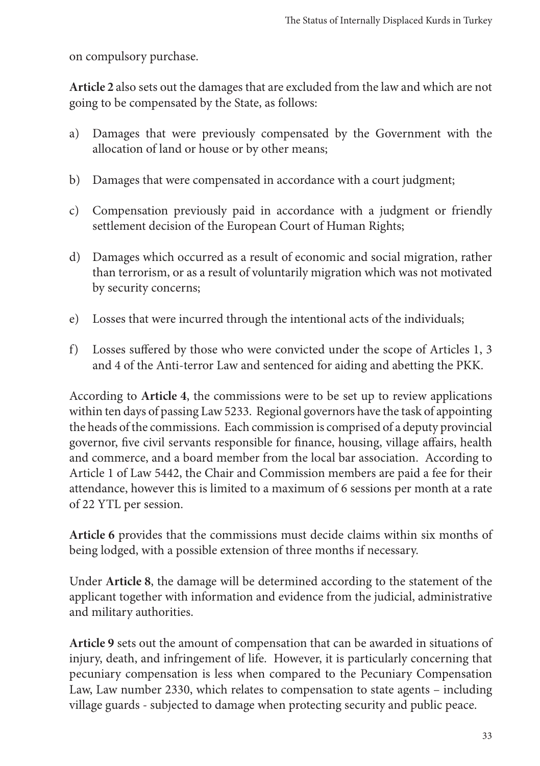on compulsory purchase.

**Article 2** also sets out the damages that are excluded from the law and which are not going to be compensated by the State, as follows:

a) Damages that were previously compensated by the Government with the allocation of land or house or by other means;

b) Damages that were compensated in accordance with a court judgment;

c) Compensation previously paid in accordance with a judgment or friendly settlement decision of the European Court of Human Rights;

d) Damages which occurred as a result of economic and social migration, rather than terrorism, or as a result of voluntarily migration which was not motivated by security concerns;

e) Losses that were incurred through the intentional acts of the individuals;

f) Losses suffered by those who were convicted under the scope of Articles 1, 3 and 4 of the Anti-terror Law and sentenced for aiding and abetting the PKK.

According to **Article 4**, the commissions were to be set up to review applications within ten days of passing Law 5233. Regional governors have the task of appointing the heads of the commissions. Each commission is comprised of a deputy provincial governor, five civil servants responsible for finance, housing, village affairs, health and commerce, and a board member from the local bar association. According to Article 1 of Law 5442, the Chair and Commission members are paid a fee for their attendance, however this is limited to a maximum of 6 sessions per month at a rate of 22 YTL per session.

**Article 6** provides that the commissions must decide claims within six months of being lodged, with a possible extension of three months if necessary.

Under **Article 8**, the damage will be determined according to the statement of the applicant together with information and evidence from the judicial, administrative and military authorities.

**Article 9** sets out the amount of compensation that can be awarded in situations of injury, death, and infringement of life. However, it is particularly concerning that pecuniary compensation is less when compared to the Pecuniary Compensation Law, Law number 2330, which relates to compensation to state agents – including village guards - subjected to damage when protecting security and public peace.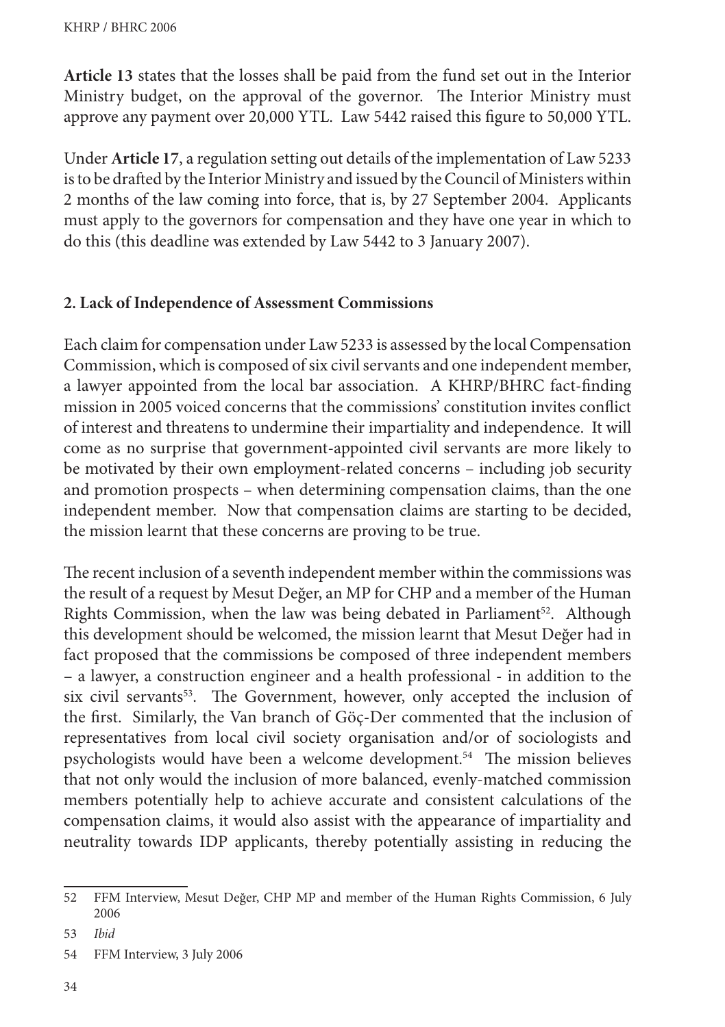**Article 13** states that the losses shall be paid from the fund set out in the Interior Ministry budget, on the approval of the governor. The Interior Ministry must approve any payment over 20,000 YTL. Law 5442 raised this figure to 50,000 YTL.

Under **Article 17**, a regulation setting out details of the implementation of Law 5233 is to be drafted by the Interior Ministry and issued by the Council of Ministers within 2 months of the law coming into force, that is, by 27 September 2004. Applicants must apply to the governors for compensation and they have one year in which to do this (this deadline was extended by Law 5442 to 3 January 2007).

## 2. Lack of Independence of Assessment Commissions

Each claim for compensation under Law 5233 is assessed by the local Compensation Commission, which is composed of six civil servants and one independent member, a lawyer appointed from the local bar association. A KHRP/BHRC fact-finding mission in 2005 voiced concerns that the commissions' constitution invites conflict of interest and threatens to undermine their impartiality and independence. It will come as no surprise that government-appointed civil servants are more likely to be motivated by their own employment-related concerns – including job security and promotion prospects – when determining compensation claims, than the one independent member. Now that compensation claims are starting to be decided, the mission learnt that these concerns are proving to be true.

The recent inclusion of a seventh independent member within the commissions was the result of a request by Mesut Değer, an MP for CHP and a member of the Human Rights Commission, when the law was being debated in Parliament[52]. Although this development should be welcomed, the mission learnt that Mesut Değer had in fact proposed that the commissions be composed of three independent members – a lawyer, a construction engineer and a health professional - in addition to the six civil servants[53]. The Government, however, only accepted the inclusion of the first. Similarly, the Van branch of Göç-Der commented that the inclusion of representatives from local civil society organisation and/or of sociologists and psychologists would have been a welcome development.[54] The mission believes that not only would the inclusion of more balanced, evenly-matched commission members potentially help to achieve accurate and consistent calculations of the compensation claims, it would also assist with the appearance of impartiality and neutrality towards IDP applicants, thereby potentially assisting in reducing the

---

52 FFM Interview, Mesut Değer, CHP MP and member of the Human Rights Commission, 6 July 2006

53 *Ibid*

54 FFM Interview, 3 July 2006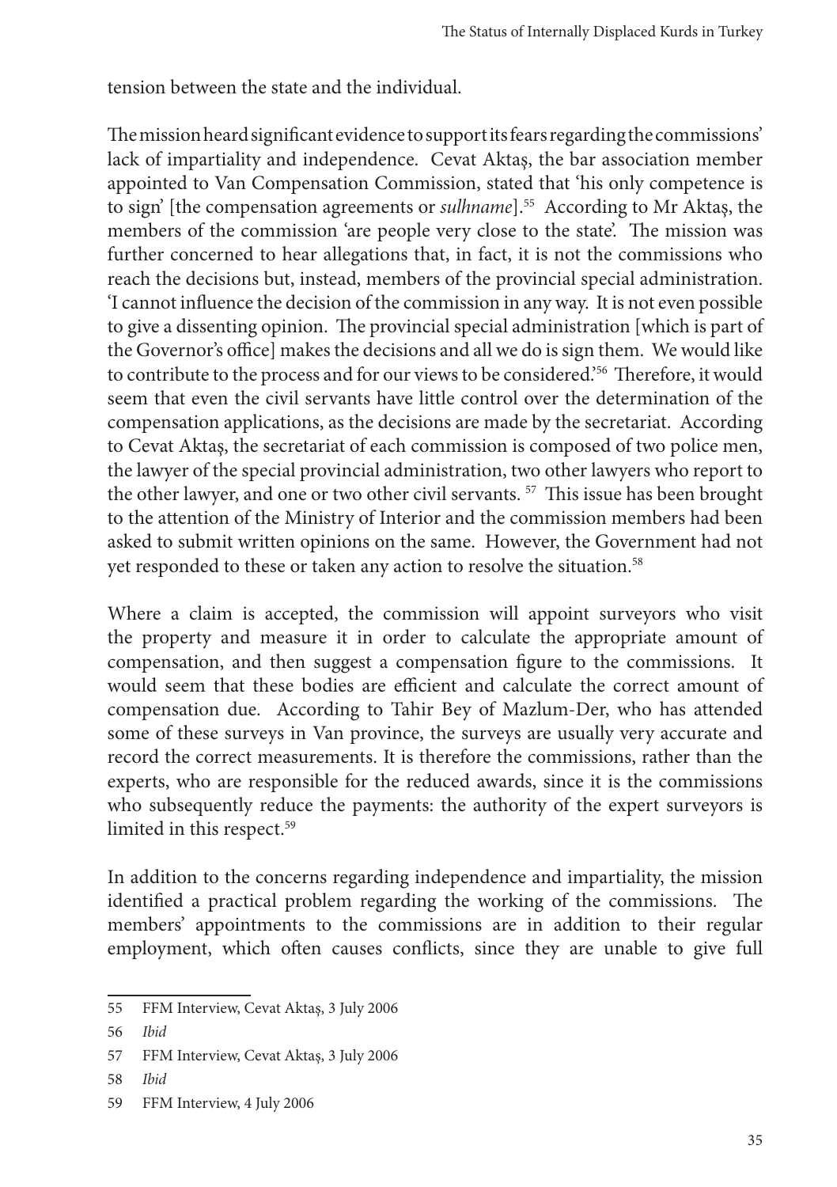tension between the state and the individual.

The mission heard significant evidence to support its fears regarding the commissions' lack of impartiality and independence. Cevat Aktaş, the bar association member appointed to Van Compensation Commission, stated that 'his only competence is to sign' [the compensation agreements or *sulhname*].[55] According to Mr Aktaş, the members of the commission 'are people very close to the state'. The mission was further concerned to hear allegations that, in fact, it is not the commissions who reach the decisions but, instead, members of the provincial special administration. 'I cannot influence the decision of the commission in any way. It is not even possible to give a dissenting opinion. The provincial special administration [which is part of the Governor's office] makes the decisions and all we do is sign them. We would like to contribute to the process and for our views to be considered.'[56] Therefore, it would seem that even the civil servants have little control over the determination of the compensation applications, as the decisions are made by the secretariat. According to Cevat Aktaş, the secretariat of each commission is composed of two police men, the lawyer of the special provincial administration, two other lawyers who report to the other lawyer, and one or two other civil servants.[57] This issue has been brought to the attention of the Ministry of Interior and the commission members had been asked to submit written opinions on the same. However, the Government had not yet responded to these or taken any action to resolve the situation.[58]

Where a claim is accepted, the commission will appoint surveyors who visit the property and measure it in order to calculate the appropriate amount of compensation, and then suggest a compensation figure to the commissions. It would seem that these bodies are efficient and calculate the correct amount of compensation due. According to Tahir Bey of Mazlum-Der, who has attended some of these surveys in Van province, the surveys are usually very accurate and record the correct measurements. It is therefore the commissions, rather than the experts, who are responsible for the reduced awards, since it is the commissions who subsequently reduce the payments: the authority of the expert surveyors is limited in this respect.[59]

In addition to the concerns regarding independence and impartiality, the mission identified a practical problem regarding the working of the commissions. The members' appointments to the commissions are in addition to their regular employment, which often causes conflicts, since they are unable to give full

---

55 FFM Interview, Cevat Aktaş, 3 July 2006

56 *Ibid*

57 FFM Interview, Cevat Aktaş, 3 July 2006

58 *Ibid*

59 FFM Interview, 4 July 2006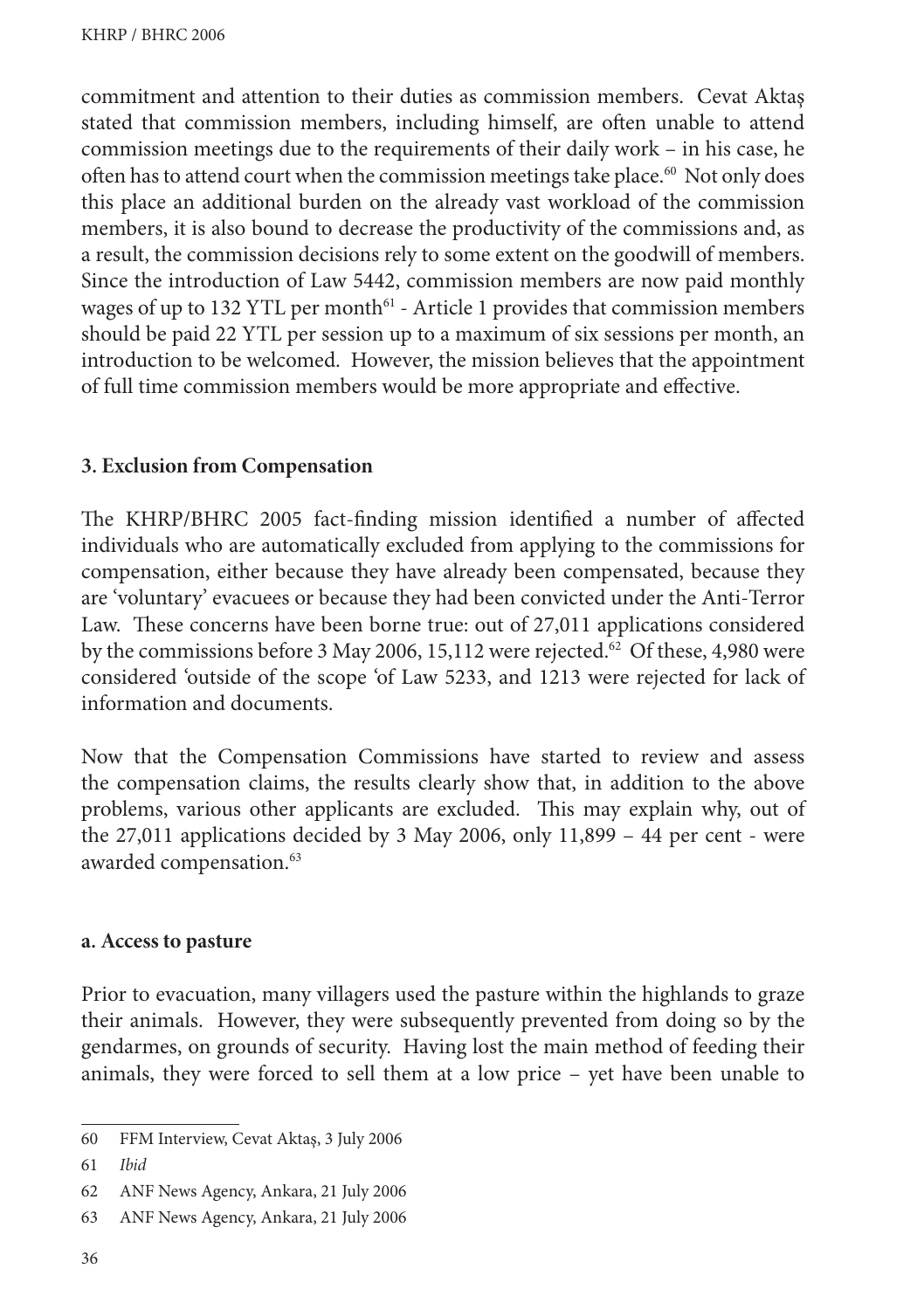commitment and attention to their duties as commission members. Cevat Aktaş stated that commission members, including himself, are often unable to attend commission meetings due to the requirements of their daily work – in his case, he often has to attend court when the commission meetings take place.[60] Not only does this place an additional burden on the already vast workload of the commission members, it is also bound to decrease the productivity of the commissions and, as a result, the commission decisions rely to some extent on the goodwill of members. Since the introduction of Law 5442, commission members are now paid monthly wages of up to 132 YTL per month[61] - Article 1 provides that commission members should be paid 22 YTL per session up to a maximum of six sessions per month, an introduction to be welcomed. However, the mission believes that the appointment of full time commission members would be more appropriate and effective.

### 3. Exclusion from Compensation

The KHRP/BHRC 2005 fact-finding mission identified a number of affected individuals who are automatically excluded from applying to the commissions for compensation, either because they have already been compensated, because they are 'voluntary' evacuees or because they had been convicted under the Anti-Terror Law. These concerns have been borne true: out of 27,011 applications considered by the commissions before 3 May 2006, 15,112 were rejected.[62] Of these, 4,980 were considered 'outside of the scope 'of Law 5233, and 1213 were rejected for lack of information and documents.

Now that the Compensation Commissions have started to review and assess the compensation claims, the results clearly show that, in addition to the above problems, various other applicants are excluded. This may explain why, out of the 27,011 applications decided by 3 May 2006, only 11,899 – 44 per cent - were awarded compensation.[63]

#### a. Access to pasture

Prior to evacuation, many villagers used the pasture within the highlands to graze their animals. However, they were subsequently prevented from doing so by the gendarmes, on grounds of security. Having lost the main method of feeding their animals, they were forced to sell them at a low price – yet have been unable to

---

60 FFM Interview, Cevat Aktaş, 3 July 2006

61 *Ibid*

62 ANF News Agency, Ankara, 21 July 2006

63 ANF News Agency, Ankara, 21 July 2006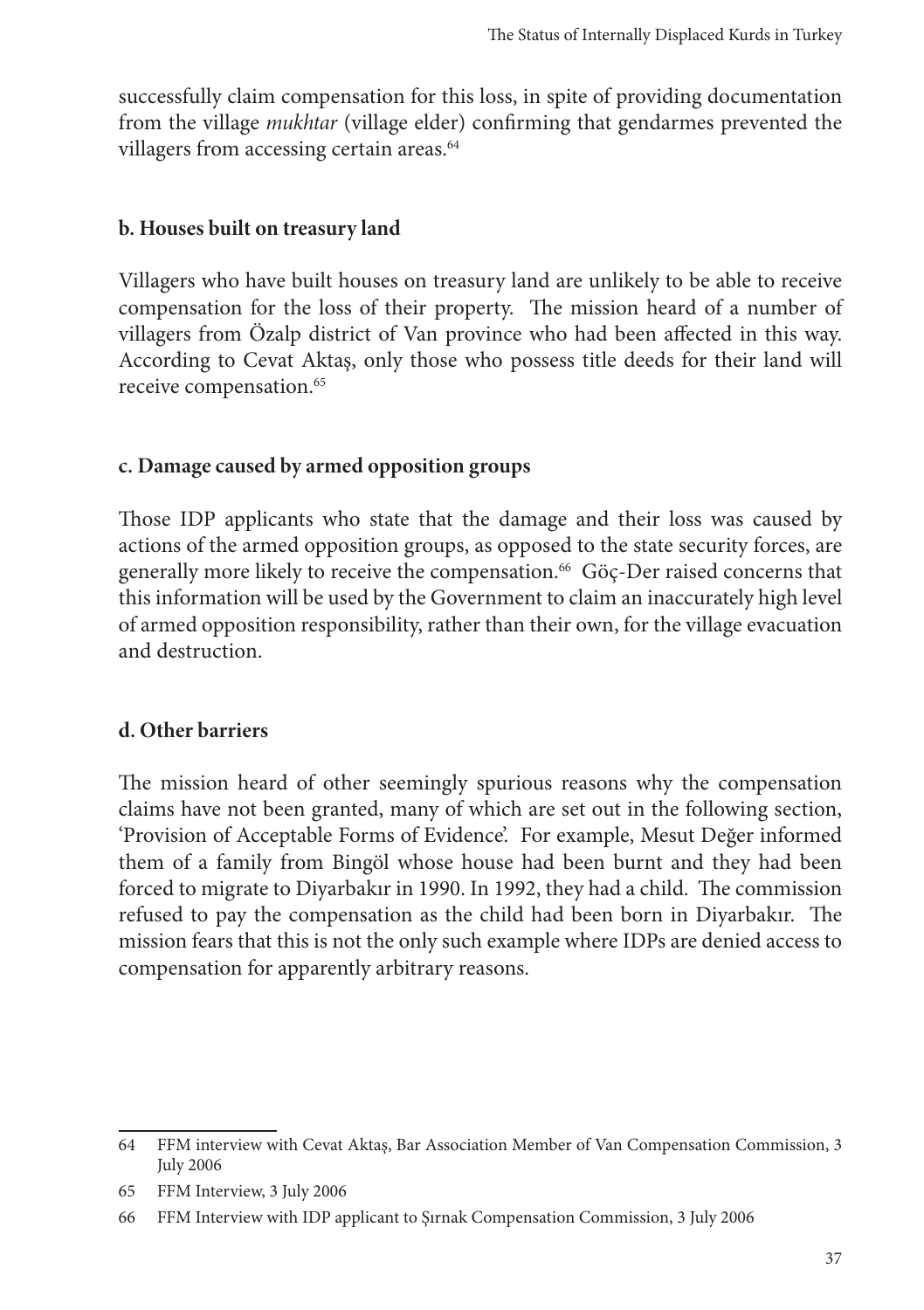successfully claim compensation for this loss, in spite of providing documentation from the village *mukhtar* (village elder) confirming that gendarmes prevented the villagers from accessing certain areas.[64]

**b. Houses built on treasury land**

Villagers who have built houses on treasury land are unlikely to be able to receive compensation for the loss of their property. The mission heard of a number of villagers from Özalp district of Van province who had been affected in this way. According to Cevat Aktaş, only those who possess title deeds for their land will receive compensation.[65]

**c. Damage caused by armed opposition groups**

Those IDP applicants who state that the damage and their loss was caused by actions of the armed opposition groups, as opposed to the state security forces, are generally more likely to receive the compensation.[66] Göç-Der raised concerns that this information will be used by the Government to claim an inaccurately high level of armed opposition responsibility, rather than their own, for the village evacuation and destruction.

**d. Other barriers**

The mission heard of other seemingly spurious reasons why the compensation claims have not been granted, many of which are set out in the following section, 'Provision of Acceptable Forms of Evidence'. For example, Mesut Değer informed them of a family from Bingöl whose house had been burnt and they had been forced to migrate to Diyarbakır in 1990. In 1992, they had a child. The commission refused to pay the compensation as the child had been born in Diyarbakır. The mission fears that this is not the only such example where IDPs are denied access to compensation for apparently arbitrary reasons.

---

64 FFM interview with Cevat Aktaş, Bar Association Member of Van Compensation Commission, 3 July 2006

65 FFM Interview, 3 July 2006

66 FFM Interview with IDP applicant to Şırnak Compensation Commission, 3 July 2006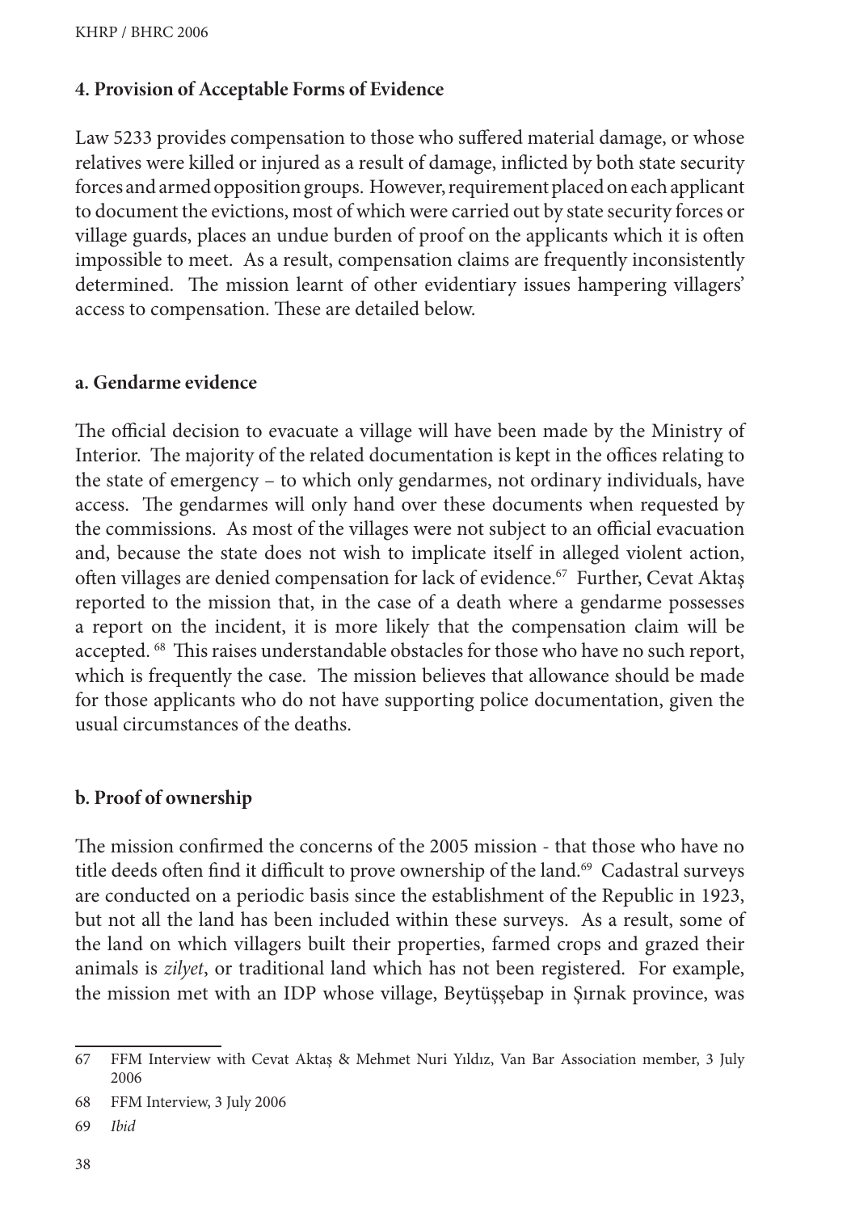## 4. Provision of Acceptable Forms of Evidence

Law 5233 provides compensation to those who suffered material damage, or whose relatives were killed or injured as a result of damage, inflicted by both state security forces and armed opposition groups. However, requirement placed on each applicant to document the evictions, most of which were carried out by state security forces or village guards, places an undue burden of proof on the applicants which it is often impossible to meet. As a result, compensation claims are frequently inconsistently determined. The mission learnt of other evidentiary issues hampering villagers' access to compensation. These are detailed below.

### a. Gendarme evidence

The official decision to evacuate a village will have been made by the Ministry of Interior. The majority of the related documentation is kept in the offices relating to the state of emergency – to which only gendarmes, not ordinary individuals, have access. The gendarmes will only hand over these documents when requested by the commissions. As most of the villages were not subject to an official evacuation and, because the state does not wish to implicate itself in alleged violent action, often villages are denied compensation for lack of evidence.[67] Further, Cevat Aktaş reported to the mission that, in the case of a death where a gendarme possesses a report on the incident, it is more likely that the compensation claim will be accepted.[68] This raises understandable obstacles for those who have no such report, which is frequently the case. The mission believes that allowance should be made for those applicants who do not have supporting police documentation, given the usual circumstances of the deaths.

### b. Proof of ownership

The mission confirmed the concerns of the 2005 mission - that those who have no title deeds often find it difficult to prove ownership of the land.[69] Cadastral surveys are conducted on a periodic basis since the establishment of the Republic in 1923, but not all the land has been included within these surveys. As a result, some of the land on which villagers built their properties, farmed crops and grazed their animals is *zilyet*, or traditional land which has not been registered. For example, the mission met with an IDP whose village, Beytüşşebap in Şırnak province, was

---

67 FFM Interview with Cevat Aktaş & Mehmet Nuri Yıldız, Van Bar Association member, 3 July 2006

68 FFM Interview, 3 July 2006

69 *Ibid*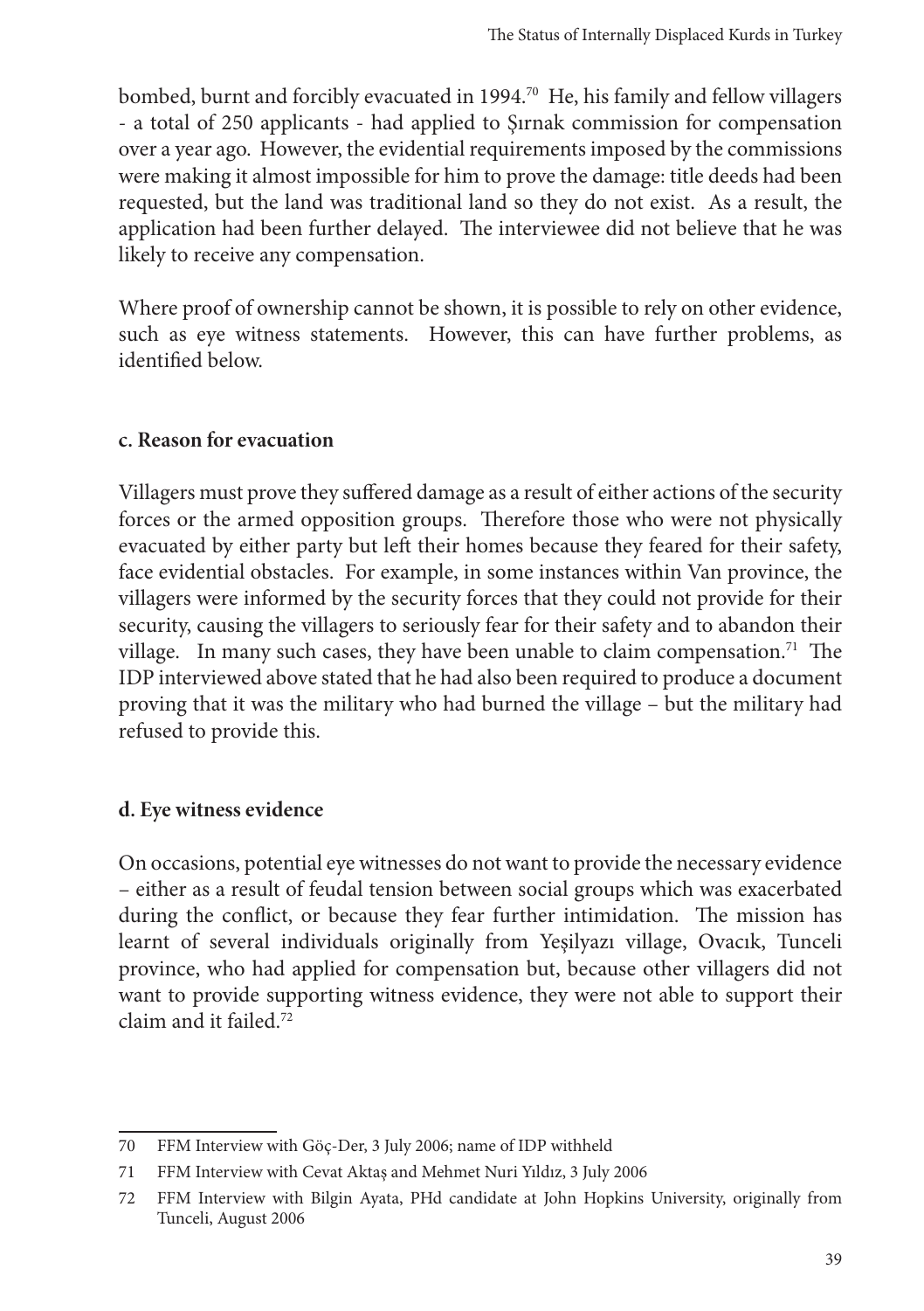bombed, burnt and forcibly evacuated in 1994.[70] He, his family and fellow villagers - a total of 250 applicants - had applied to Şırnak commission for compensation over a year ago. However, the evidential requirements imposed by the commissions were making it almost impossible for him to prove the damage: title deeds had been requested, but the land was traditional land so they do not exist. As a result, the application had been further delayed. The interviewee did not believe that he was likely to receive any compensation.

Where proof of ownership cannot be shown, it is possible to rely on other evidence, such as eye witness statements. However, this can have further problems, as identified below.

#### c. Reason for evacuation

Villagers must prove they suffered damage as a result of either actions of the security forces or the armed opposition groups. Therefore those who were not physically evacuated by either party but left their homes because they feared for their safety, face evidential obstacles. For example, in some instances within Van province, the villagers were informed by the security forces that they could not provide for their security, causing the villagers to seriously fear for their safety and to abandon their village. In many such cases, they have been unable to claim compensation.[71] The IDP interviewed above stated that he had also been required to produce a document proving that it was the military who had burned the village – but the military had refused to provide this.

#### d. Eye witness evidence

On occasions, potential eye witnesses do not want to provide the necessary evidence – either as a result of feudal tension between social groups which was exacerbated during the conflict, or because they fear further intimidation. The mission has learnt of several individuals originally from Yeşilyazı village, Ovacık, Tunceli province, who had applied for compensation but, because other villagers did not want to provide supporting witness evidence, they were not able to support their claim and it failed.[72]

---

70 FFM Interview with Göç-Der, 3 July 2006; name of IDP withheld

71 FFM Interview with Cevat Aktaş and Mehmet Nuri Yıldız, 3 July 2006

72 FFM Interview with Bilgin Ayata, PHd candidate at John Hopkins University, originally from Tunceli, August 2006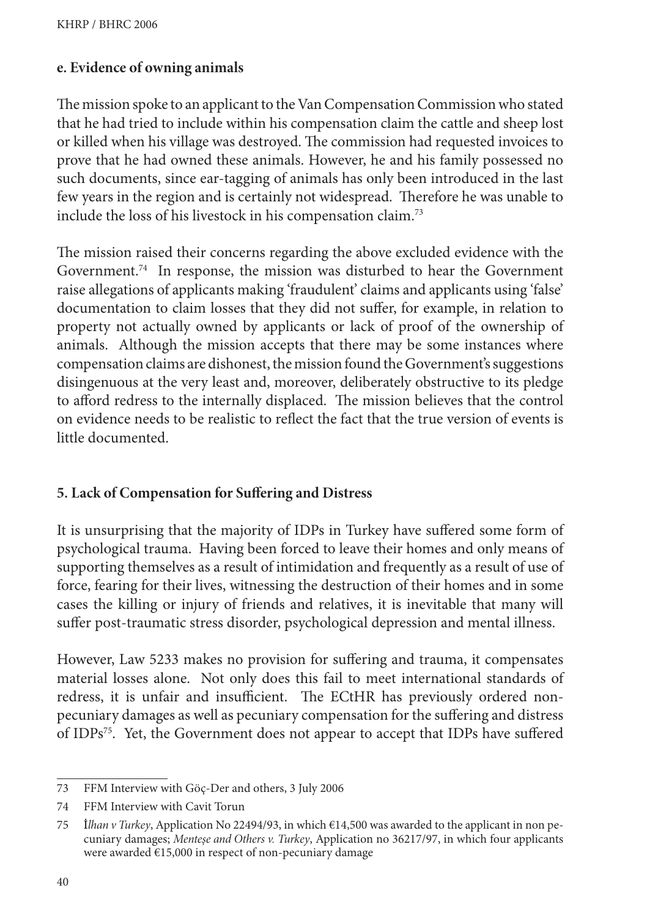### e. Evidence of owning animals

The mission spoke to an applicant to the Van Compensation Commission who stated that he had tried to include within his compensation claim the cattle and sheep lost or killed when his village was destroyed. The commission had requested invoices to prove that he had owned these animals. However, he and his family possessed no such documents, since ear-tagging of animals has only been introduced in the last few years in the region and is certainly not widespread. Therefore he was unable to include the loss of his livestock in his compensation claim.[73]

The mission raised their concerns regarding the above excluded evidence with the Government.[74] In response, the mission was disturbed to hear the Government raise allegations of applicants making 'fraudulent' claims and applicants using 'false' documentation to claim losses that they did not suffer, for example, in relation to property not actually owned by applicants or lack of proof of the ownership of animals. Although the mission accepts that there may be some instances where compensation claims are dishonest, the mission found the Government's suggestions disingenuous at the very least and, moreover, deliberately obstructive to its pledge to afford redress to the internally displaced. The mission believes that the control on evidence needs to be realistic to reflect the fact that the true version of events is little documented.

## 5. Lack of Compensation for Suffering and Distress

It is unsurprising that the majority of IDPs in Turkey have suffered some form of psychological trauma. Having been forced to leave their homes and only means of supporting themselves as a result of intimidation and frequently as a result of use of force, fearing for their lives, witnessing the destruction of their homes and in some cases the killing or injury of friends and relatives, it is inevitable that many will suffer post-traumatic stress disorder, psychological depression and mental illness.

However, Law 5233 makes no provision for suffering and trauma, it compensates material losses alone. Not only does this fail to meet international standards of redress, it is unfair and insufficient. The ECtHR has previously ordered non-pecuniary damages as well as pecuniary compensation for the suffering and distress of IDPs[75]. Yet, the Government does not appear to accept that IDPs have suffered

---

73 FFM Interview with Göç-Der and others, 3 July 2006

74 FFM Interview with Cavit Torun

75 *İlhan v Turkey*, Application No 22494/93, in which €14,500 was awarded to the applicant in non pecuniary damages; *Menteşe and Others v. Turkey*, Application no 36217/97, in which four applicants were awarded €15,000 in respect of non-pecuniary damage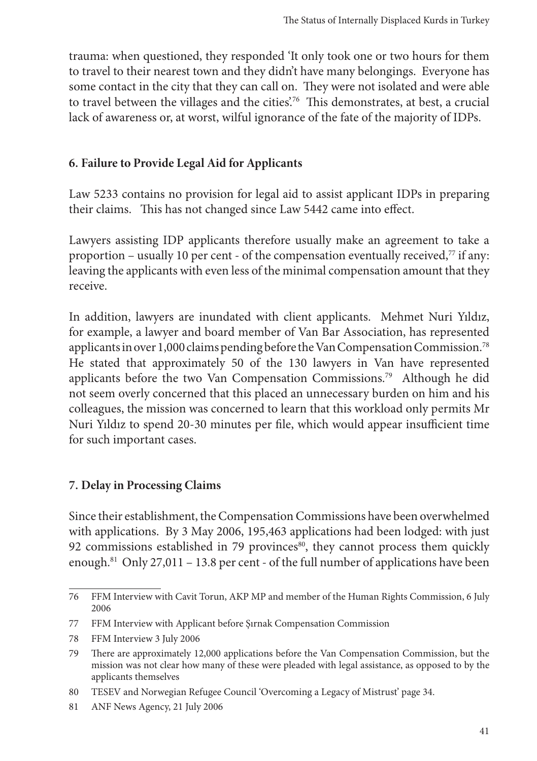trauma: when questioned, they responded 'It only took one or two hours for them to travel to their nearest town and they didn't have many belongings. Everyone has some contact in the city that they can call on. They were not isolated and were able to travel between the villages and the cities'.[76] This demonstrates, at best, a crucial lack of awareness or, at worst, wilful ignorance of the fate of the majority of IDPs.

## 6. Failure to Provide Legal Aid for Applicants

Law 5233 contains no provision for legal aid to assist applicant IDPs in preparing their claims. This has not changed since Law 5442 came into effect.

Lawyers assisting IDP applicants therefore usually make an agreement to take a proportion – usually 10 per cent - of the compensation eventually received,[77] if any: leaving the applicants with even less of the minimal compensation amount that they receive.

In addition, lawyers are inundated with client applicants. Mehmet Nuri Yıldız, for example, a lawyer and board member of Van Bar Association, has represented applicants in over 1,000 claims pending before the Van Compensation Commission.[78] He stated that approximately 50 of the 130 lawyers in Van have represented applicants before the two Van Compensation Commissions.[79] Although he did not seem overly concerned that this placed an unnecessary burden on him and his colleagues, the mission was concerned to learn that this workload only permits Mr Nuri Yıldız to spend 20-30 minutes per file, which would appear insufficient time for such important cases.

## 7. Delay in Processing Claims

Since their establishment, the Compensation Commissions have been overwhelmed with applications. By 3 May 2006, 195,463 applications had been lodged: with just 92 commissions established in 79 provinces[80], they cannot process them quickly enough.[81] Only 27,011 – 13.8 per cent - of the full number of applications have been

---

76 FFM Interview with Cavit Torun, AKP MP and member of the Human Rights Commission, 6 July 2006

77 FFM Interview with Applicant before Şırnak Compensation Commission

78 FFM Interview 3 July 2006

79 There are approximately 12,000 applications before the Van Compensation Commission, but the mission was not clear how many of these were pleaded with legal assistance, as opposed to by the applicants themselves

80 TESEV and Norwegian Refugee Council 'Overcoming a Legacy of Mistrust' page 34.

81 ANF News Agency, 21 July 2006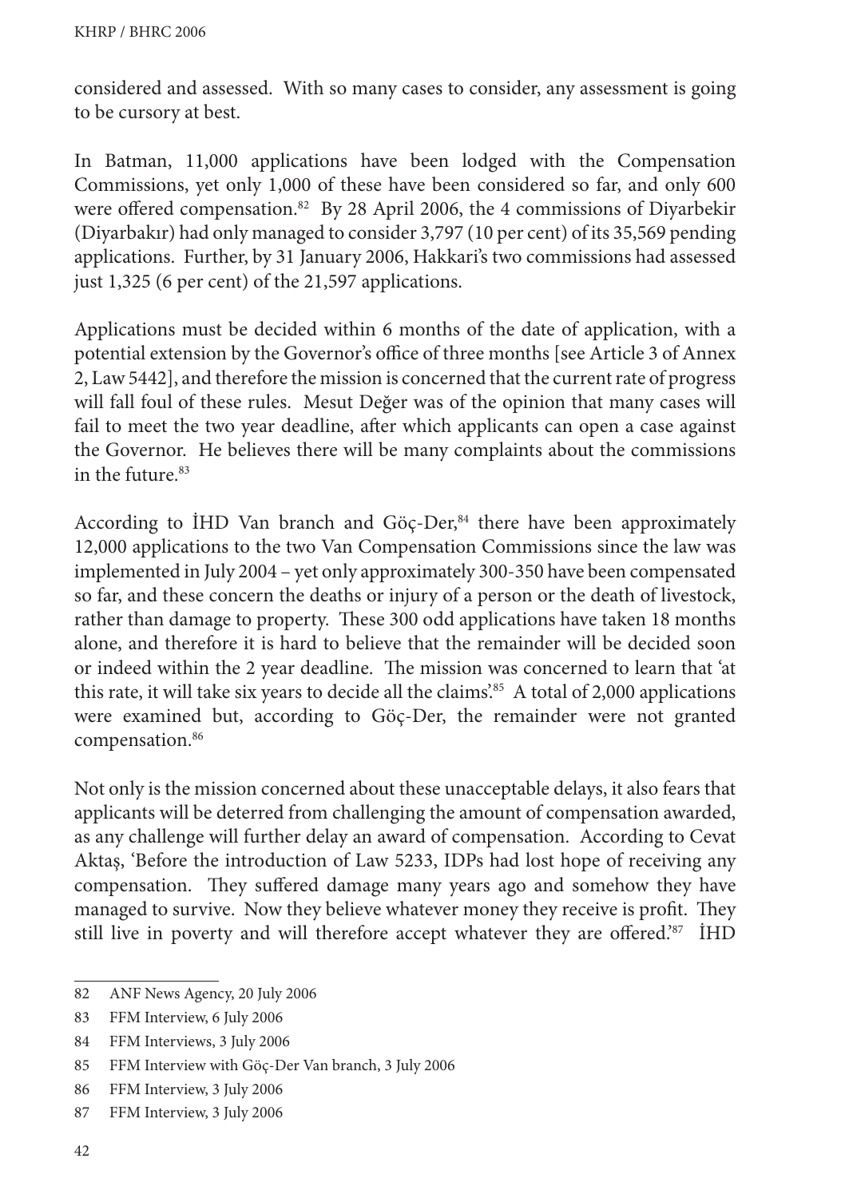considered and assessed. With so many cases to consider, any assessment is going to be cursory at best.

In Batman, 11,000 applications have been lodged with the Compensation Commissions, yet only 1,000 of these have been considered so far, and only 600 were offered compensation.[82] By 28 April 2006, the 4 commissions of Diyarbekir (Diyarbakır) had only managed to consider 3,797 (10 per cent) of its 35,569 pending applications. Further, by 31 January 2006, Hakkari's two commissions had assessed just 1,325 (6 per cent) of the 21,597 applications.

Applications must be decided within 6 months of the date of application, with a potential extension by the Governor's office of three months [see Article 3 of Annex 2, Law 5442], and therefore the mission is concerned that the current rate of progress will fall foul of these rules. Mesut Değer was of the opinion that many cases will fail to meet the two year deadline, after which applicants can open a case against the Governor. He believes there will be many complaints about the commissions in the future.[83]

According to İHD Van branch and Göç-Der,[84] there have been approximately 12,000 applications to the two Van Compensation Commissions since the law was implemented in July 2004 – yet only approximately 300-350 have been compensated so far, and these concern the deaths or injury of a person or the death of livestock, rather than damage to property. These 300 odd applications have taken 18 months alone, and therefore it is hard to believe that the remainder will be decided soon or indeed within the 2 year deadline. The mission was concerned to learn that 'at this rate, it will take six years to decide all the claims'.[85] A total of 2,000 applications were examined but, according to Göç-Der, the remainder were not granted compensation.[86]

Not only is the mission concerned about these unacceptable delays, it also fears that applicants will be deterred from challenging the amount of compensation awarded, as any challenge will further delay an award of compensation. According to Cevat Aktaş, 'Before the introduction of Law 5233, IDPs had lost hope of receiving any compensation. They suffered damage many years ago and somehow they have managed to survive. Now they believe whatever money they receive is profit. They still live in poverty and will therefore accept whatever they are offered.'[87] İHD

---

82 ANF News Agency, 20 July 2006

83 FFM Interview, 6 July 2006

84 FFM Interviews, 3 July 2006

85 FFM Interview with Göç-Der Van branch, 3 July 2006

86 FFM Interview, 3 July 2006

87 FFM Interview, 3 July 2006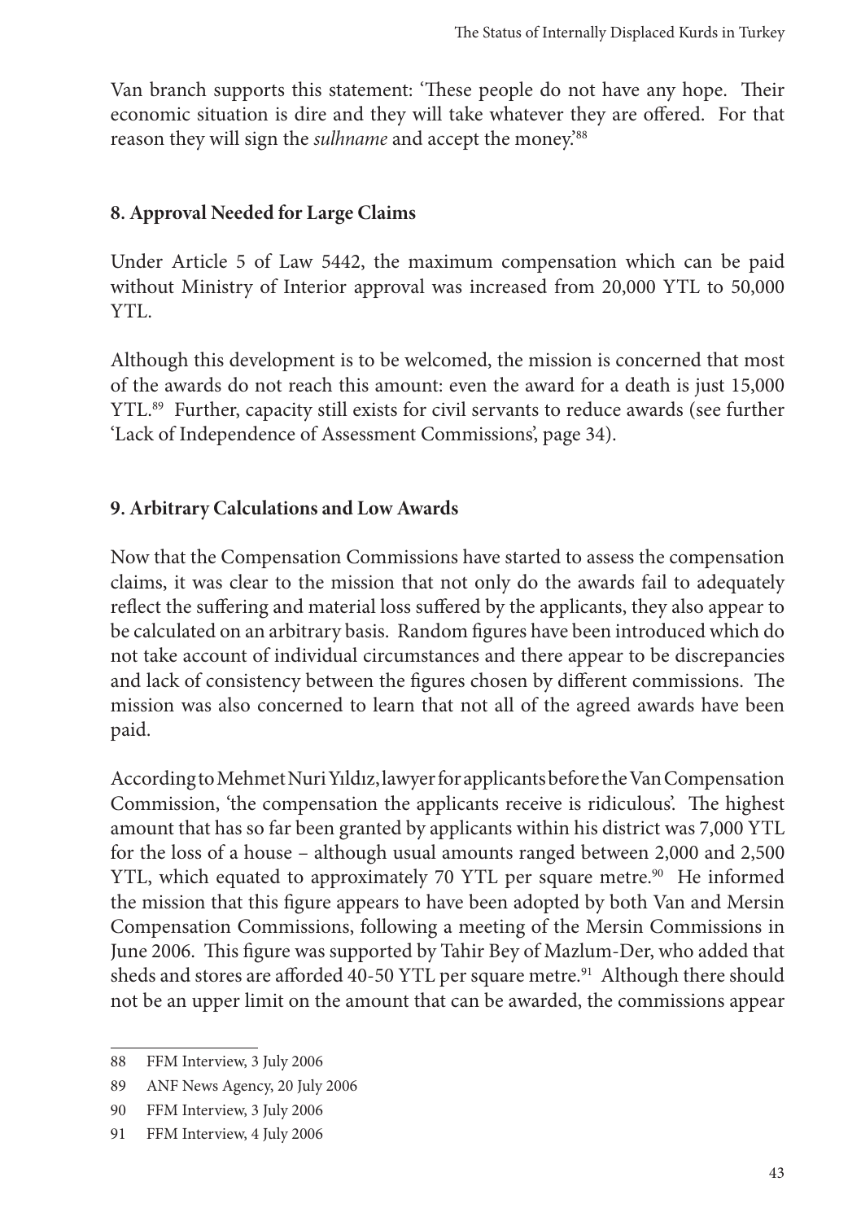Van branch supports this statement: 'These people do not have any hope. Their economic situation is dire and they will take whatever they are offered. For that reason they will sign the *sulhname* and accept the money.'[88]

### 8. Approval Needed for Large Claims

Under Article 5 of Law 5442, the maximum compensation which can be paid without Ministry of Interior approval was increased from 20,000 YTL to 50,000 YTL.

Although this development is to be welcomed, the mission is concerned that most of the awards do not reach this amount: even the award for a death is just 15,000 YTL.[89] Further, capacity still exists for civil servants to reduce awards (see further 'Lack of Independence of Assessment Commissions', page 34).

### 9. Arbitrary Calculations and Low Awards

Now that the Compensation Commissions have started to assess the compensation claims, it was clear to the mission that not only do the awards fail to adequately reflect the suffering and material loss suffered by the applicants, they also appear to be calculated on an arbitrary basis. Random figures have been introduced which do not take account of individual circumstances and there appear to be discrepancies and lack of consistency between the figures chosen by different commissions. The mission was also concerned to learn that not all of the agreed awards have been paid.

According to Mehmet Nuri Yıldız, lawyer for applicants before the Van Compensation Commission, 'the compensation the applicants receive is ridiculous'. The highest amount that has so far been granted by applicants within his district was 7,000 YTL for the loss of a house – although usual amounts ranged between 2,000 and 2,500 YTL, which equated to approximately 70 YTL per square metre.[90] He informed the mission that this figure appears to have been adopted by both Van and Mersin Compensation Commissions, following a meeting of the Mersin Commissions in June 2006. This figure was supported by Tahir Bey of Mazlum-Der, who added that sheds and stores are afforded 40-50 YTL per square metre.[91] Although there should not be an upper limit on the amount that can be awarded, the commissions appear

---

88 FFM Interview, 3 July 2006

89 ANF News Agency, 20 July 2006

90 FFM Interview, 3 July 2006

91 FFM Interview, 4 July 2006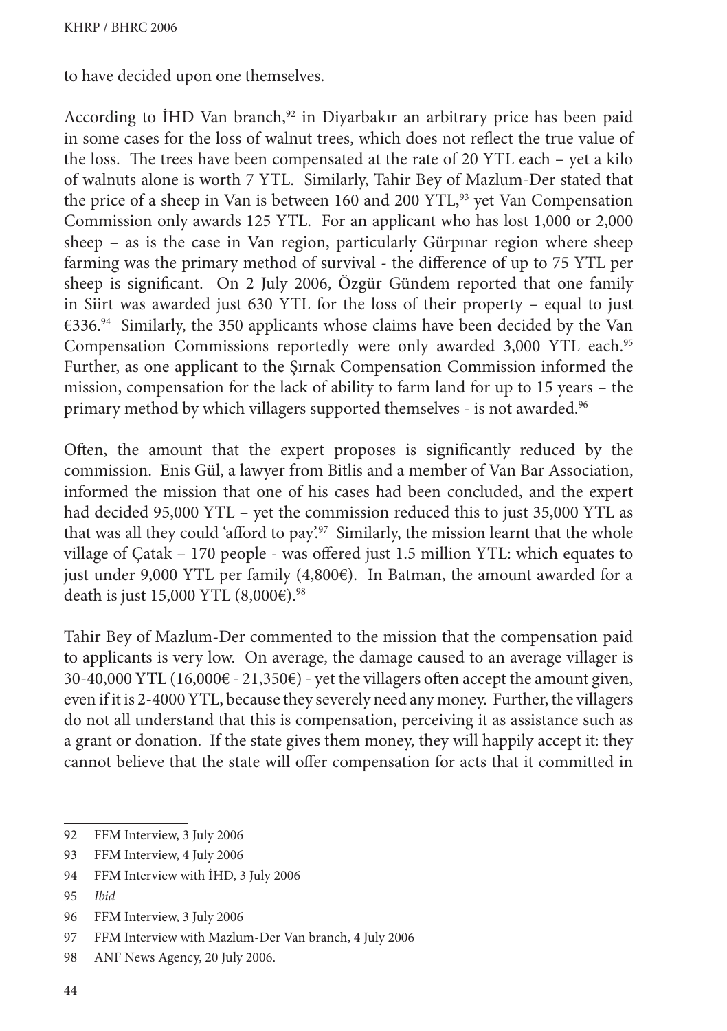to have decided upon one themselves.

According to İHD Van branch,[92] in Diyarbakır an arbitrary price has been paid in some cases for the loss of walnut trees, which does not reflect the true value of the loss. The trees have been compensated at the rate of 20 YTL each – yet a kilo of walnuts alone is worth 7 YTL. Similarly, Tahir Bey of Mazlum-Der stated that the price of a sheep in Van is between 160 and 200 YTL,[93] yet Van Compensation Commission only awards 125 YTL. For an applicant who has lost 1,000 or 2,000 sheep – as is the case in Van region, particularly Gürpınar region where sheep farming was the primary method of survival - the difference of up to 75 YTL per sheep is significant. On 2 July 2006, Özgür Gündem reported that one family in Siirt was awarded just 630 YTL for the loss of their property – equal to just €336.[94] Similarly, the 350 applicants whose claims have been decided by the Van Compensation Commissions reportedly were only awarded 3,000 YTL each.[95] Further, as one applicant to the Şırnak Compensation Commission informed the mission, compensation for the lack of ability to farm land for up to 15 years – the primary method by which villagers supported themselves - is not awarded.[96]

Often, the amount that the expert proposes is significantly reduced by the commission. Enis Gül, a lawyer from Bitlis and a member of Van Bar Association, informed the mission that one of his cases had been concluded, and the expert had decided 95,000 YTL – yet the commission reduced this to just 35,000 YTL as that was all they could 'afford to pay'.[97] Similarly, the mission learnt that the whole village of Çatak – 170 people - was offered just 1.5 million YTL: which equates to just under 9,000 YTL per family (4,800€). In Batman, the amount awarded for a death is just 15,000 YTL (8,000€).[98]

Tahir Bey of Mazlum-Der commented to the mission that the compensation paid to applicants is very low. On average, the damage caused to an average villager is 30-40,000 YTL (16,000€ - 21,350€) - yet the villagers often accept the amount given, even if it is 2-4000 YTL, because they severely need any money. Further, the villagers do not all understand that this is compensation, perceiving it as assistance such as a grant or donation. If the state gives them money, they will happily accept it: they cannot believe that the state will offer compensation for acts that it committed in

---

92 FFM Interview, 3 July 2006

93 FFM Interview, 4 July 2006

94 FFM Interview with İHD, 3 July 2006

95 *Ibid*

96 FFM Interview, 3 July 2006

97 FFM Interview with Mazlum-Der Van branch, 4 July 2006

98 ANF News Agency, 20 July 2006.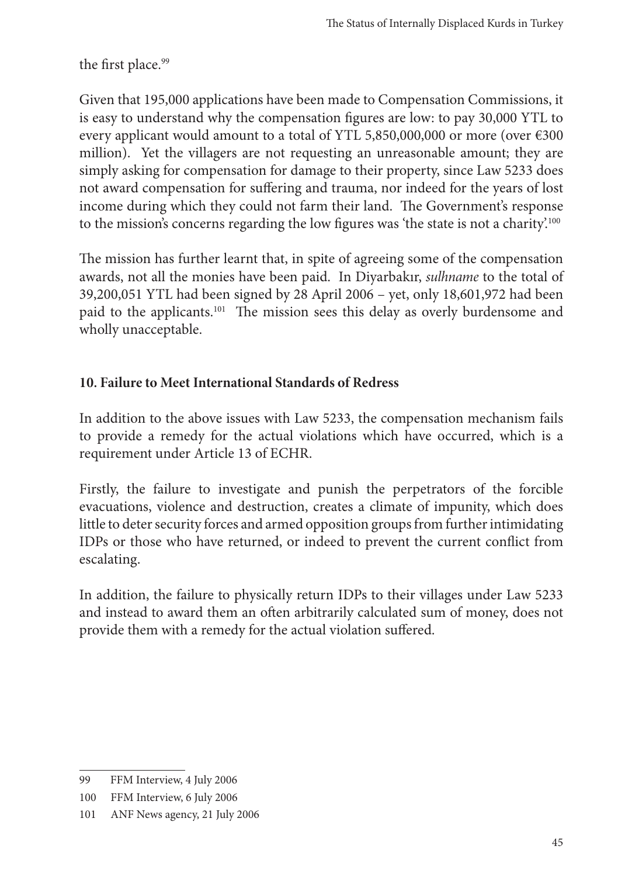the first place.[99]

Given that 195,000 applications have been made to Compensation Commissions, it is easy to understand why the compensation figures are low: to pay 30,000 YTL to every applicant would amount to a total of YTL 5,850,000,000 or more (over €300 million). Yet the villagers are not requesting an unreasonable amount; they are simply asking for compensation for damage to their property, since Law 5233 does not award compensation for suffering and trauma, nor indeed for the years of lost income during which they could not farm their land. The Government's response to the mission's concerns regarding the low figures was 'the state is not a charity'.[100]

The mission has further learnt that, in spite of agreeing some of the compensation awards, not all the monies have been paid. In Diyarbakır, *sulhname* to the total of 39,200,051 YTL had been signed by 28 April 2006 – yet, only 18,601,972 had been paid to the applicants.[101] The mission sees this delay as overly burdensome and wholly unacceptable.

## 10. Failure to Meet International Standards of Redress

In addition to the above issues with Law 5233, the compensation mechanism fails to provide a remedy for the actual violations which have occurred, which is a requirement under Article 13 of ECHR.

Firstly, the failure to investigate and punish the perpetrators of the forcible evacuations, violence and destruction, creates a climate of impunity, which does little to deter security forces and armed opposition groups from further intimidating IDPs or those who have returned, or indeed to prevent the current conflict from escalating.

In addition, the failure to physically return IDPs to their villages under Law 5233 and instead to award them an often arbitrarily calculated sum of money, does not provide them with a remedy for the actual violation suffered.

---

99 FFM Interview, 4 July 2006

100 FFM Interview, 6 July 2006

101 ANF News agency, 21 July 2006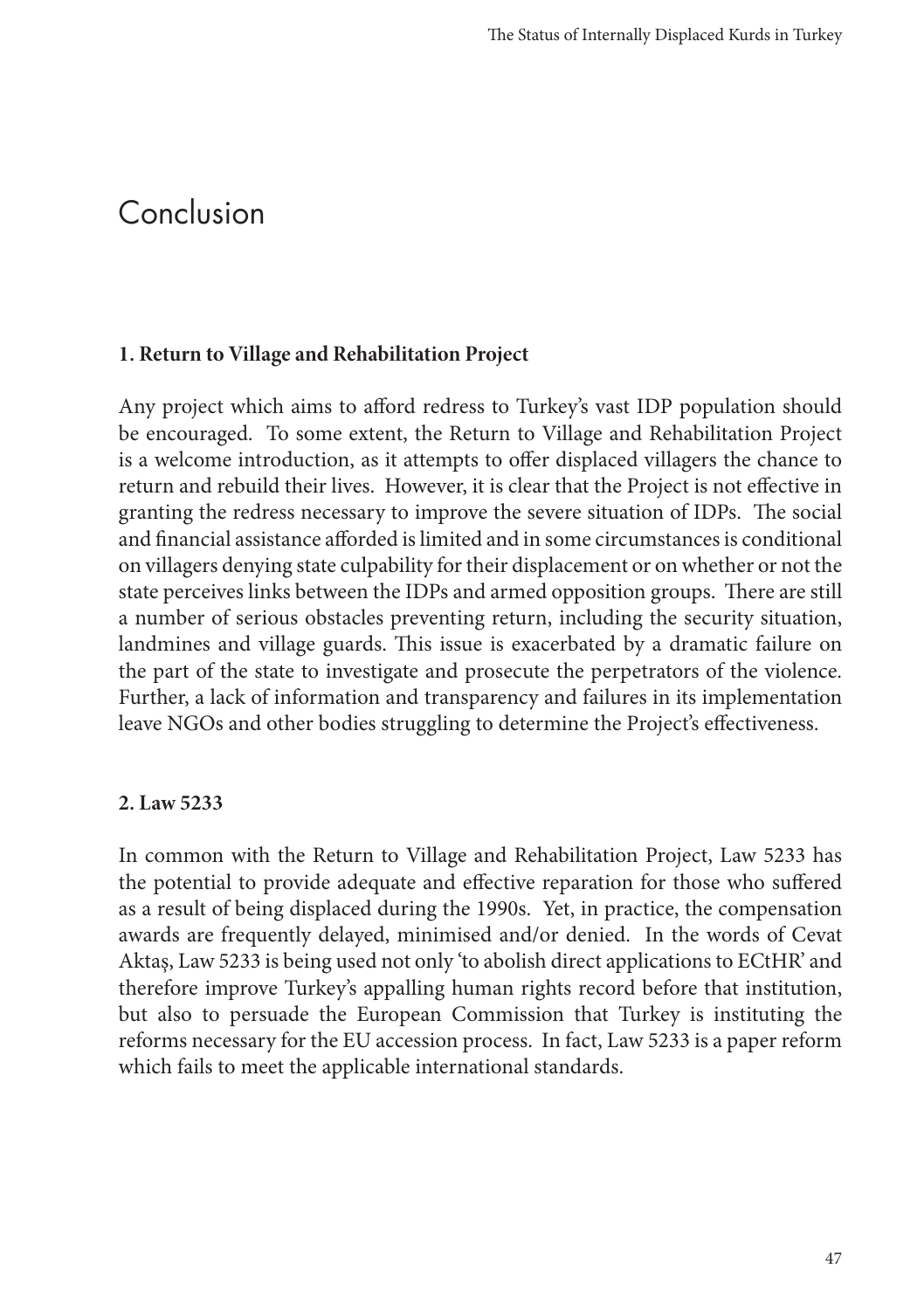# Conclusion

### 1. Return to Village and Rehabilitation Project

Any project which aims to afford redress to Turkey's vast IDP population should be encouraged. To some extent, the Return to Village and Rehabilitation Project is a welcome introduction, as it attempts to offer displaced villagers the chance to return and rebuild their lives. However, it is clear that the Project is not effective in granting the redress necessary to improve the severe situation of IDPs. The social and financial assistance afforded is limited and in some circumstances is conditional on villagers denying state culpability for their displacement or on whether or not the state perceives links between the IDPs and armed opposition groups. There are still a number of serious obstacles preventing return, including the security situation, landmines and village guards. This issue is exacerbated by a dramatic failure on the part of the state to investigate and prosecute the perpetrators of the violence. Further, a lack of information and transparency and failures in its implementation leave NGOs and other bodies struggling to determine the Project's effectiveness.

### 2. Law 5233

In common with the Return to Village and Rehabilitation Project, Law 5233 has the potential to provide adequate and effective reparation for those who suffered as a result of being displaced during the 1990s. Yet, in practice, the compensation awards are frequently delayed, minimised and/or denied. In the words of Cevat Aktaş, Law 5233 is being used not only 'to abolish direct applications to ECtHR' and therefore improve Turkey's appalling human rights record before that institution, but also to persuade the European Commission that Turkey is instituting the reforms necessary for the EU accession process. In fact, Law 5233 is a paper reform which fails to meet the applicable international standards.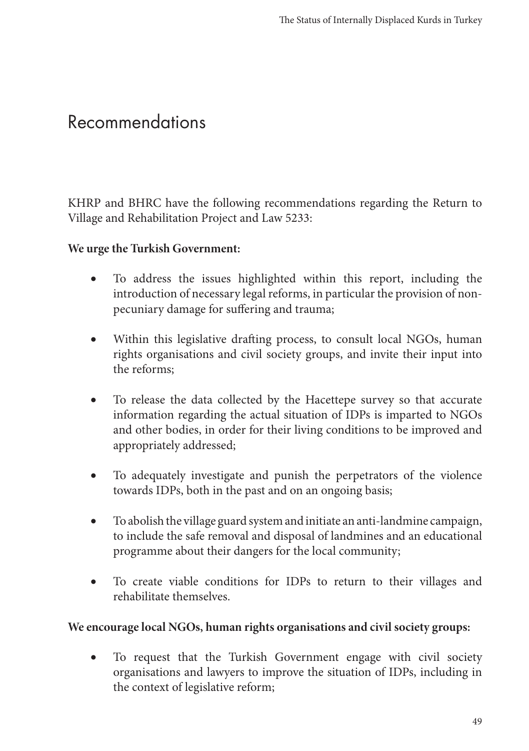# Recommendations

KHRP and BHRC have the following recommendations regarding the Return to Village and Rehabilitation Project and Law 5233:

**We urge the Turkish Government:**

- To address the issues highlighted within this report, including the introduction of necessary legal reforms, in particular the provision of non-pecuniary damage for suffering and trauma;
- Within this legislative drafting process, to consult local NGOs, human rights organisations and civil society groups, and invite their input into the reforms;
- To release the data collected by the Hacettepe survey so that accurate information regarding the actual situation of IDPs is imparted to NGOs and other bodies, in order for their living conditions to be improved and appropriately addressed;
- To adequately investigate and punish the perpetrators of the violence towards IDPs, both in the past and on an ongoing basis;
- To abolish the village guard system and initiate an anti-landmine campaign, to include the safe removal and disposal of landmines and an educational programme about their dangers for the local community;
- To create viable conditions for IDPs to return to their villages and rehabilitate themselves.

**We encourage local NGOs, human rights organisations and civil society groups:**

- To request that the Turkish Government engage with civil society organisations and lawyers to improve the situation of IDPs, including in the context of legislative reform;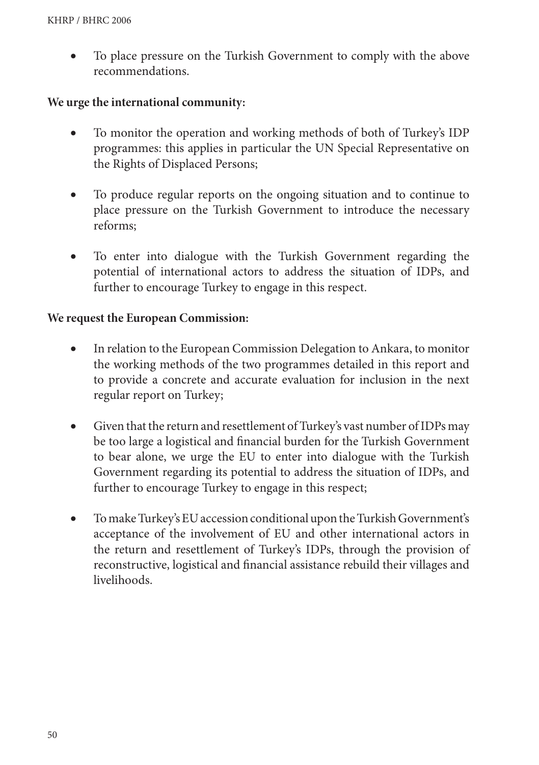- To place pressure on the Turkish Government to comply with the above recommendations.

**We urge the international community:**

- To monitor the operation and working methods of both of Turkey's IDP programmes: this applies in particular the UN Special Representative on the Rights of Displaced Persons;

- To produce regular reports on the ongoing situation and to continue to place pressure on the Turkish Government to introduce the necessary reforms;

- To enter into dialogue with the Turkish Government regarding the potential of international actors to address the situation of IDPs, and further to encourage Turkey to engage in this respect.

**We request the European Commission:**

- In relation to the European Commission Delegation to Ankara, to monitor the working methods of the two programmes detailed in this report and to provide a concrete and accurate evaluation for inclusion in the next regular report on Turkey;

- Given that the return and resettlement of Turkey's vast number of IDPs may be too large a logistical and financial burden for the Turkish Government to bear alone, we urge the EU to enter into dialogue with the Turkish Government regarding its potential to address the situation of IDPs, and further to encourage Turkey to engage in this respect;

- To make Turkey's EU accession conditional upon the Turkish Government's acceptance of the involvement of EU and other international actors in the return and resettlement of Turkey's IDPs, through the provision of reconstructive, logistical and financial assistance rebuild their villages and livelihoods.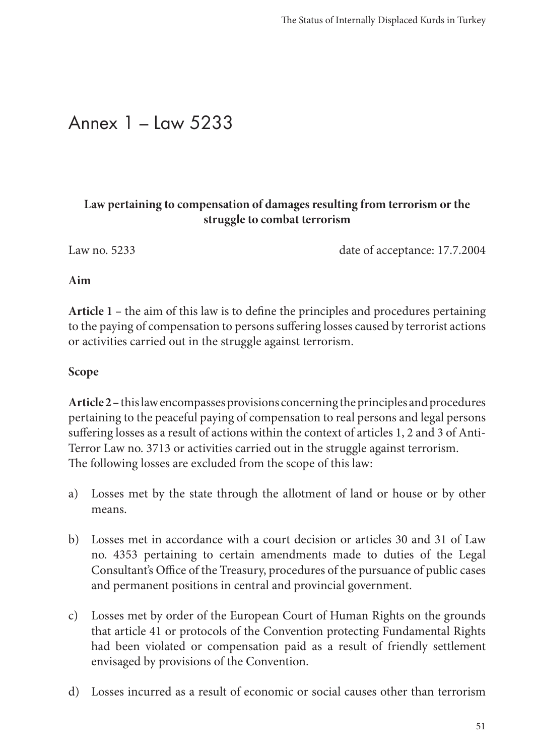# Annex 1 – Law 5233

**Law pertaining to compensation of damages resulting from terrorism or the struggle to combat terrorism**

Law no. 5233 date of acceptance: 17.7.2004

**Aim**

**Article 1** – the aim of this law is to define the principles and procedures pertaining to the paying of compensation to persons suffering losses caused by terrorist actions or activities carried out in the struggle against terrorism.

**Scope**

**Article 2** – this law encompasses provisions concerning the principles and procedures pertaining to the peaceful paying of compensation to real persons and legal persons suffering losses as a result of actions within the context of articles 1, 2 and 3 of Anti-Terror Law no. 3713 or activities carried out in the struggle against terrorism.
The following losses are excluded from the scope of this law:

a) Losses met by the state through the allotment of land or house or by other means.

b) Losses met in accordance with a court decision or articles 30 and 31 of Law no. 4353 pertaining to certain amendments made to duties of the Legal Consultant's Office of the Treasury, procedures of the pursuance of public cases and permanent positions in central and provincial government.

c) Losses met by order of the European Court of Human Rights on the grounds that article 41 or protocols of the Convention protecting Fundamental Rights had been violated or compensation paid as a result of friendly settlement envisaged by provisions of the Convention.

d) Losses incurred as a result of economic or social causes other than terrorism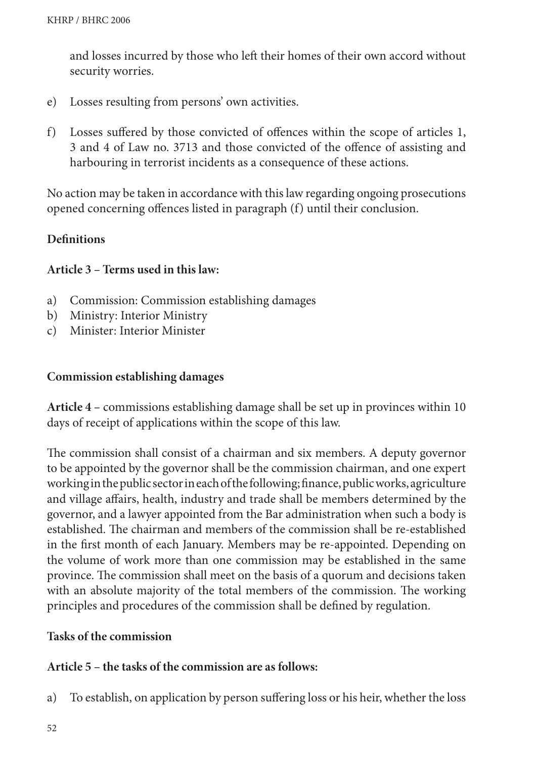and losses incurred by those who left their homes of their own accord without security worries.

e) Losses resulting from persons' own activities.

f) Losses suffered by those convicted of offences within the scope of articles 1, 3 and 4 of Law no. 3713 and those convicted of the offence of assisting and harbouring in terrorist incidents as a consequence of these actions.

No action may be taken in accordance with this law regarding ongoing prosecutions opened concerning offences listed in paragraph (f) until their conclusion.

**Definitions**

**Article 3 – Terms used in this law:**

a) Commission: Commission establishing damages
b) Ministry: Interior Ministry
c) Minister: Interior Minister

**Commission establishing damages**

**Article 4** – commissions establishing damage shall be set up in provinces within 10 days of receipt of applications within the scope of this law.

The commission shall consist of a chairman and six members. A deputy governor to be appointed by the governor shall be the commission chairman, and one expert working in the public sector in each of the following; finance, public works, agriculture and village affairs, health, industry and trade shall be members determined by the governor, and a lawyer appointed from the Bar administration when such a body is established. The chairman and members of the commission shall be re-established in the first month of each January. Members may be re-appointed. Depending on the volume of work more than one commission may be established in the same province. The commission shall meet on the basis of a quorum and decisions taken with an absolute majority of the total members of the commission. The working principles and procedures of the commission shall be defined by regulation.

**Tasks of the commission**

**Article 5 – the tasks of the commission are as follows:**

a) To establish, on application by person suffering loss or his heir, whether the loss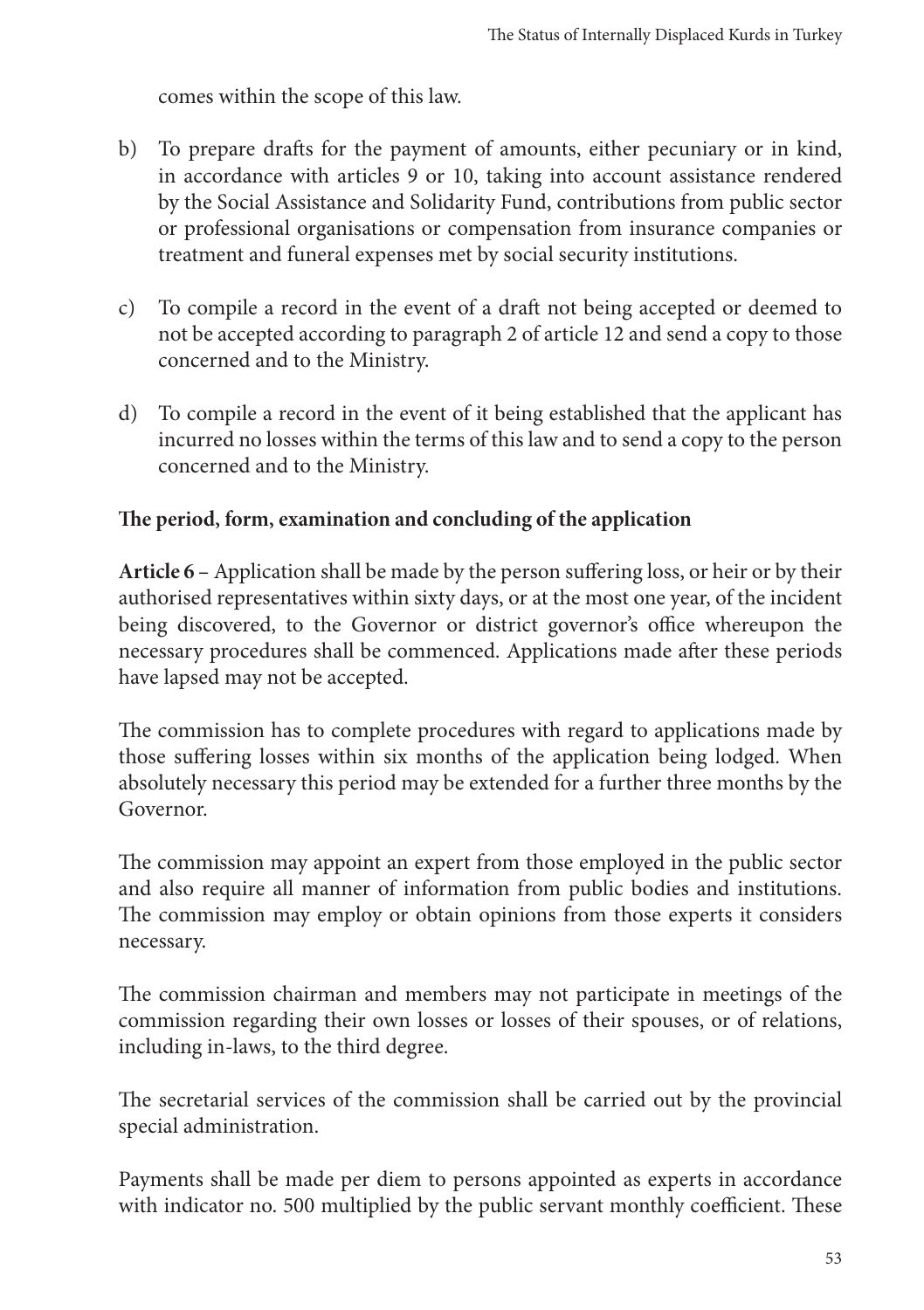comes within the scope of this law.

b) To prepare drafts for the payment of amounts, either pecuniary or in kind, in accordance with articles 9 or 10, taking into account assistance rendered by the Social Assistance and Solidarity Fund, contributions from public sector or professional organisations or compensation from insurance companies or treatment and funeral expenses met by social security institutions.

c) To compile a record in the event of a draft not being accepted or deemed to not be accepted according to paragraph 2 of article 12 and send a copy to those concerned and to the Ministry.

d) To compile a record in the event of it being established that the applicant has incurred no losses within the terms of this law and to send a copy to the person concerned and to the Ministry.

**The period, form, examination and concluding of the application**

**Article 6** – Application shall be made by the person suffering loss, or heir or by their authorised representatives within sixty days, or at the most one year, of the incident being discovered, to the Governor or district governor's office whereupon the necessary procedures shall be commenced. Applications made after these periods have lapsed may not be accepted.

The commission has to complete procedures with regard to applications made by those suffering losses within six months of the application being lodged. When absolutely necessary this period may be extended for a further three months by the Governor.

The commission may appoint an expert from those employed in the public sector and also require all manner of information from public bodies and institutions. The commission may employ or obtain opinions from those experts it considers necessary.

The commission chairman and members may not participate in meetings of the commission regarding their own losses or losses of their spouses, or of relations, including in-laws, to the third degree.

The secretarial services of the commission shall be carried out by the provincial special administration.

Payments shall be made per diem to persons appointed as experts in accordance with indicator no. 500 multiplied by the public servant monthly coefficient. These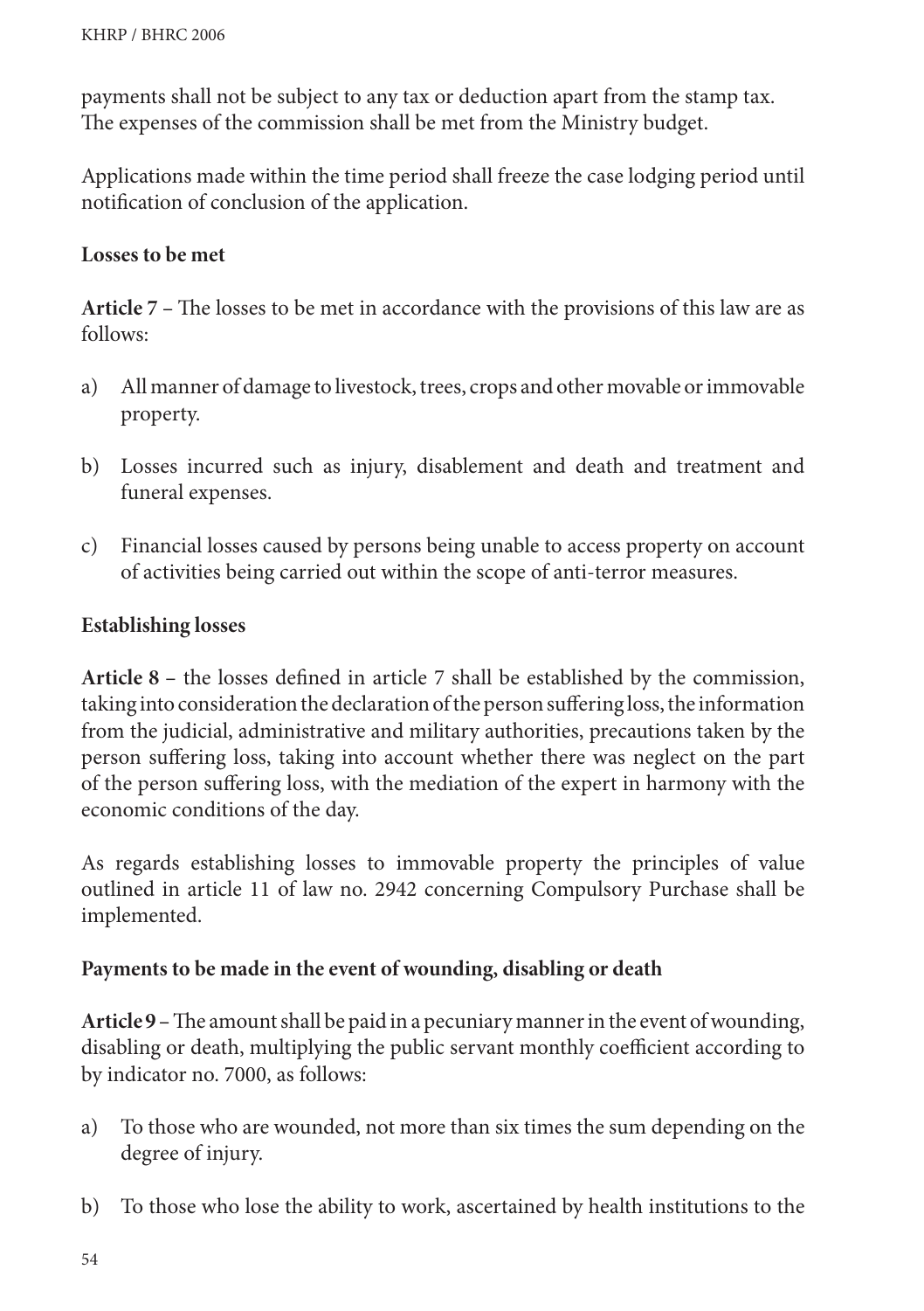payments shall not be subject to any tax or deduction apart from the stamp tax. The expenses of the commission shall be met from the Ministry budget.

Applications made within the time period shall freeze the case lodging period until notification of conclusion of the application.

**Losses to be met**

**Article 7** – The losses to be met in accordance with the provisions of this law are as follows:

a) All manner of damage to livestock, trees, crops and other movable or immovable property.

b) Losses incurred such as injury, disablement and death and treatment and funeral expenses.

c) Financial losses caused by persons being unable to access property on account of activities being carried out within the scope of anti-terror measures.

**Establishing losses**

**Article 8** – the losses defined in article 7 shall be established by the commission, taking into consideration the declaration of the person suffering loss, the information from the judicial, administrative and military authorities, precautions taken by the person suffering loss, taking into account whether there was neglect on the part of the person suffering loss, with the mediation of the expert in harmony with the economic conditions of the day.

As regards establishing losses to immovable property the principles of value outlined in article 11 of law no. 2942 concerning Compulsory Purchase shall be implemented.

**Payments to be made in the event of wounding, disabling or death**

**Article 9** – The amount shall be paid in a pecuniary manner in the event of wounding, disabling or death, multiplying the public servant monthly coefficient according to by indicator no. 7000, as follows:

a) To those who are wounded, not more than six times the sum depending on the degree of injury.

b) To those who lose the ability to work, ascertained by health institutions to the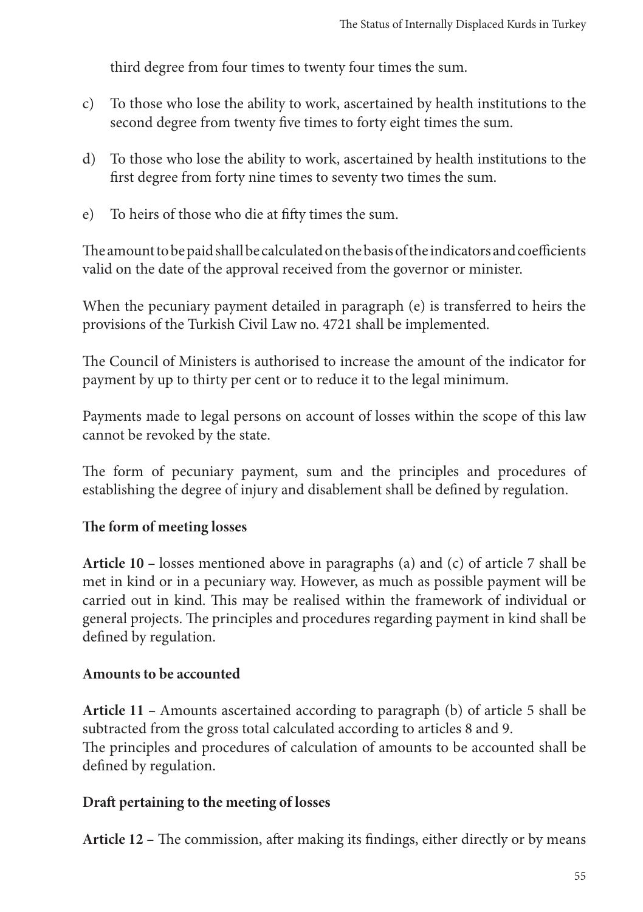third degree from four times to twenty four times the sum.

c) To those who lose the ability to work, ascertained by health institutions to the second degree from twenty five times to forty eight times the sum.

d) To those who lose the ability to work, ascertained by health institutions to the first degree from forty nine times to seventy two times the sum.

e) To heirs of those who die at fifty times the sum.

The amount to be paid shall be calculated on the basis of the indicators and coefficients valid on the date of the approval received from the governor or minister.

When the pecuniary payment detailed in paragraph (e) is transferred to heirs the provisions of the Turkish Civil Law no. 4721 shall be implemented.

The Council of Ministers is authorised to increase the amount of the indicator for payment by up to thirty per cent or to reduce it to the legal minimum.

Payments made to legal persons on account of losses within the scope of this law cannot be revoked by the state.

The form of pecuniary payment, sum and the principles and procedures of establishing the degree of injury and disablement shall be defined by regulation.

**The form of meeting losses**

**Article 10** – losses mentioned above in paragraphs (a) and (c) of article 7 shall be met in kind or in a pecuniary way. However, as much as possible payment will be carried out in kind. This may be realised within the framework of individual or general projects. The principles and procedures regarding payment in kind shall be defined by regulation.

**Amounts to be accounted**

**Article 11** – Amounts ascertained according to paragraph (b) of article 5 shall be subtracted from the gross total calculated according to articles 8 and 9.
The principles and procedures of calculation of amounts to be accounted shall be defined by regulation.

**Draft pertaining to the meeting of losses**

**Article 12** – The commission, after making its findings, either directly or by means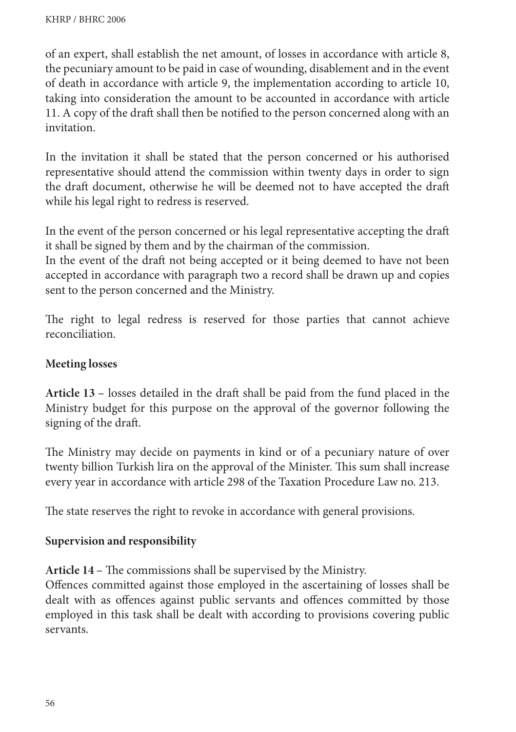of an expert, shall establish the net amount, of losses in accordance with article 8, the pecuniary amount to be paid in case of wounding, disablement and in the event of death in accordance with article 9, the implementation according to article 10, taking into consideration the amount to be accounted in accordance with article 11. A copy of the draft shall then be notified to the person concerned along with an invitation.

In the invitation it shall be stated that the person concerned or his authorised representative should attend the commission within twenty days in order to sign the draft document, otherwise he will be deemed not to have accepted the draft while his legal right to redress is reserved.

In the event of the person concerned or his legal representative accepting the draft it shall be signed by them and by the chairman of the commission.
In the event of the draft not being accepted or it being deemed to have not been accepted in accordance with paragraph two a record shall be drawn up and copies sent to the person concerned and the Ministry.

The right to legal redress is reserved for those parties that cannot achieve reconciliation.

**Meeting losses**

**Article 13** – losses detailed in the draft shall be paid from the fund placed in the Ministry budget for this purpose on the approval of the governor following the signing of the draft.

The Ministry may decide on payments in kind or of a pecuniary nature of over twenty billion Turkish lira on the approval of the Minister. This sum shall increase every year in accordance with article 298 of the Taxation Procedure Law no. 213.

The state reserves the right to revoke in accordance with general provisions.

**Supervision and responsibility**

**Article 14** – The commissions shall be supervised by the Ministry.
Offences committed against those employed in the ascertaining of losses shall be dealt with as offences against public servants and offences committed by those employed in this task shall be dealt with according to provisions covering public servants.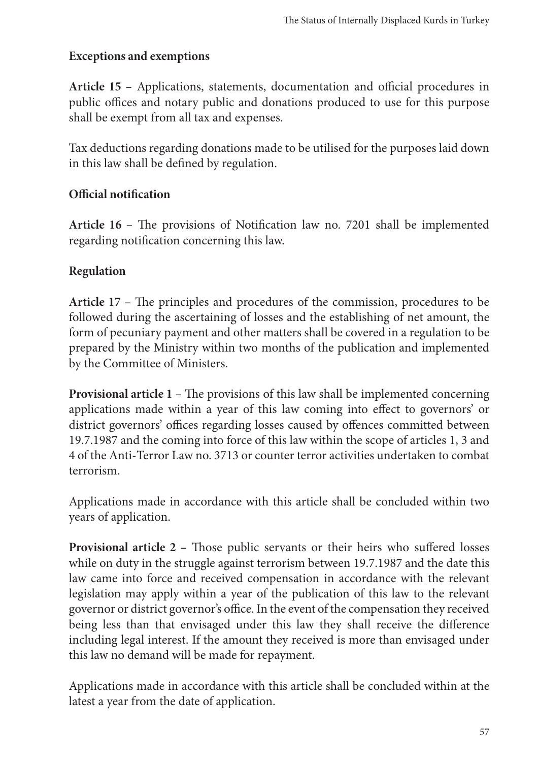**Exceptions and exemptions**

**Article 15** – Applications, statements, documentation and official procedures in public offices and notary public and donations produced to use for this purpose shall be exempt from all tax and expenses.

Tax deductions regarding donations made to be utilised for the purposes laid down in this law shall be defined by regulation.

**Official notification**

**Article 16** – The provisions of Notification law no. 7201 shall be implemented regarding notification concerning this law.

**Regulation**

**Article 17** – The principles and procedures of the commission, procedures to be followed during the ascertaining of losses and the establishing of net amount, the form of pecuniary payment and other matters shall be covered in a regulation to be prepared by the Ministry within two months of the publication and implemented by the Committee of Ministers.

**Provisional article 1** – The provisions of this law shall be implemented concerning applications made within a year of this law coming into effect to governors' or district governors' offices regarding losses caused by offences committed between 19.7.1987 and the coming into force of this law within the scope of articles 1, 3 and 4 of the Anti-Terror Law no. 3713 or counter terror activities undertaken to combat terrorism.

Applications made in accordance with this article shall be concluded within two years of application.

**Provisional article 2** – Those public servants or their heirs who suffered losses while on duty in the struggle against terrorism between 19.7.1987 and the date this law came into force and received compensation in accordance with the relevant legislation may apply within a year of the publication of this law to the relevant governor or district governor's office. In the event of the compensation they received being less than that envisaged under this law they shall receive the difference including legal interest. If the amount they received is more than envisaged under this law no demand will be made for repayment.

Applications made in accordance with this article shall be concluded within at the latest a year from the date of application.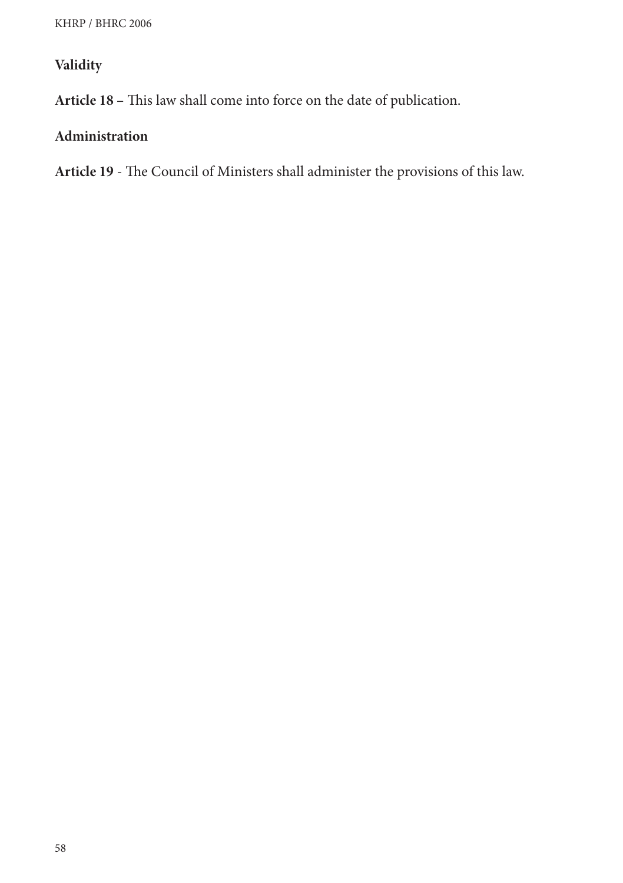**Validity**

**Article 18 –** This law shall come into force on the date of publication.

**Administration**

**Article 19** - The Council of Ministers shall administer the provisions of this law.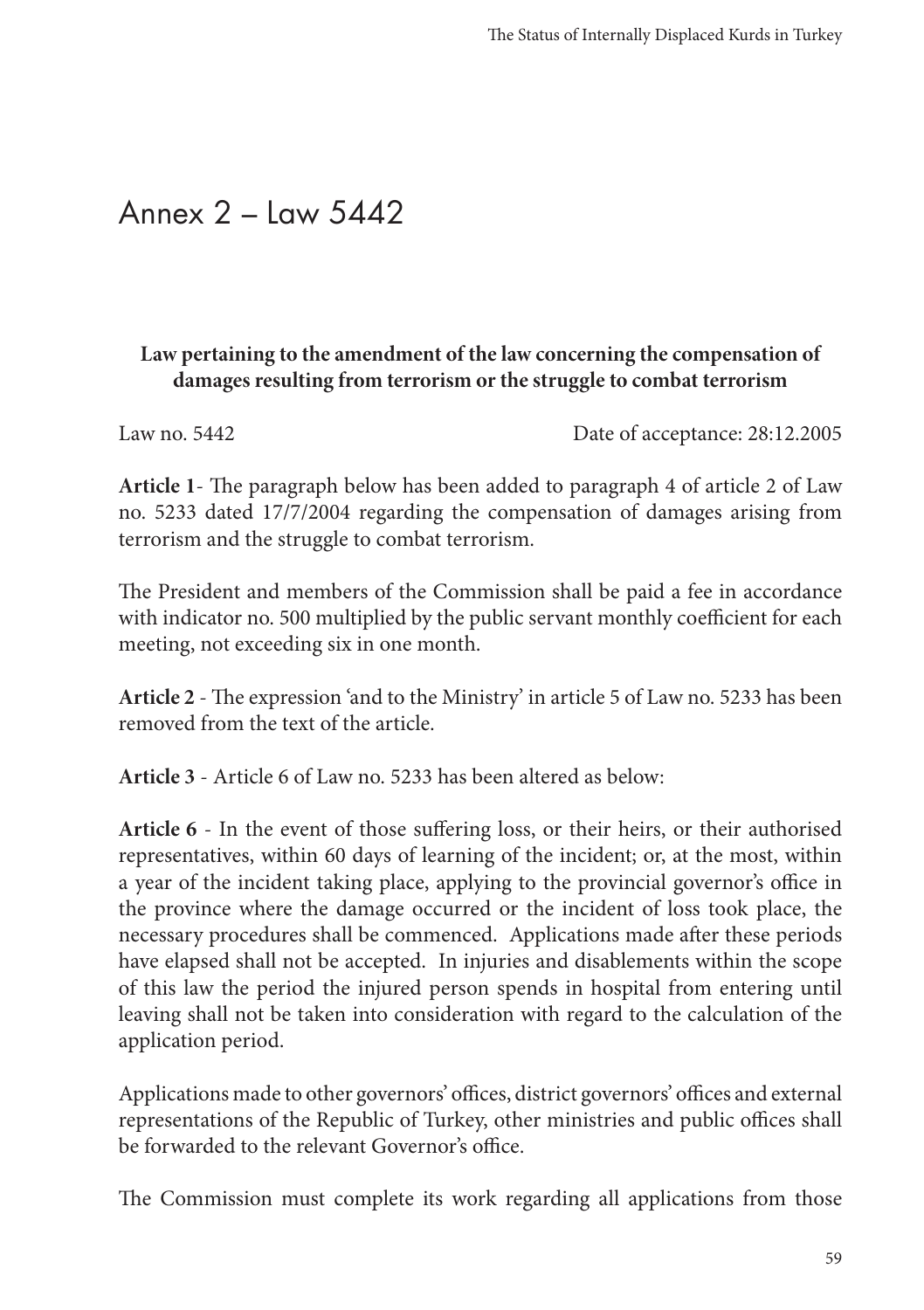# Annex 2 – Law 5442

**Law pertaining to the amendment of the law concerning the compensation of damages resulting from terrorism or the struggle to combat terrorism**

Law no. 5442 Date of acceptance: 28:12.2005

**Article 1**- The paragraph below has been added to paragraph 4 of article 2 of Law no. 5233 dated 17/7/2004 regarding the compensation of damages arising from terrorism and the struggle to combat terrorism.

The President and members of the Commission shall be paid a fee in accordance with indicator no. 500 multiplied by the public servant monthly coefficient for each meeting, not exceeding six in one month.

**Article 2** - The expression 'and to the Ministry' in article 5 of Law no. 5233 has been removed from the text of the article.

**Article 3** - Article 6 of Law no. 5233 has been altered as below:

**Article 6** - In the event of those suffering loss, or their heirs, or their authorised representatives, within 60 days of learning of the incident; or, at the most, within a year of the incident taking place, applying to the provincial governor's office in the province where the damage occurred or the incident of loss took place, the necessary procedures shall be commenced. Applications made after these periods have elapsed shall not be accepted. In injuries and disablements within the scope of this law the period the injured person spends in hospital from entering until leaving shall not be taken into consideration with regard to the calculation of the application period.

Applications made to other governors' offices, district governors' offices and external representations of the Republic of Turkey, other ministries and public offices shall be forwarded to the relevant Governor's office.

The Commission must complete its work regarding all applications from those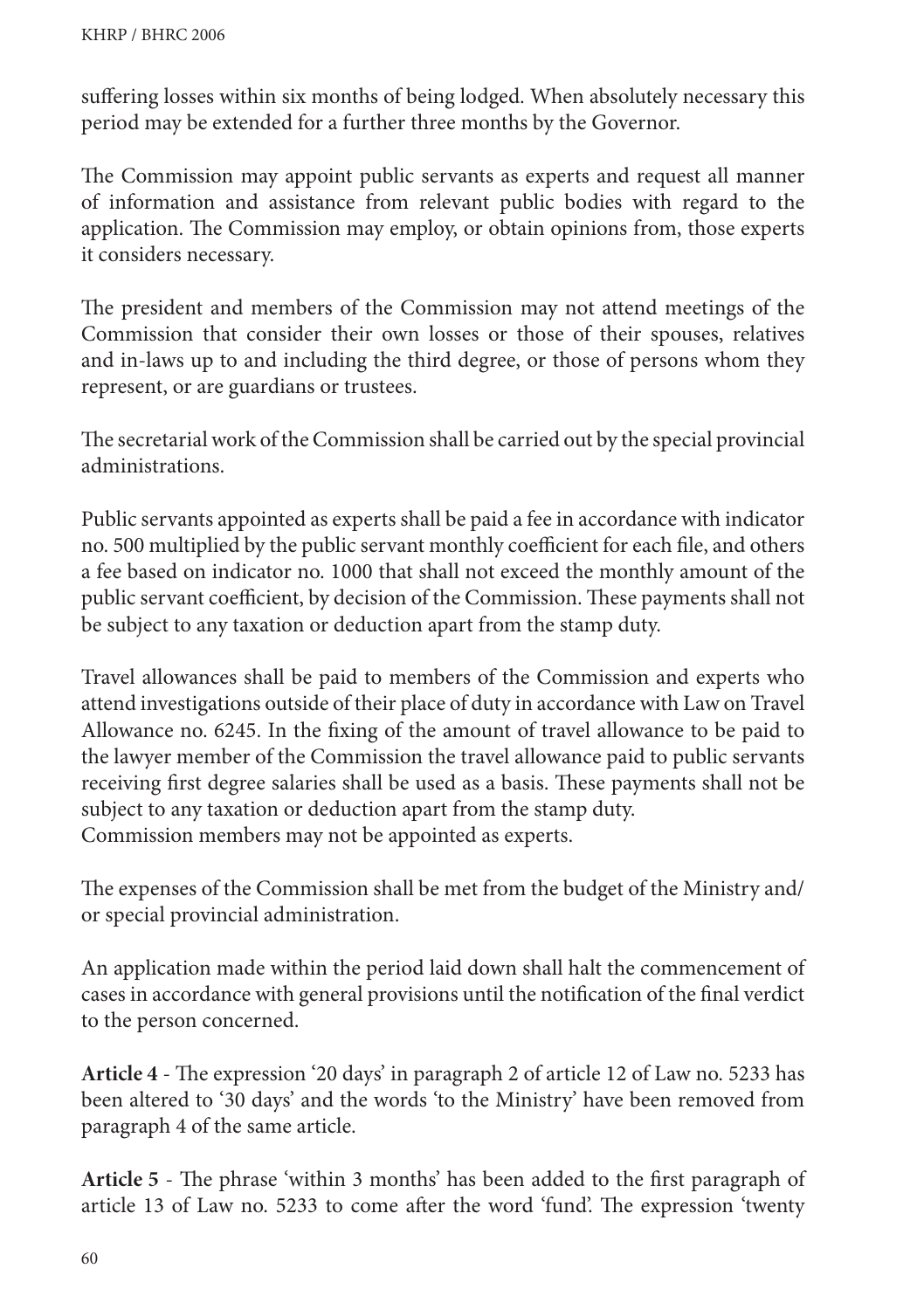suffering losses within six months of being lodged. When absolutely necessary this period may be extended for a further three months by the Governor.

The Commission may appoint public servants as experts and request all manner of information and assistance from relevant public bodies with regard to the application. The Commission may employ, or obtain opinions from, those experts it considers necessary.

The president and members of the Commission may not attend meetings of the Commission that consider their own losses or those of their spouses, relatives and in-laws up to and including the third degree, or those of persons whom they represent, or are guardians or trustees.

The secretarial work of the Commission shall be carried out by the special provincial administrations.

Public servants appointed as experts shall be paid a fee in accordance with indicator no. 500 multiplied by the public servant monthly coefficient for each file, and others a fee based on indicator no. 1000 that shall not exceed the monthly amount of the public servant coefficient, by decision of the Commission. These payments shall not be subject to any taxation or deduction apart from the stamp duty.

Travel allowances shall be paid to members of the Commission and experts who attend investigations outside of their place of duty in accordance with Law on Travel Allowance no. 6245. In the fixing of the amount of travel allowance to be paid to the lawyer member of the Commission the travel allowance paid to public servants receiving first degree salaries shall be used as a basis. These payments shall not be subject to any taxation or deduction apart from the stamp duty.
Commission members may not be appointed as experts.

The expenses of the Commission shall be met from the budget of the Ministry and/or special provincial administration.

An application made within the period laid down shall halt the commencement of cases in accordance with general provisions until the notification of the final verdict to the person concerned.

**Article 4** - The expression '20 days' in paragraph 2 of article 12 of Law no. 5233 has been altered to '30 days' and the words 'to the Ministry' have been removed from paragraph 4 of the same article.

**Article 5** - The phrase 'within 3 months' has been added to the first paragraph of article 13 of Law no. 5233 to come after the word 'fund'. The expression 'twenty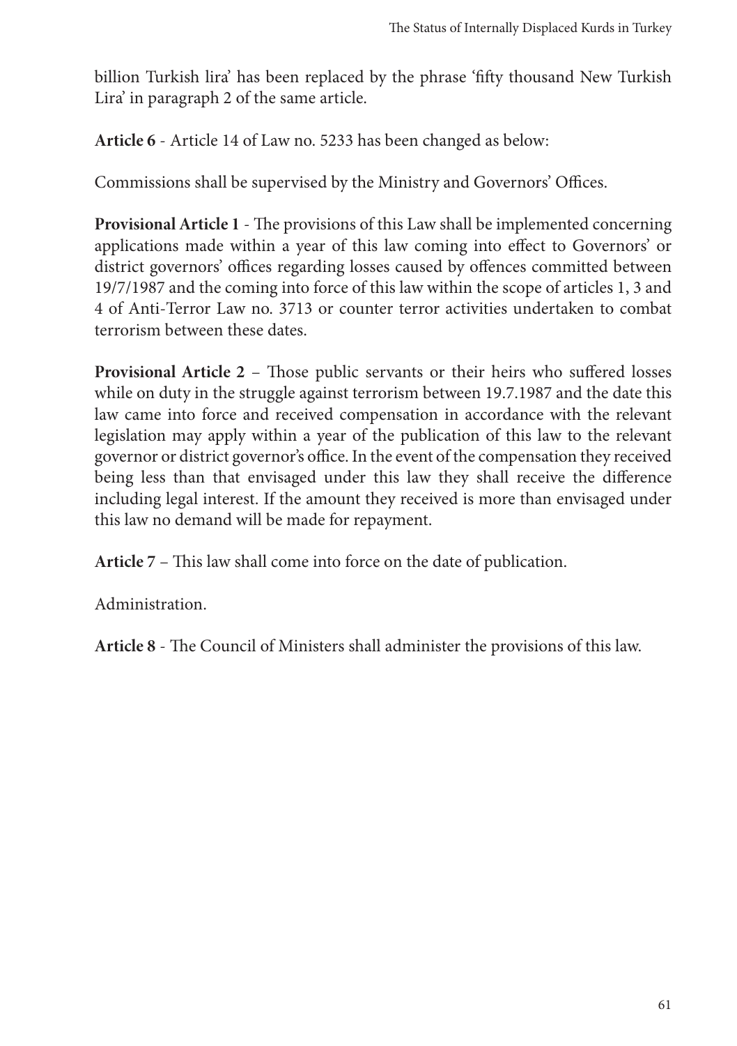billion Turkish lira' has been replaced by the phrase 'fifty thousand New Turkish Lira' in paragraph 2 of the same article.

**Article 6** - Article 14 of Law no. 5233 has been changed as below:

Commissions shall be supervised by the Ministry and Governors' Offices.

**Provisional Article 1** - The provisions of this Law shall be implemented concerning applications made within a year of this law coming into effect to Governors' or district governors' offices regarding losses caused by offences committed between 19/7/1987 and the coming into force of this law within the scope of articles 1, 3 and 4 of Anti-Terror Law no. 3713 or counter terror activities undertaken to combat terrorism between these dates.

**Provisional Article 2** – Those public servants or their heirs who suffered losses while on duty in the struggle against terrorism between 19.7.1987 and the date this law came into force and received compensation in accordance with the relevant legislation may apply within a year of the publication of this law to the relevant governor or district governor's office. In the event of the compensation they received being less than that envisaged under this law they shall receive the difference including legal interest. If the amount they received is more than envisaged under this law no demand will be made for repayment.

**Article 7** – This law shall come into force on the date of publication.

Administration.

**Article 8** - The Council of Ministers shall administer the provisions of this law.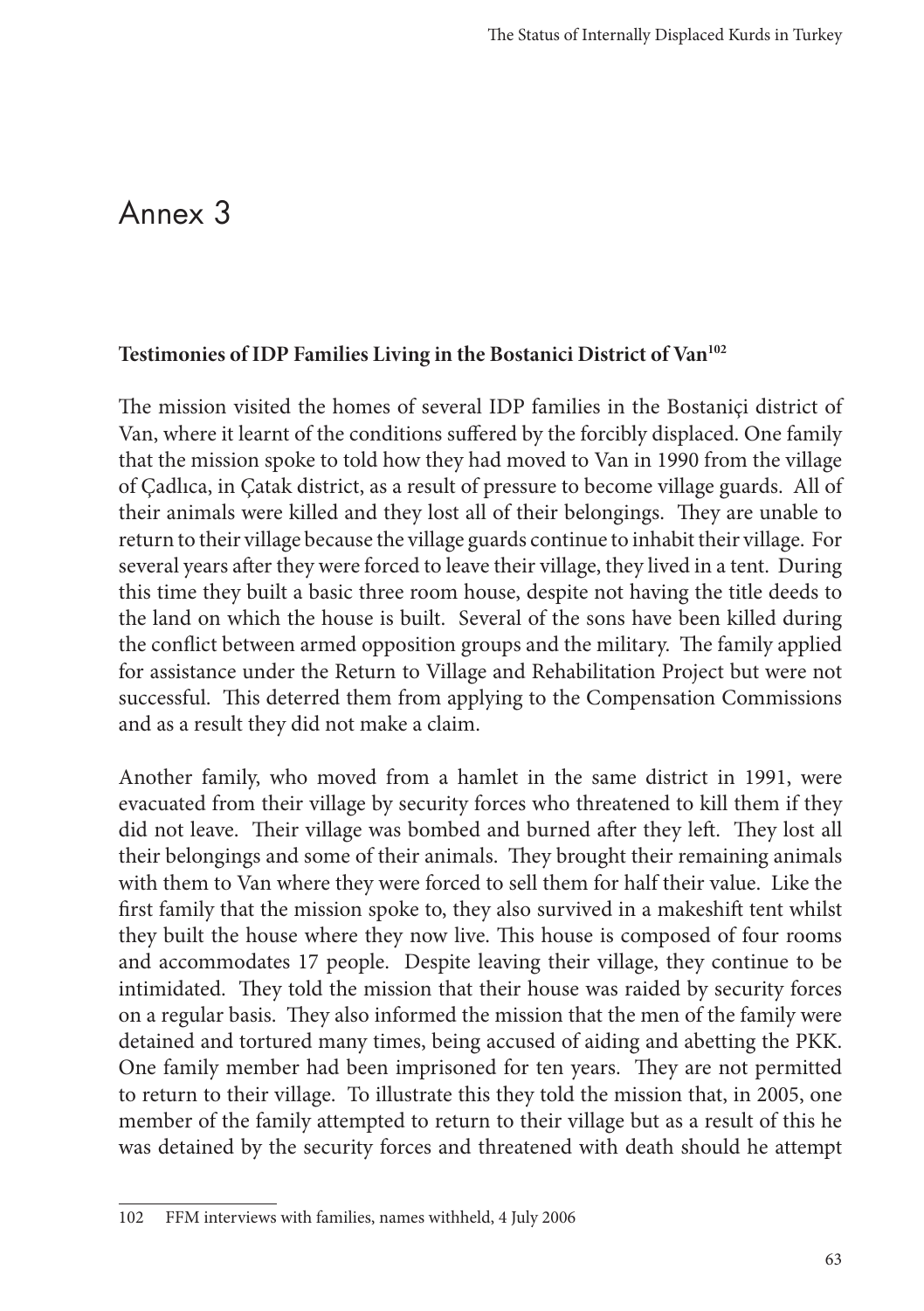# Annex 3

**Testimonies of IDP Families Living in the Bostanici District of Van[102]**

The mission visited the homes of several IDP families in the Bostaniçi district of Van, where it learnt of the conditions suffered by the forcibly displaced. One family that the mission spoke to told how they had moved to Van in 1990 from the village of Çadlıca, in Çatak district, as a result of pressure to become village guards. All of their animals were killed and they lost all of their belongings. They are unable to return to their village because the village guards continue to inhabit their village. For several years after they were forced to leave their village, they lived in a tent. During this time they built a basic three room house, despite not having the title deeds to the land on which the house is built. Several of the sons have been killed during the conflict between armed opposition groups and the military. The family applied for assistance under the Return to Village and Rehabilitation Project but were not successful. This deterred them from applying to the Compensation Commissions and as a result they did not make a claim.

Another family, who moved from a hamlet in the same district in 1991, were evacuated from their village by security forces who threatened to kill them if they did not leave. Their village was bombed and burned after they left. They lost all their belongings and some of their animals. They brought their remaining animals with them to Van where they were forced to sell them for half their value. Like the first family that the mission spoke to, they also survived in a makeshift tent whilst they built the house where they now live. This house is composed of four rooms and accommodates 17 people. Despite leaving their village, they continue to be intimidated. They told the mission that their house was raided by security forces on a regular basis. They also informed the mission that the men of the family were detained and tortured many times, being accused of aiding and abetting the PKK. One family member had been imprisoned for ten years. They are not permitted to return to their village. To illustrate this they told the mission that, in 2005, one member of the family attempted to return to their village but as a result of this he was detained by the security forces and threatened with death should he attempt

102 FFM interviews with families, names withheld, 4 July 2006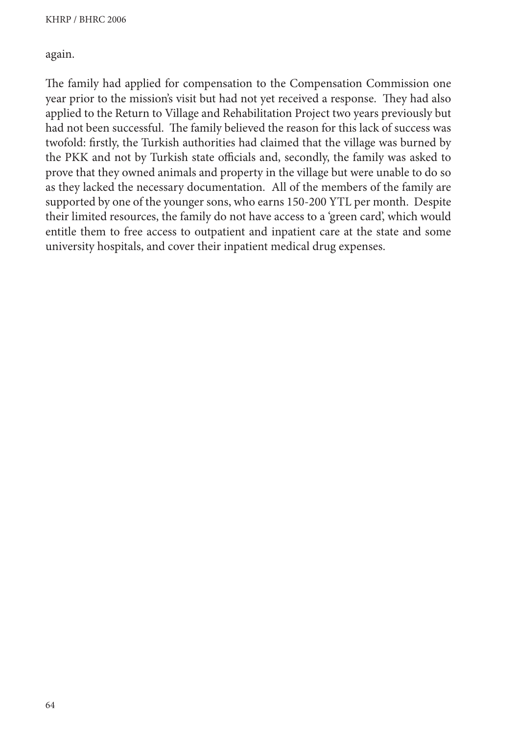again.

The family had applied for compensation to the Compensation Commission one year prior to the mission's visit but had not yet received a response. They had also applied to the Return to Village and Rehabilitation Project two years previously but had not been successful. The family believed the reason for this lack of success was twofold: firstly, the Turkish authorities had claimed that the village was burned by the PKK and not by Turkish state officials and, secondly, the family was asked to prove that they owned animals and property in the village but were unable to do so as they lacked the necessary documentation. All of the members of the family are supported by one of the younger sons, who earns 150-200 YTL per month. Despite their limited resources, the family do not have access to a 'green card', which would entitle them to free access to outpatient and inpatient care at the state and some university hospitals, and cover their inpatient medical drug expenses.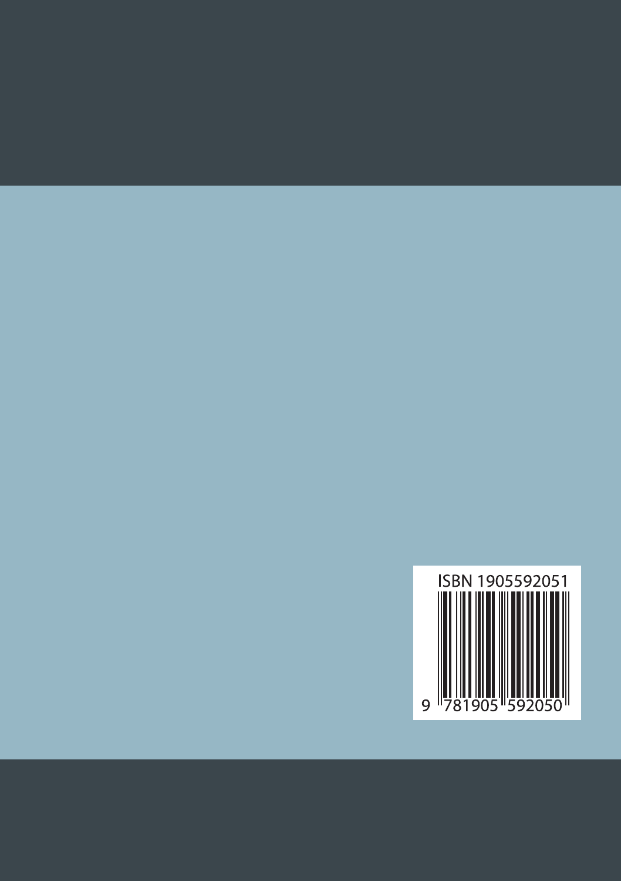ISBN 1905592051

9 781905 592050